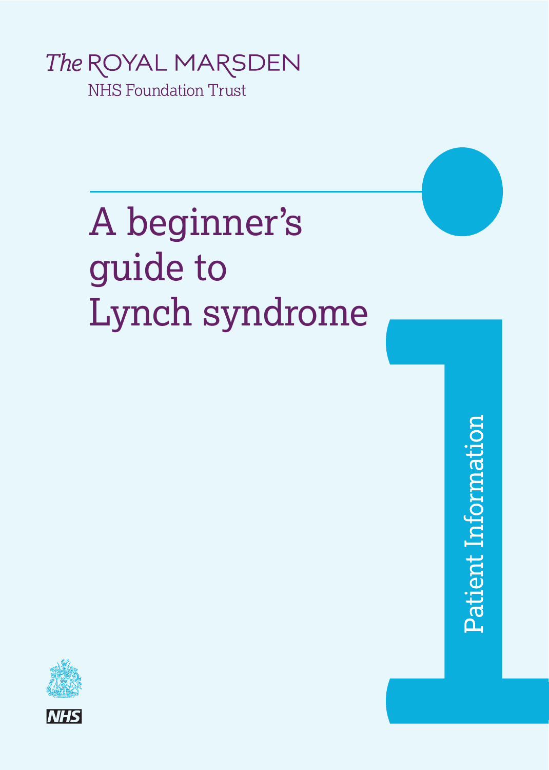The ROYAL MARSDEN

NHS Foundation Trust

# A beginner's guide to Lynch syndrome

Patient Information

NHS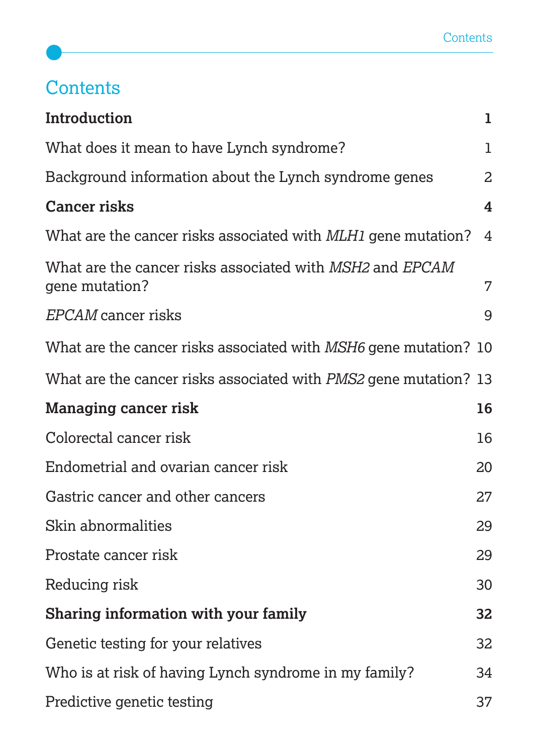# Contents

| | |
|---|---|
| **Introduction** | **1** |
| What does it mean to have Lynch syndrome? | 1 |
| Background information about the Lynch syndrome genes | 2 |
| **Cancer risks** | **4** |
| What are the cancer risks associated with *MLH1* gene mutation? | 4 |
| What are the cancer risks associated with *MSH2* and *EPCAM* gene mutation? | 7 |
| *EPCAM* cancer risks | 9 |
| What are the cancer risks associated with *MSH6* gene mutation? | 10 |
| What are the cancer risks associated with *PMS2* gene mutation? | 13 |
| **Managing cancer risk** | **16** |
| Colorectal cancer risk | 16 |
| Endometrial and ovarian cancer risk | 20 |
| Gastric cancer and other cancers | 27 |
| Skin abnormalities | 29 |
| Prostate cancer risk | 29 |
| Reducing risk | 30 |
| **Sharing information with your family** | **32** |
| Genetic testing for your relatives | 32 |
| Who is at risk of having Lynch syndrome in my family? | 34 |
| Predictive genetic testing | 37 |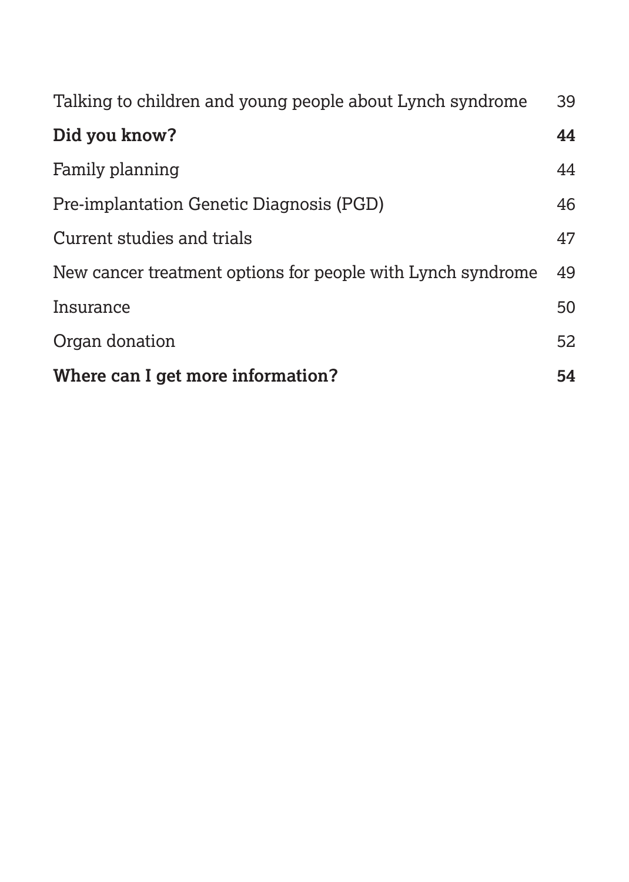| | |
|---|---|
| Talking to children and young people about Lynch syndrome | 39 |
| **Did you know?** | **44** |
| Family planning | 44 |
| Pre-implantation Genetic Diagnosis (PGD) | 46 |
| Current studies and trials | 47 |
| New cancer treatment options for people with Lynch syndrome | 49 |
| Insurance | 50 |
| Organ donation | 52 |
| **Where can I get more information?** | **54** |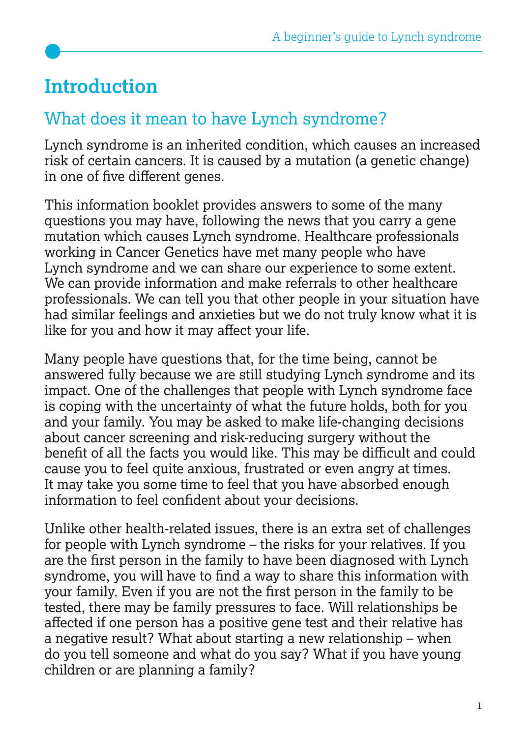# Introduction

## What does it mean to have Lynch syndrome?

Lynch syndrome is an inherited condition, which causes an increased risk of certain cancers. It is caused by a mutation (a genetic change) in one of five different genes.

This information booklet provides answers to some of the many questions you may have, following the news that you carry a gene mutation which causes Lynch syndrome. Healthcare professionals working in Cancer Genetics have met many people who have Lynch syndrome and we can share our experience to some extent. We can provide information and make referrals to other healthcare professionals. We can tell you that other people in your situation have had similar feelings and anxieties but we do not truly know what it is like for you and how it may affect your life.

Many people have questions that, for the time being, cannot be answered fully because we are still studying Lynch syndrome and its impact. One of the challenges that people with Lynch syndrome face is coping with the uncertainty of what the future holds, both for you and your family. You may be asked to make life-changing decisions about cancer screening and risk-reducing surgery without the benefit of all the facts you would like. This may be difficult and could cause you to feel quite anxious, frustrated or even angry at times. It may take you some time to feel that you have absorbed enough information to feel confident about your decisions.

Unlike other health-related issues, there is an extra set of challenges for people with Lynch syndrome – the risks for your relatives. If you are the first person in the family to have been diagnosed with Lynch syndrome, you will have to find a way to share this information with your family. Even if you are not the first person in the family to be tested, there may be family pressures to face. Will relationships be affected if one person has a positive gene test and their relative has a negative result? What about starting a new relationship – when do you tell someone and what do you say? What if you have young children or are planning a family?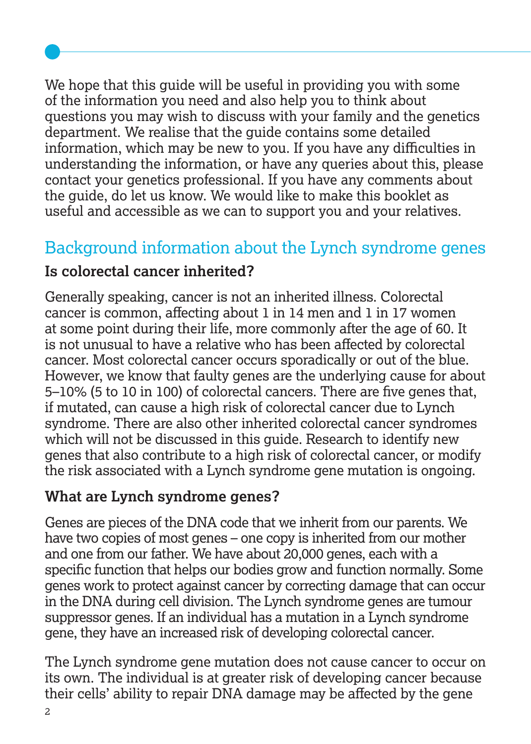We hope that this guide will be useful in providing you with some of the information you need and also help you to think about questions you may wish to discuss with your family and the genetics department. We realise that the guide contains some detailed information, which may be new to you. If you have any difficulties in understanding the information, or have any queries about this, please contact your genetics professional. If you have any comments about the guide, do let us know. We would like to make this booklet as useful and accessible as we can to support you and your relatives.

## Background information about the Lynch syndrome genes

### Is colorectal cancer inherited?

Generally speaking, cancer is not an inherited illness. Colorectal cancer is common, affecting about 1 in 14 men and 1 in 17 women at some point during their life, more commonly after the age of 60. It is not unusual to have a relative who has been affected by colorectal cancer. Most colorectal cancer occurs sporadically or out of the blue. However, we know that faulty genes are the underlying cause for about 5–10% (5 to 10 in 100) of colorectal cancers. There are five genes that, if mutated, can cause a high risk of colorectal cancer due to Lynch syndrome. There are also other inherited colorectal cancer syndromes which will not be discussed in this guide. Research to identify new genes that also contribute to a high risk of colorectal cancer, or modify the risk associated with a Lynch syndrome gene mutation is ongoing.

### What are Lynch syndrome genes?

Genes are pieces of the DNA code that we inherit from our parents. We have two copies of most genes – one copy is inherited from our mother and one from our father. We have about 20,000 genes, each with a specific function that helps our bodies grow and function normally. Some genes work to protect against cancer by correcting damage that can occur in the DNA during cell division. The Lynch syndrome genes are tumour suppressor genes. If an individual has a mutation in a Lynch syndrome gene, they have an increased risk of developing colorectal cancer.

The Lynch syndrome gene mutation does not cause cancer to occur on its own. The individual is at greater risk of developing cancer because their cells' ability to repair DNA damage may be affected by the gene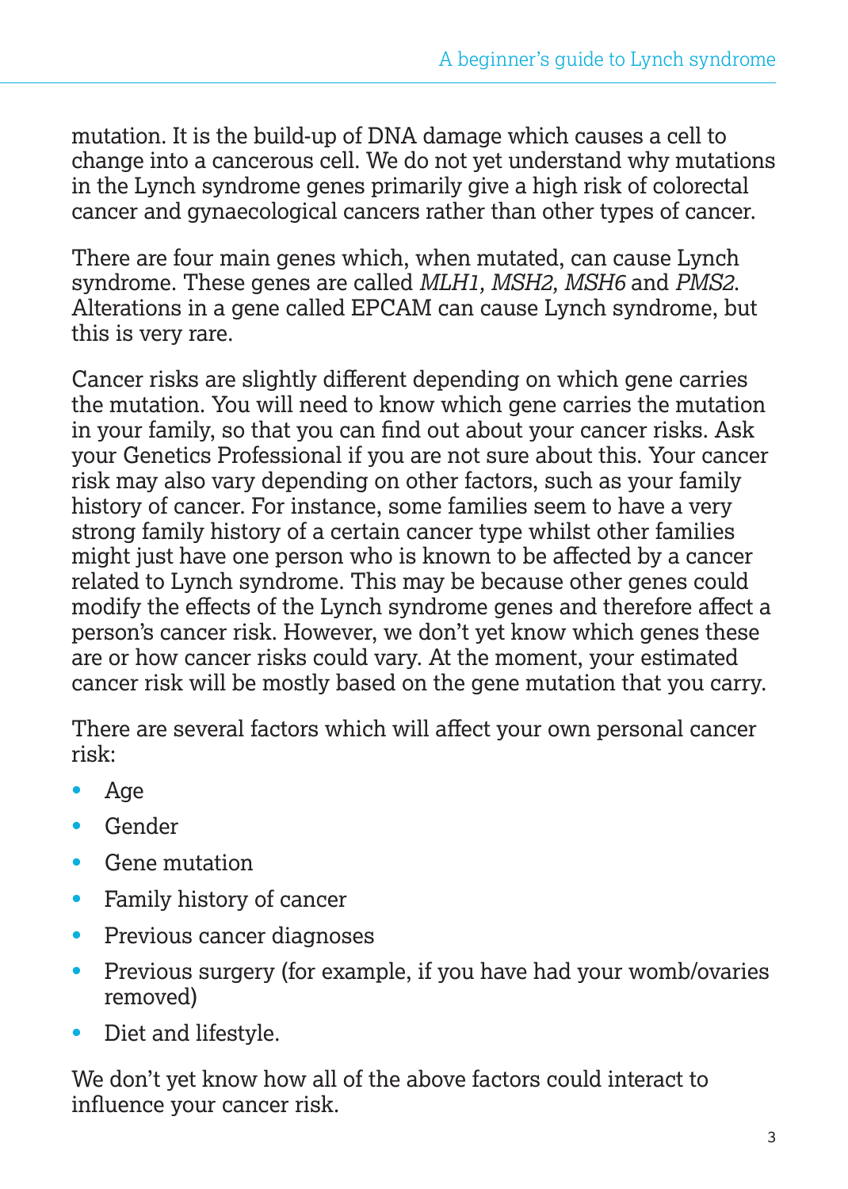mutation. It is the build-up of DNA damage which causes a cell to change into a cancerous cell. We do not yet understand why mutations in the Lynch syndrome genes primarily give a high risk of colorectal cancer and gynaecological cancers rather than other types of cancer.

There are four main genes which, when mutated, can cause Lynch syndrome. These genes are called *MLH1, MSH2, MSH6* and *PMS2*. Alterations in a gene called EPCAM can cause Lynch syndrome, but this is very rare.

Cancer risks are slightly different depending on which gene carries the mutation. You will need to know which gene carries the mutation in your family, so that you can find out about your cancer risks. Ask your Genetics Professional if you are not sure about this. Your cancer risk may also vary depending on other factors, such as your family history of cancer. For instance, some families seem to have a very strong family history of a certain cancer type whilst other families might just have one person who is known to be affected by a cancer related to Lynch syndrome. This may be because other genes could modify the effects of the Lynch syndrome genes and therefore affect a person's cancer risk. However, we don't yet know which genes these are or how cancer risks could vary. At the moment, your estimated cancer risk will be mostly based on the gene mutation that you carry.

There are several factors which will affect your own personal cancer risk:

- Age
- Gender
- Gene mutation
- Family history of cancer
- Previous cancer diagnoses
- Previous surgery (for example, if you have had your womb/ovaries removed)
- Diet and lifestyle.

We don't yet know how all of the above factors could interact to influence your cancer risk.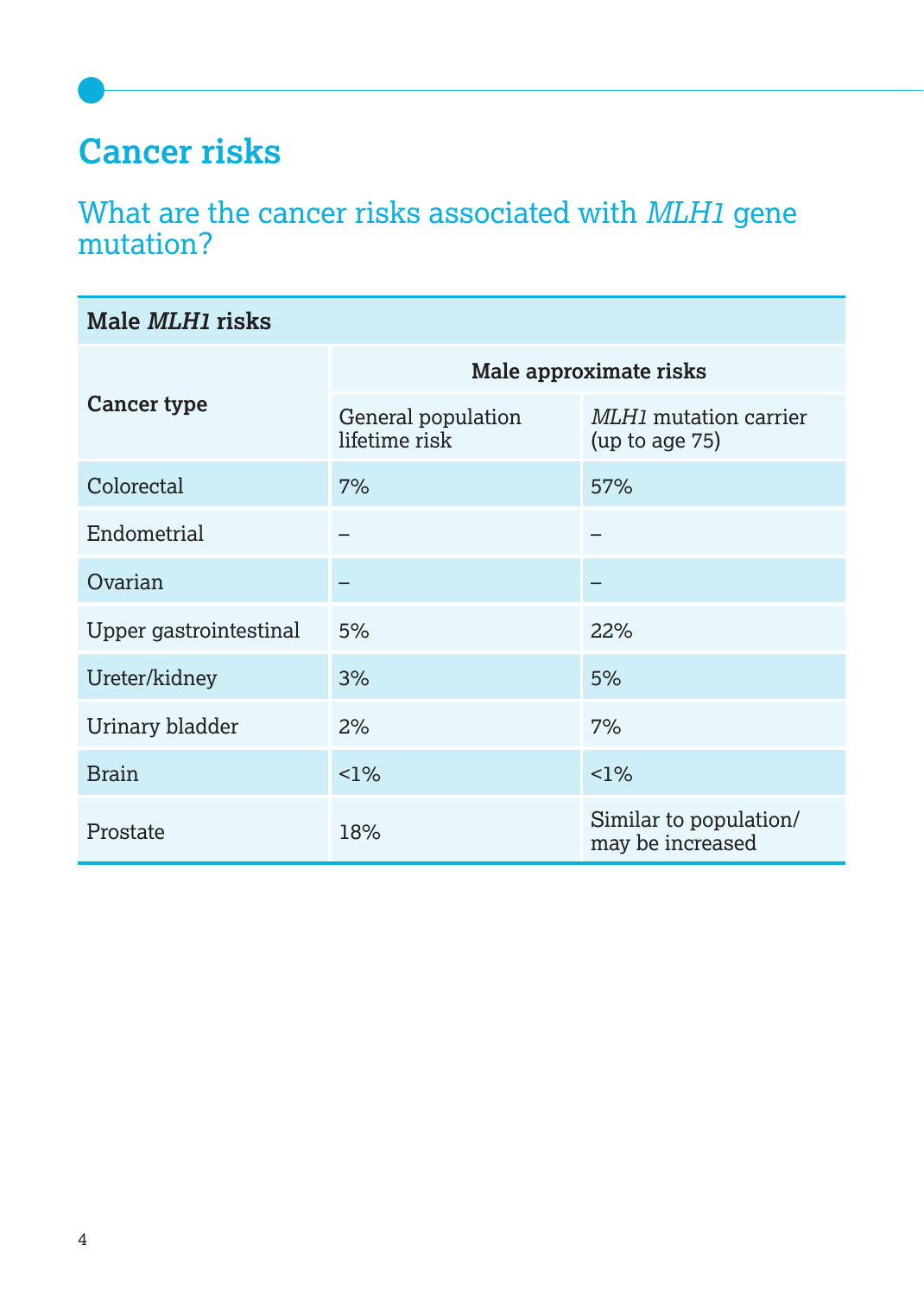## Cancer risks

### What are the cancer risks associated with *MLH1* gene mutation?

| Male *MLH1* risks | | |
|---|---|---|
| **Cancer type** | **Male approximate risks** | |
| | General population lifetime risk | *MLH1* mutation carrier (up to age 75) |
| Colorectal | 7% | 57% |
| Endometrial | – | – |
| Ovarian | – | – |
| Upper gastrointestinal | 5% | 22% |
| Ureter/kidney | 3% | 5% |
| Urinary bladder | 2% | 7% |
| Brain | <1% | <1% |
| Prostate | 18% | Similar to population/ may be increased |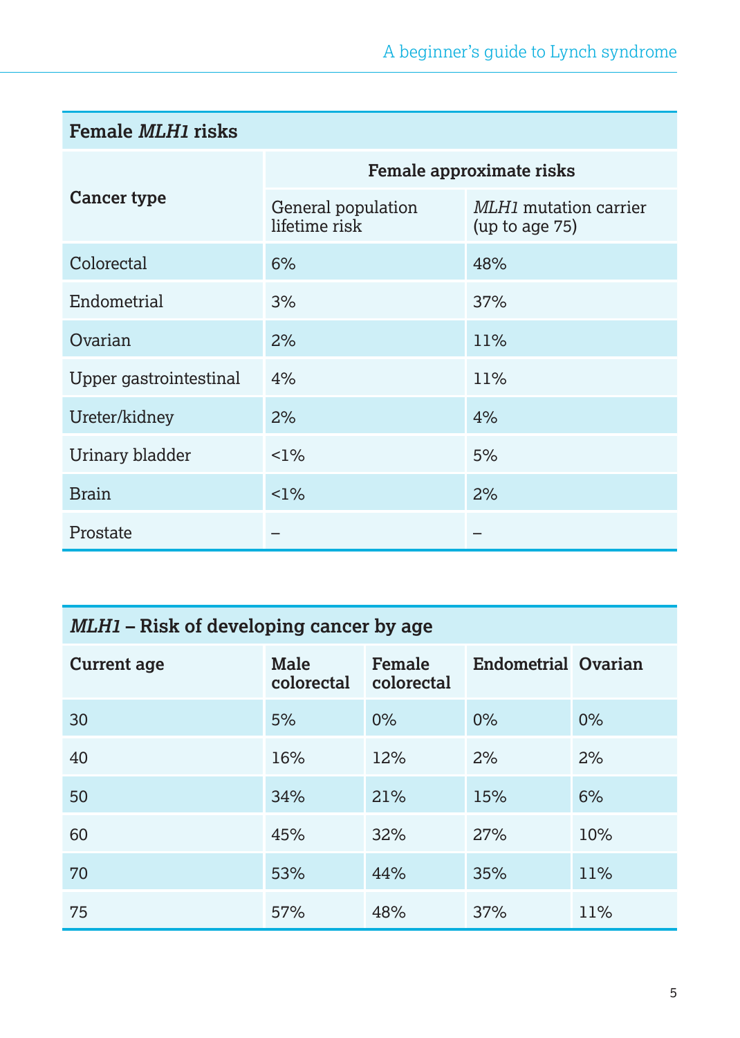| **Female *MLH1* risks** | | |
|---|---|---|
| **Cancer type** | **Female approximate risks** | |
| | General population lifetime risk | *MLH1* mutation carrier (up to age 75) |
| Colorectal | 6% | 48% |
| Endometrial | 3% | 37% |
| Ovarian | 2% | 11% |
| Upper gastrointestinal | 4% | 11% |
| Ureter/kidney | 2% | 4% |
| Urinary bladder | <1% | 5% |
| Brain | <1% | 2% |
| Prostate | – | – |

| ***MLH1* – Risk of developing cancer by age** | | | | |
|---|---|---|---|---|
| **Current age** | **Male colorectal** | **Female colorectal** | **Endometrial** | **Ovarian** |
| 30 | 5% | 0% | 0% | 0% |
| 40 | 16% | 12% | 2% | 2% |
| 50 | 34% | 21% | 15% | 6% |
| 60 | 45% | 32% | 27% | 10% |
| 70 | 53% | 44% | 35% | 11% |
| 75 | 57% | 48% | 37% | 11% |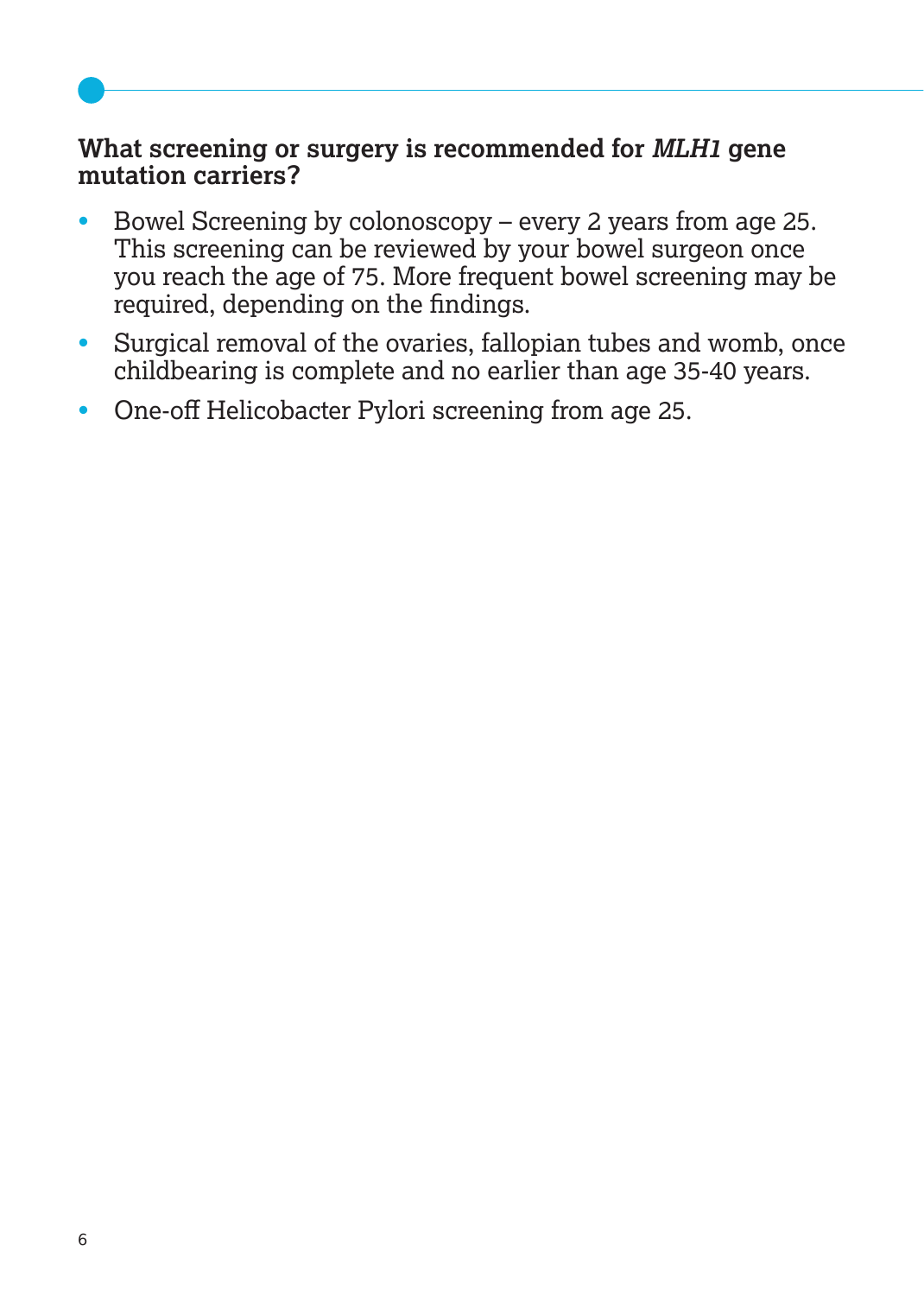## What screening or surgery is recommended for *MLH1* gene mutation carriers?

- Bowel Screening by colonoscopy – every 2 years from age 25. This screening can be reviewed by your bowel surgeon once you reach the age of 75. More frequent bowel screening may be required, depending on the findings.
- Surgical removal of the ovaries, fallopian tubes and womb, once childbearing is complete and no earlier than age 35-40 years.
- One-off Helicobacter Pylori screening from age 25.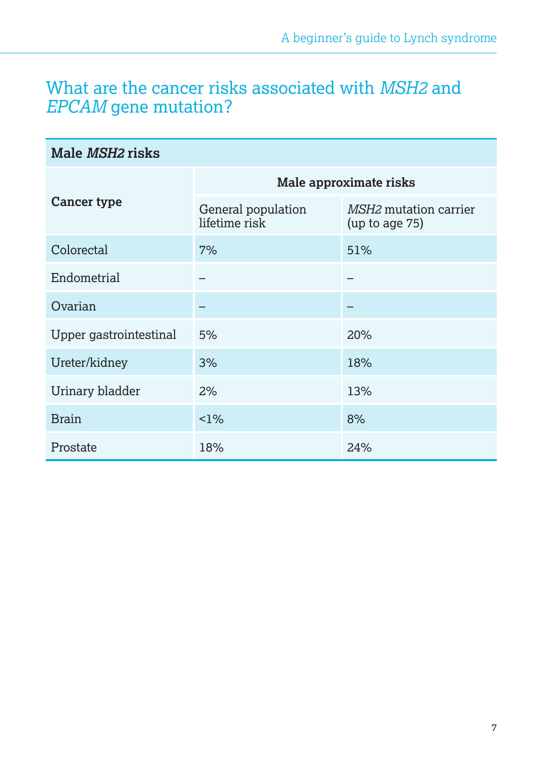## What are the cancer risks associated with *MSH2* and *EPCAM* gene mutation?

| **Male *MSH2* risks** | | |
|---|---|---|
| **Cancer type** | **Male approximate risks** | |
| | General population lifetime risk | *MSH2* mutation carrier (up to age 75) |
| Colorectal | 7% | 51% |
| Endometrial | – | – |
| Ovarian | – | – |
| Upper gastrointestinal | 5% | 20% |
| Ureter/kidney | 3% | 18% |
| Urinary bladder | 2% | 13% |
| Brain | <1% | 8% |
| Prostate | 18% | 24% |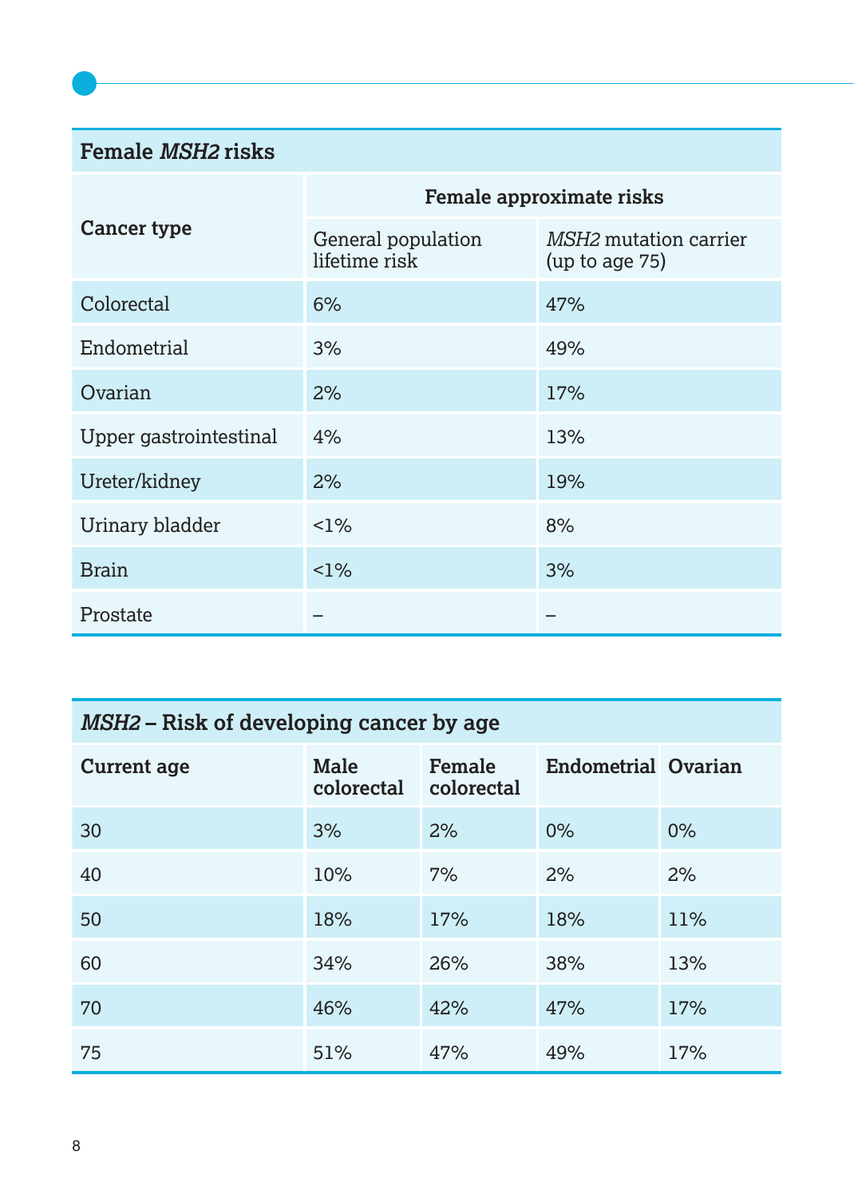| **Female *MSH2* risks** | | |
|---|---|---|
| **Cancer type** | **Female approximate risks** | |
| | General population lifetime risk | *MSH2* mutation carrier (up to age 75) |
| Colorectal | 6% | 47% |
| Endometrial | 3% | 49% |
| Ovarian | 2% | 17% |
| Upper gastrointestinal | 4% | 13% |
| Ureter/kidney | 2% | 19% |
| Urinary bladder | <1% | 8% |
| Brain | <1% | 3% |
| Prostate | – | – |

| ***MSH2* – Risk of developing cancer by age** | | | | |
|---|---|---|---|---|
| **Current age** | **Male colorectal** | **Female colorectal** | **Endometrial** | **Ovarian** |
| 30 | 3% | 2% | 0% | 0% |
| 40 | 10% | 7% | 2% | 2% |
| 50 | 18% | 17% | 18% | 11% |
| 60 | 34% | 26% | 38% | 13% |
| 70 | 46% | 42% | 47% | 17% |
| 75 | 51% | 47% | 49% | 17% |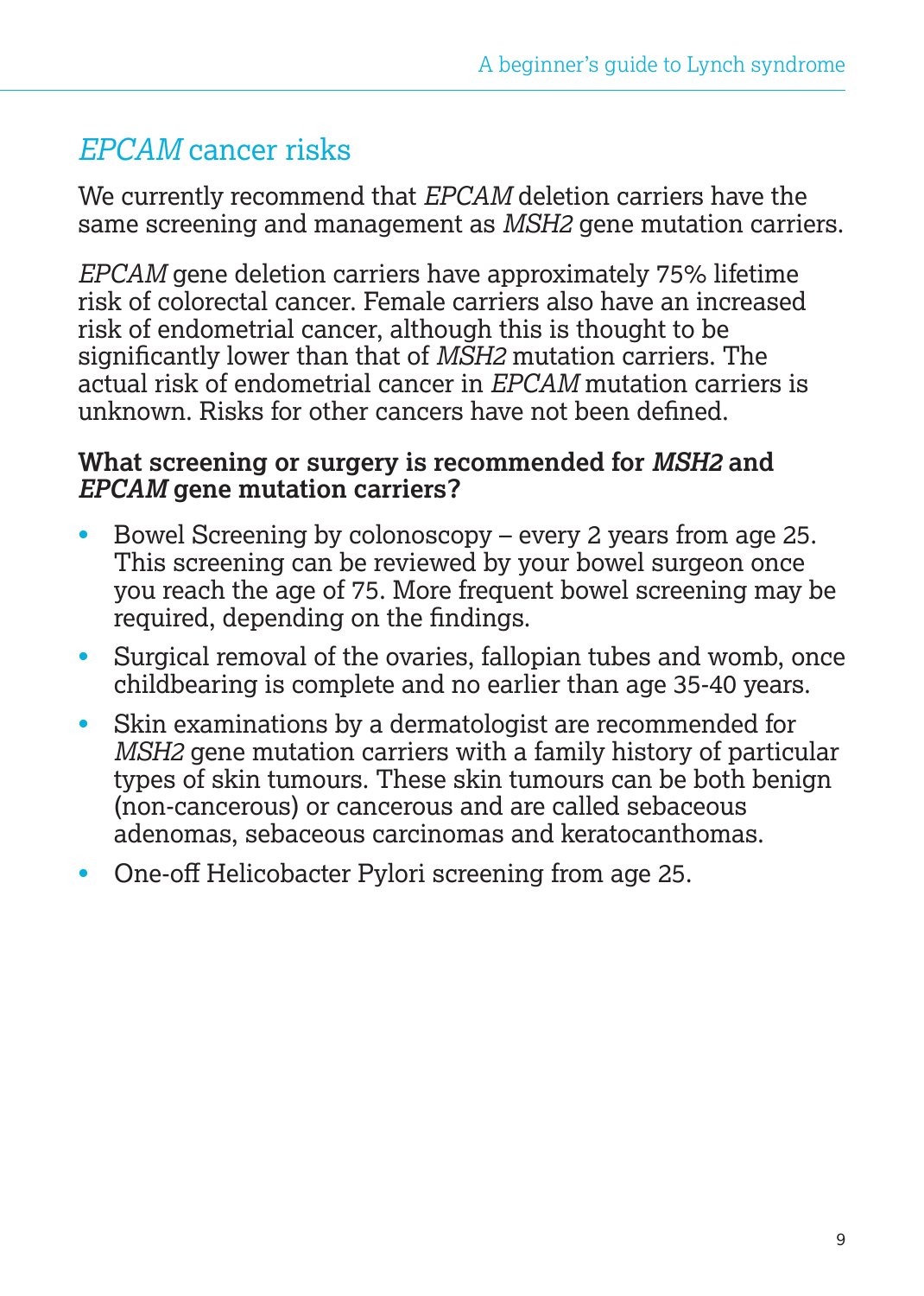## *EPCAM* cancer risks

We currently recommend that *EPCAM* deletion carriers have the same screening and management as *MSH2* gene mutation carriers.

*EPCAM* gene deletion carriers have approximately 75% lifetime risk of colorectal cancer. Female carriers also have an increased risk of endometrial cancer, although this is thought to be significantly lower than that of *MSH2* mutation carriers. The actual risk of endometrial cancer in *EPCAM* mutation carriers is unknown. Risks for other cancers have not been defined.

### What screening or surgery is recommended for *MSH2* and *EPCAM* gene mutation carriers?

- Bowel Screening by colonoscopy – every 2 years from age 25. This screening can be reviewed by your bowel surgeon once you reach the age of 75. More frequent bowel screening may be required, depending on the findings.
- Surgical removal of the ovaries, fallopian tubes and womb, once childbearing is complete and no earlier than age 35-40 years.
- Skin examinations by a dermatologist are recommended for *MSH2* gene mutation carriers with a family history of particular types of skin tumours. These skin tumours can be both benign (non-cancerous) or cancerous and are called sebaceous adenomas, sebaceous carcinomas and keratocanthomas.
- One-off Helicobacter Pylori screening from age 25.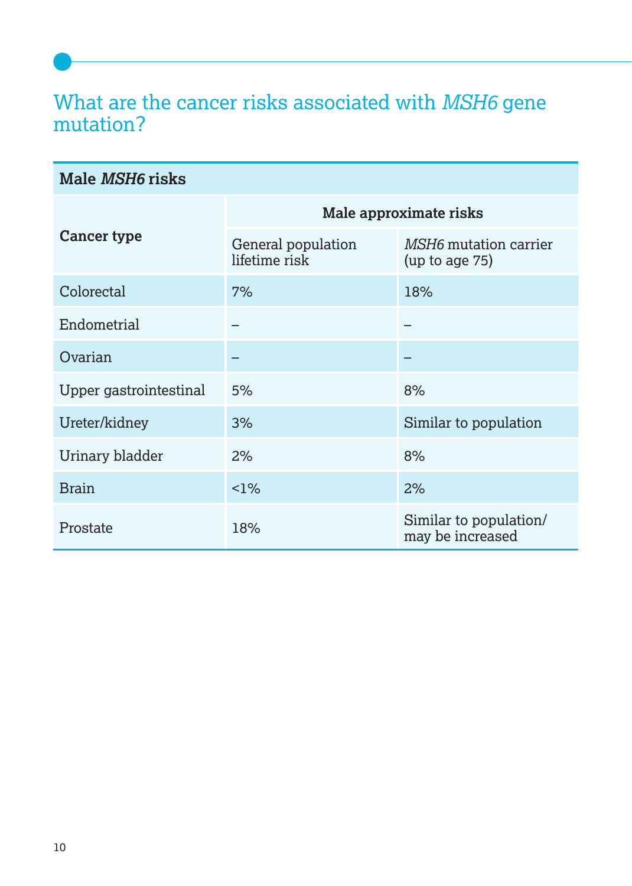## What are the cancer risks associated with *MSH6* gene mutation?

| **Male *MSH6* risks** | | |
|---|---|---|
| **Cancer type** | **Male approximate risks** | |
| | General population lifetime risk | *MSH6* mutation carrier (up to age 75) |
| Colorectal | 7% | 18% |
| Endometrial | – | – |
| Ovarian | – | – |
| Upper gastrointestinal | 5% | 8% |
| Ureter/kidney | 3% | Similar to population |
| Urinary bladder | 2% | 8% |
| Brain | <1% | 2% |
| Prostate | 18% | Similar to population/ may be increased |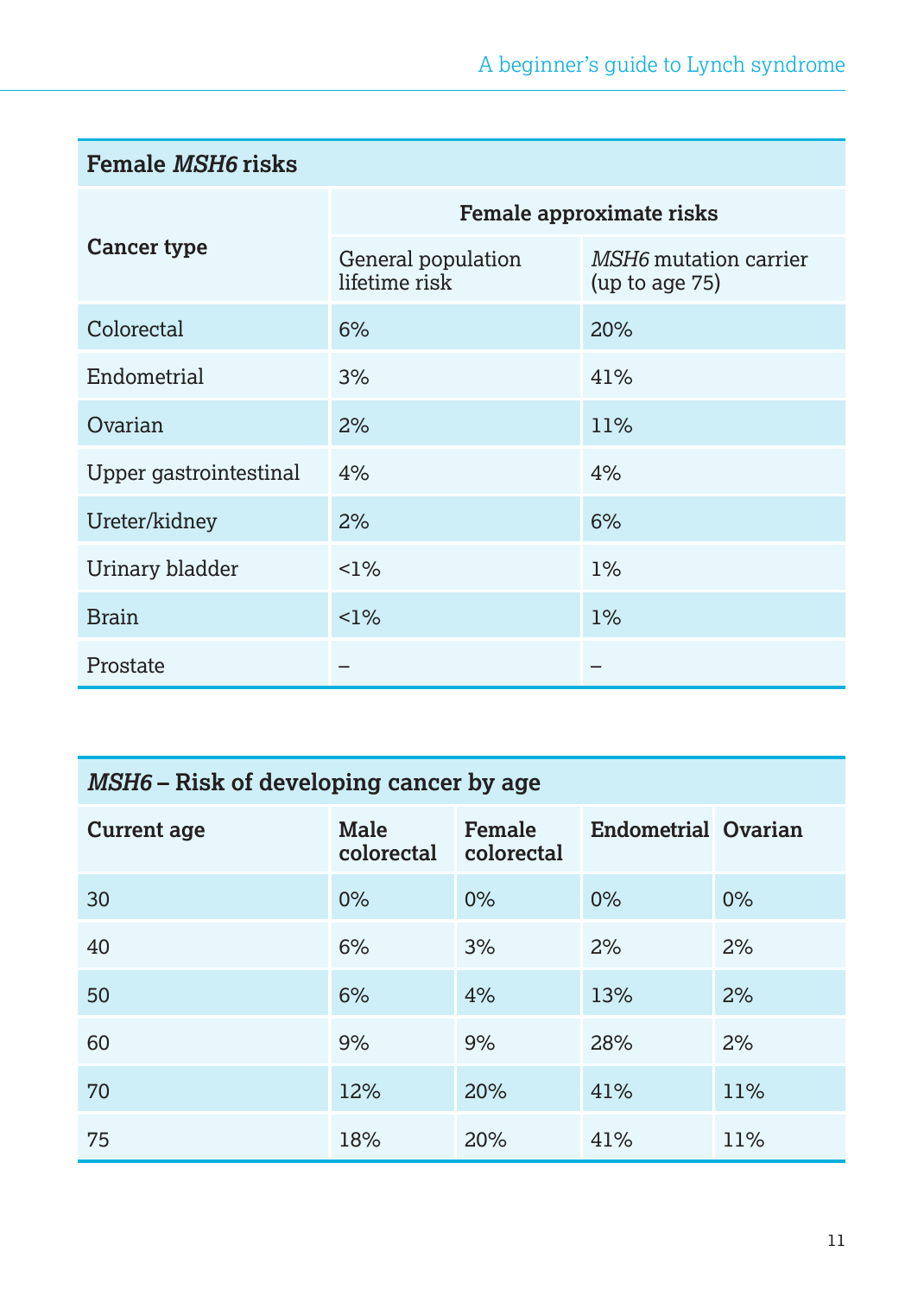| Female *MSH6* risks | | |
|---|---|---|
| Cancer type | Female approximate risks | |
| | General population lifetime risk | *MSH6* mutation carrier (up to age 75) |
| Colorectal | 6% | 20% |
| Endometrial | 3% | 41% |
| Ovarian | 2% | 11% |
| Upper gastrointestinal | 4% | 4% |
| Ureter/kidney | 2% | 6% |
| Urinary bladder | <1% | 1% |
| Brain | <1% | 1% |
| Prostate | – | – |

| *MSH6* – Risk of developing cancer by age | | | | |
|---|---|---|---|---|
| Current age | Male colorectal | Female colorectal | Endometrial | Ovarian |
| 30 | 0% | 0% | 0% | 0% |
| 40 | 6% | 3% | 2% | 2% |
| 50 | 6% | 4% | 13% | 2% |
| 60 | 9% | 9% | 28% | 2% |
| 70 | 12% | 20% | 41% | 11% |
| 75 | 18% | 20% | 41% | 11% |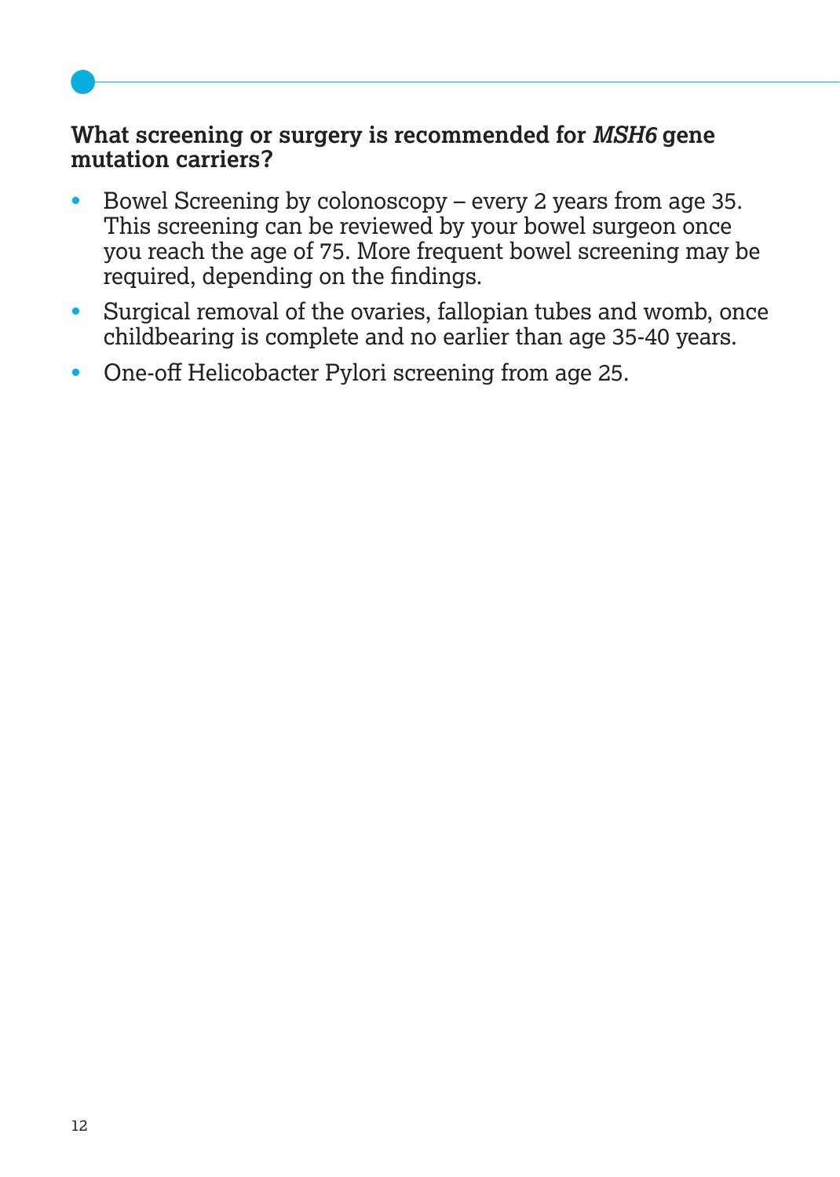## What screening or surgery is recommended for *MSH6* gene mutation carriers?

- Bowel Screening by colonoscopy – every 2 years from age 35. This screening can be reviewed by your bowel surgeon once you reach the age of 75. More frequent bowel screening may be required, depending on the findings.
- Surgical removal of the ovaries, fallopian tubes and womb, once childbearing is complete and no earlier than age 35-40 years.
- One-off Helicobacter Pylori screening from age 25.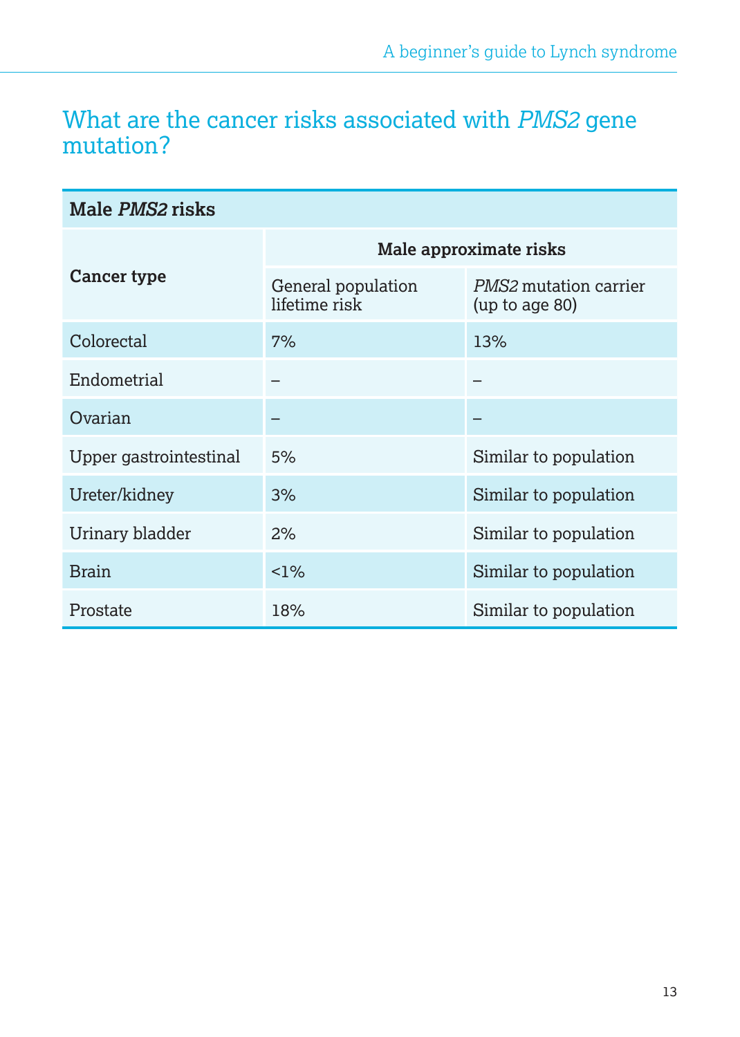## What are the cancer risks associated with *PMS2* gene mutation?

| Male *PMS2* risks | | |
|---|---|---|
| **Cancer type** | **Male approximate risks** | |
| | General population lifetime risk | *PMS2* mutation carrier (up to age 80) |
| Colorectal | 7% | 13% |
| Endometrial | – | – |
| Ovarian | – | – |
| Upper gastrointestinal | 5% | Similar to population |
| Ureter/kidney | 3% | Similar to population |
| Urinary bladder | 2% | Similar to population |
| Brain | <1% | Similar to population |
| Prostate | 18% | Similar to population |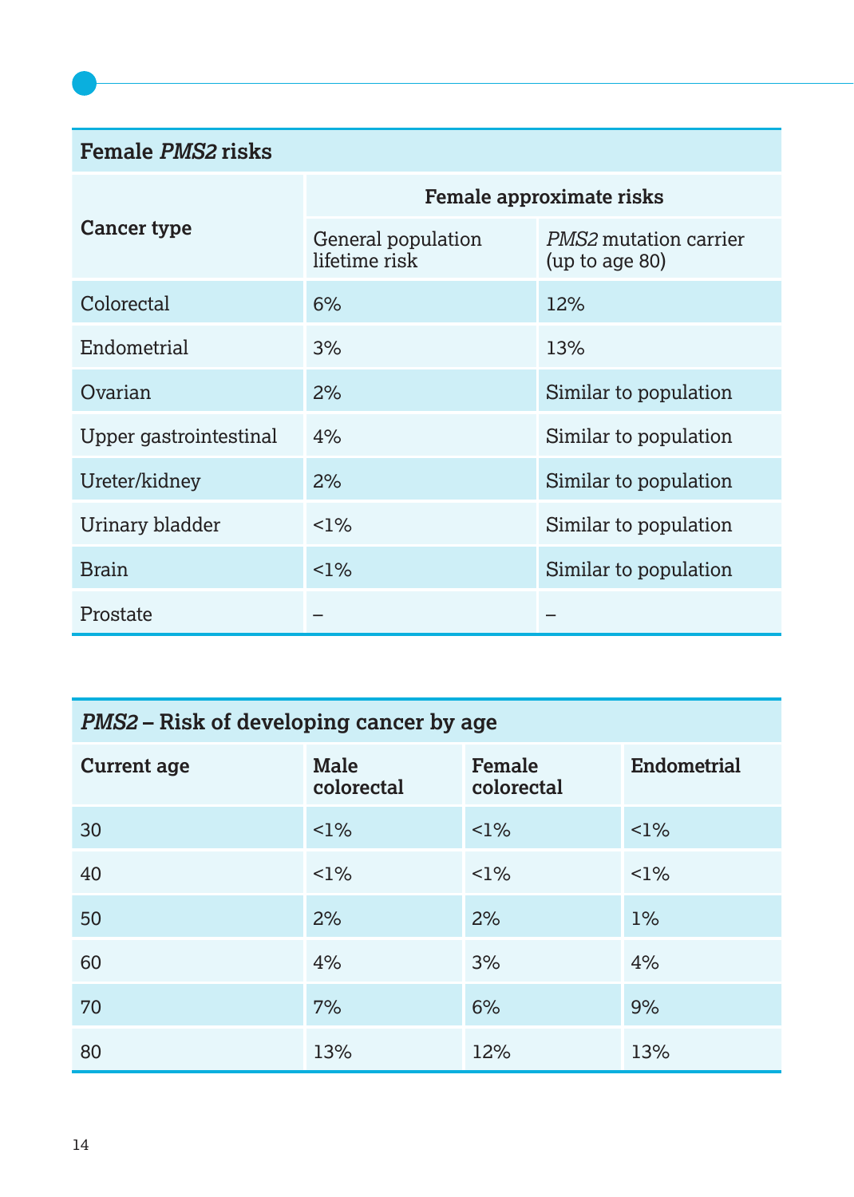| Female *PMS2* risks | | |
|---|---|---|
| Cancer type | Female approximate risks | |
| | General population lifetime risk | *PMS2* mutation carrier (up to age 80) |
| Colorectal | 6% | 12% |
| Endometrial | 3% | 13% |
| Ovarian | 2% | Similar to population |
| Upper gastrointestinal | 4% | Similar to population |
| Ureter/kidney | 2% | Similar to population |
| Urinary bladder | <1% | Similar to population |
| Brain | <1% | Similar to population |
| Prostate | – | – |

| *PMS2* – Risk of developing cancer by age | | | |
|---|---|---|---|
| **Current age** | **Male colorectal** | **Female colorectal** | **Endometrial** |
| 30 | <1% | <1% | <1% |
| 40 | <1% | <1% | <1% |
| 50 | 2% | 2% | 1% |
| 60 | 4% | 3% | 4% |
| 70 | 7% | 6% | 9% |
| 80 | 13% | 12% | 13% |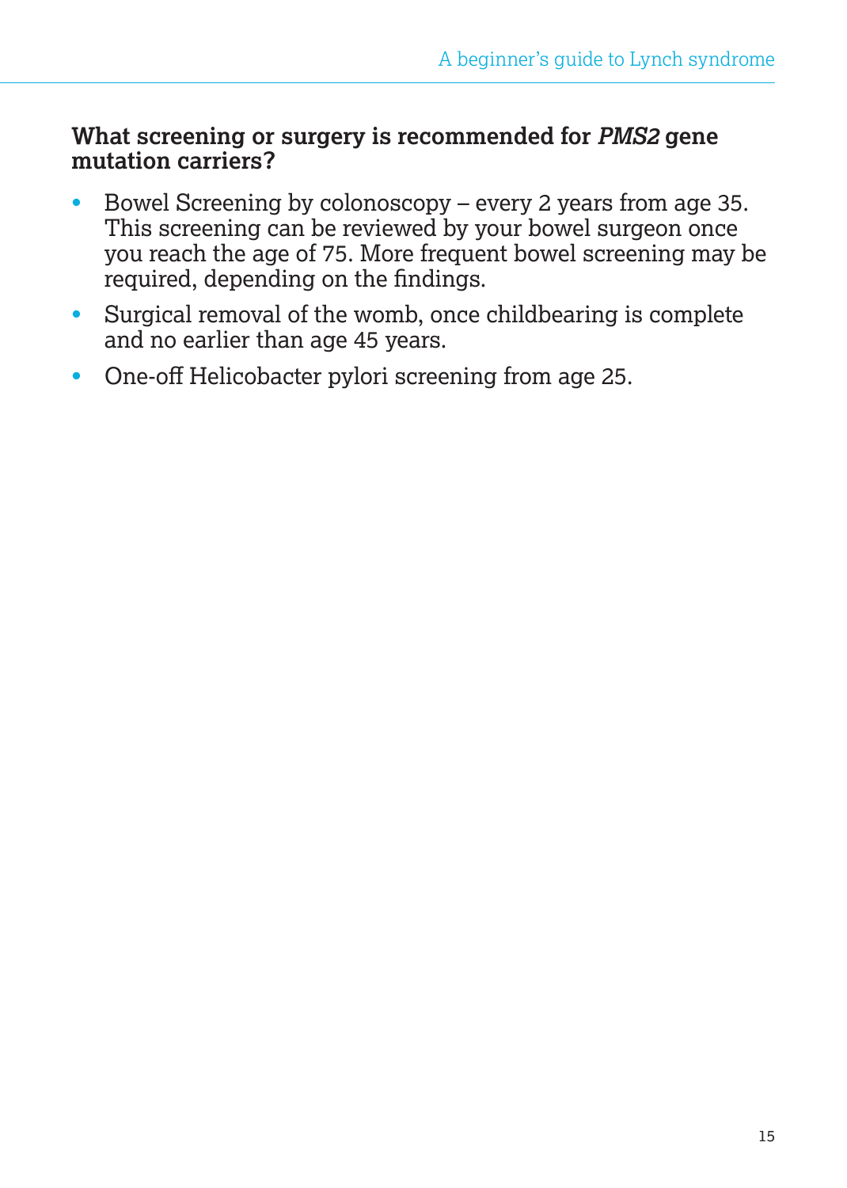## What screening or surgery is recommended for *PMS2* gene mutation carriers?

- Bowel Screening by colonoscopy – every 2 years from age 35. This screening can be reviewed by your bowel surgeon once you reach the age of 75. More frequent bowel screening may be required, depending on the findings.
- Surgical removal of the womb, once childbearing is complete and no earlier than age 45 years.
- One-off Helicobacter pylori screening from age 25.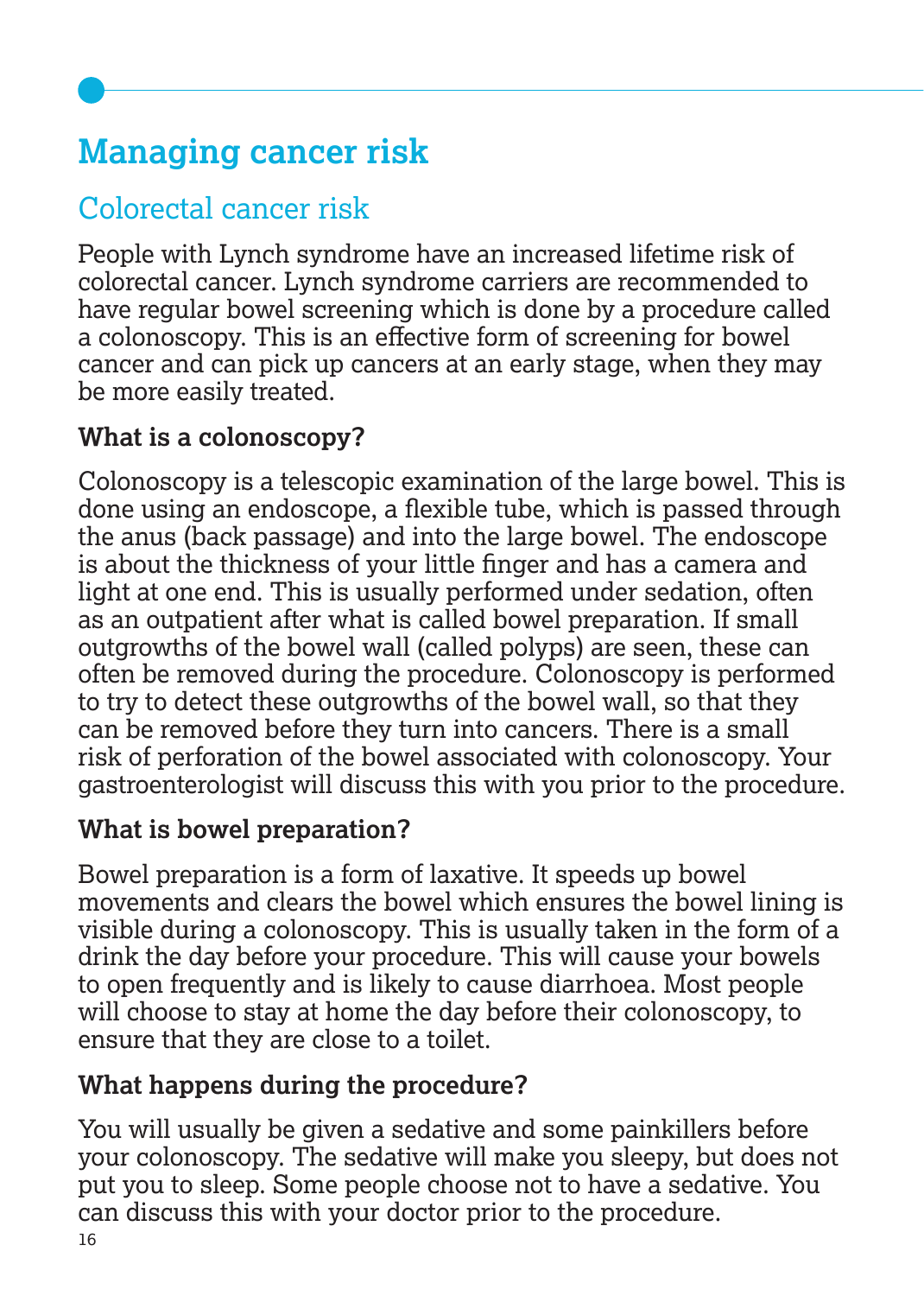# Managing cancer risk

## Colorectal cancer risk

People with Lynch syndrome have an increased lifetime risk of colorectal cancer. Lynch syndrome carriers are recommended to have regular bowel screening which is done by a procedure called a colonoscopy. This is an effective form of screening for bowel cancer and can pick up cancers at an early stage, when they may be more easily treated.

### What is a colonoscopy?

Colonoscopy is a telescopic examination of the large bowel. This is done using an endoscope, a flexible tube, which is passed through the anus (back passage) and into the large bowel. The endoscope is about the thickness of your little finger and has a camera and light at one end. This is usually performed under sedation, often as an outpatient after what is called bowel preparation. If small outgrowths of the bowel wall (called polyps) are seen, these can often be removed during the procedure. Colonoscopy is performed to try to detect these outgrowths of the bowel wall, so that they can be removed before they turn into cancers. There is a small risk of perforation of the bowel associated with colonoscopy. Your gastroenterologist will discuss this with you prior to the procedure.

### What is bowel preparation?

Bowel preparation is a form of laxative. It speeds up bowel movements and clears the bowel which ensures the bowel lining is visible during a colonoscopy. This is usually taken in the form of a drink the day before your procedure. This will cause your bowels to open frequently and is likely to cause diarrhoea. Most people will choose to stay at home the day before their colonoscopy, to ensure that they are close to a toilet.

### What happens during the procedure?

You will usually be given a sedative and some painkillers before your colonoscopy. The sedative will make you sleepy, but does not put you to sleep. Some people choose not to have a sedative. You can discuss this with your doctor prior to the procedure.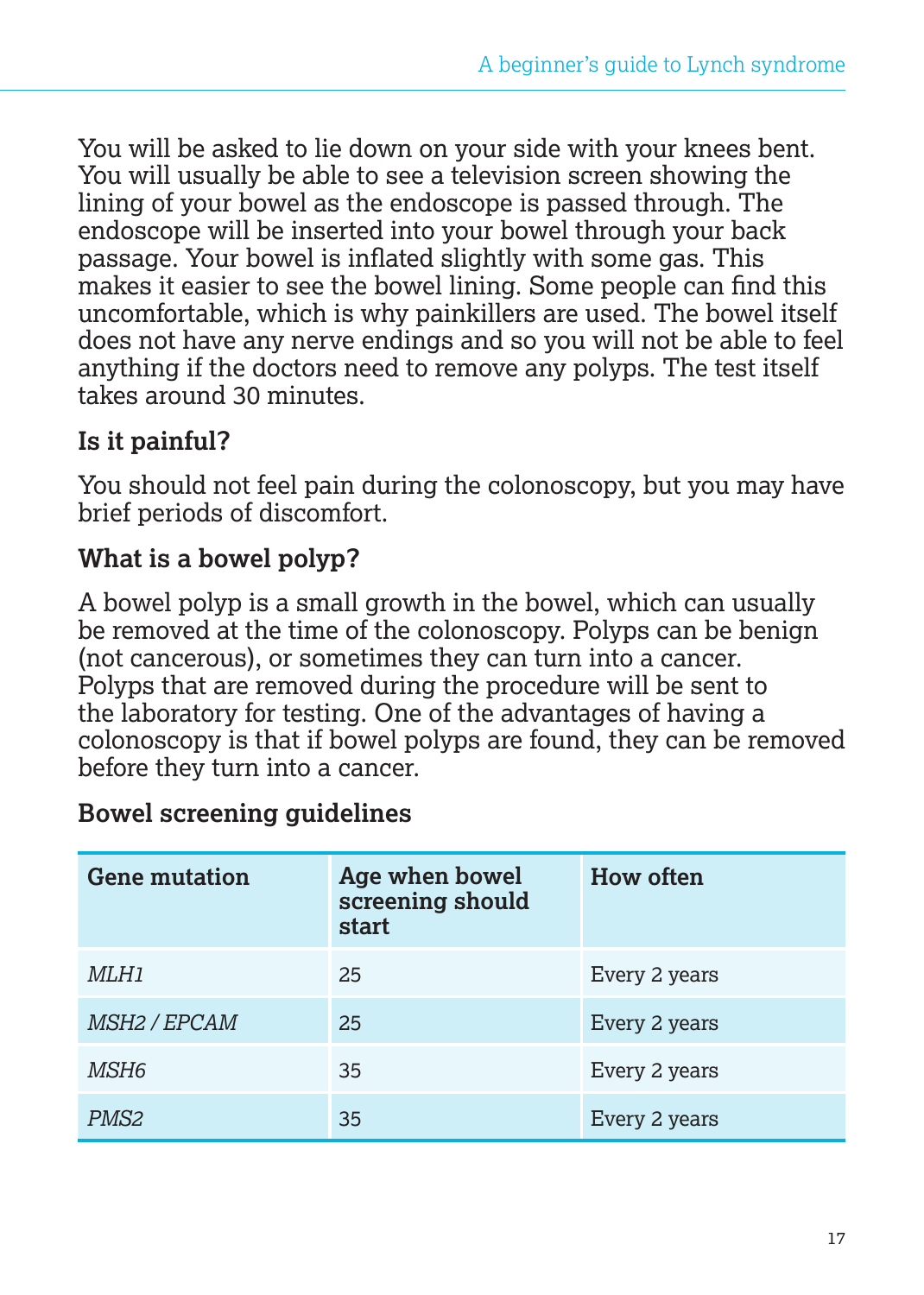You will be asked to lie down on your side with your knees bent. You will usually be able to see a television screen showing the lining of your bowel as the endoscope is passed through. The endoscope will be inserted into your bowel through your back passage. Your bowel is inflated slightly with some gas. This makes it easier to see the bowel lining. Some people can find this uncomfortable, which is why painkillers are used. The bowel itself does not have any nerve endings and so you will not be able to feel anything if the doctors need to remove any polyps. The test itself takes around 30 minutes.

### Is it painful?

You should not feel pain during the colonoscopy, but you may have brief periods of discomfort.

### What is a bowel polyp?

A bowel polyp is a small growth in the bowel, which can usually be removed at the time of the colonoscopy. Polyps can be benign (not cancerous), or sometimes they can turn into a cancer. Polyps that are removed during the procedure will be sent to the laboratory for testing. One of the advantages of having a colonoscopy is that if bowel polyps are found, they can be removed before they turn into a cancer.

### Bowel screening guidelines

| Gene mutation | Age when bowel screening should start | How often |
| --- | --- | --- |
| *MLH1* | 25 | Every 2 years |
| *MSH2 / EPCAM* | 25 | Every 2 years |
| *MSH6* | 35 | Every 2 years |
| *PMS2* | 35 | Every 2 years |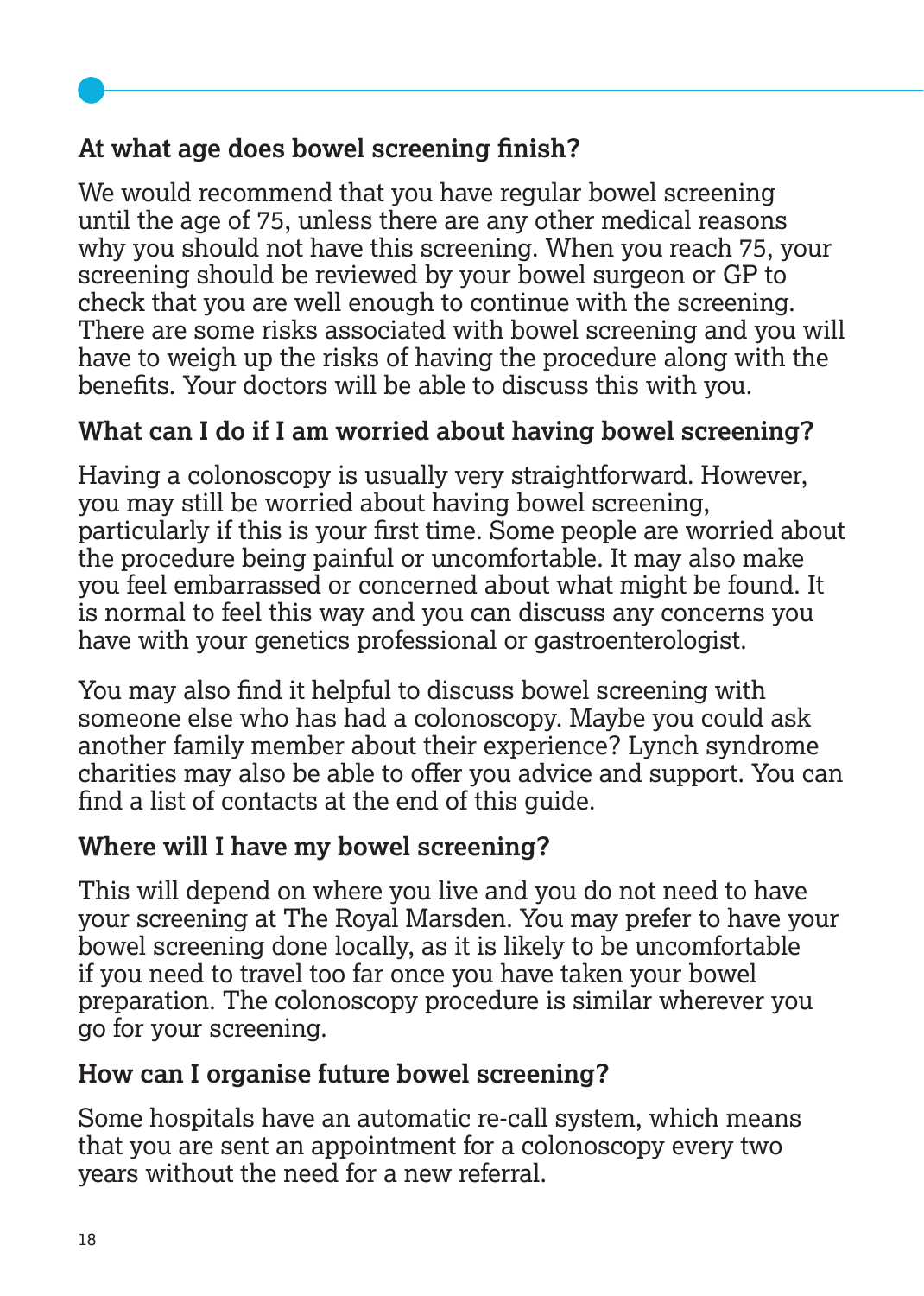### At what age does bowel screening finish?

We would recommend that you have regular bowel screening until the age of 75, unless there are any other medical reasons why you should not have this screening. When you reach 75, your screening should be reviewed by your bowel surgeon or GP to check that you are well enough to continue with the screening. There are some risks associated with bowel screening and you will have to weigh up the risks of having the procedure along with the benefits. Your doctors will be able to discuss this with you.

### What can I do if I am worried about having bowel screening?

Having a colonoscopy is usually very straightforward. However, you may still be worried about having bowel screening, particularly if this is your first time. Some people are worried about the procedure being painful or uncomfortable. It may also make you feel embarrassed or concerned about what might be found. It is normal to feel this way and you can discuss any concerns you have with your genetics professional or gastroenterologist.

You may also find it helpful to discuss bowel screening with someone else who has had a colonoscopy. Maybe you could ask another family member about their experience? Lynch syndrome charities may also be able to offer you advice and support. You can find a list of contacts at the end of this guide.

### Where will I have my bowel screening?

This will depend on where you live and you do not need to have your screening at The Royal Marsden. You may prefer to have your bowel screening done locally, as it is likely to be uncomfortable if you need to travel too far once you have taken your bowel preparation. The colonoscopy procedure is similar wherever you go for your screening.

### How can I organise future bowel screening?

Some hospitals have an automatic re-call system, which means that you are sent an appointment for a colonoscopy every two years without the need for a new referral.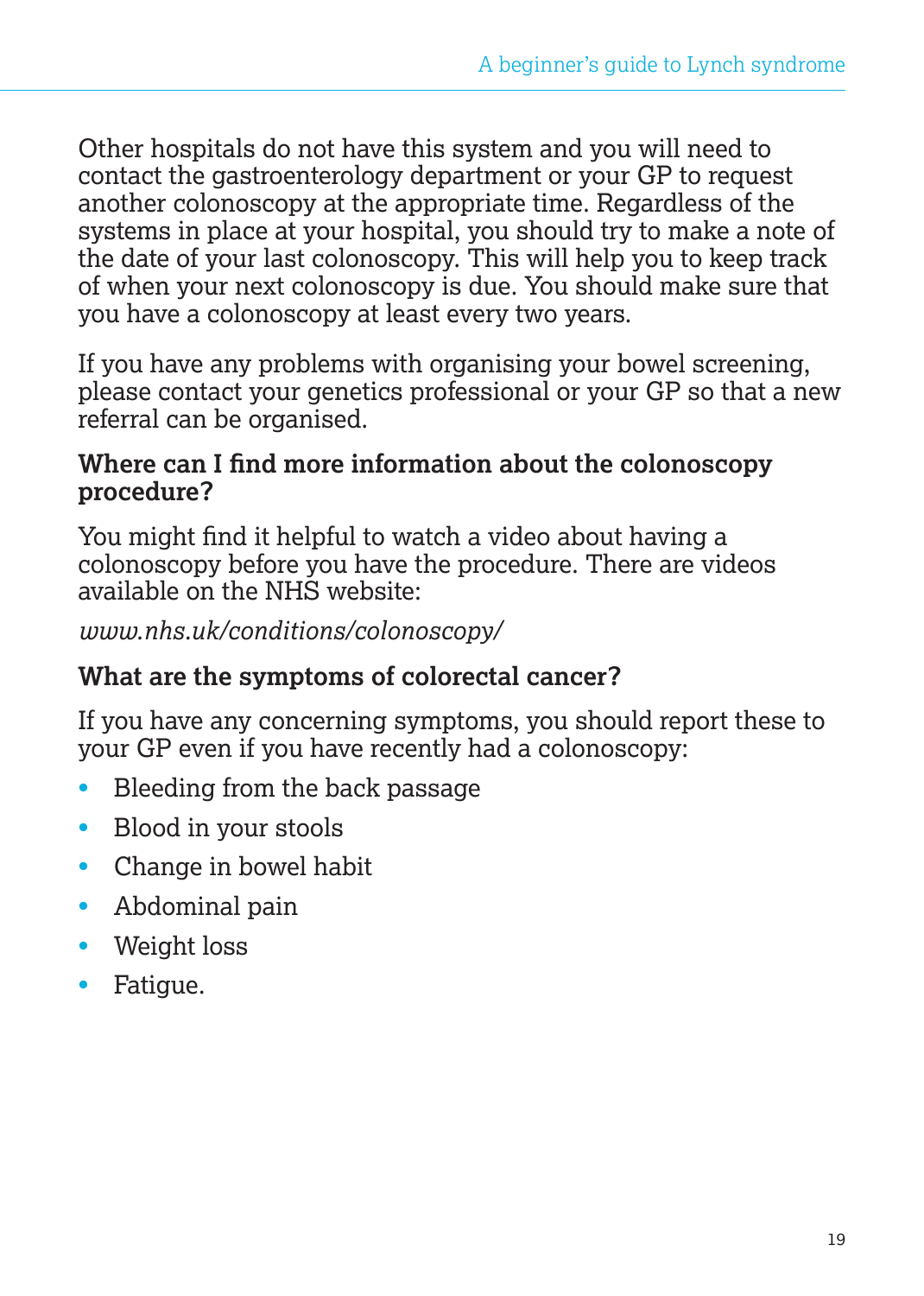Other hospitals do not have this system and you will need to contact the gastroenterology department or your GP to request another colonoscopy at the appropriate time. Regardless of the systems in place at your hospital, you should try to make a note of the date of your last colonoscopy. This will help you to keep track of when your next colonoscopy is due. You should make sure that you have a colonoscopy at least every two years.

If you have any problems with organising your bowel screening, please contact your genetics professional or your GP so that a new referral can be organised.

### Where can I find more information about the colonoscopy procedure?

You might find it helpful to watch a video about having a colonoscopy before you have the procedure. There are videos available on the NHS website:

*www.nhs.uk/conditions/colonoscopy/*

### What are the symptoms of colorectal cancer?

If you have any concerning symptoms, you should report these to your GP even if you have recently had a colonoscopy:

- Bleeding from the back passage
- Blood in your stools
- Change in bowel habit
- Abdominal pain
- Weight loss
- Fatigue.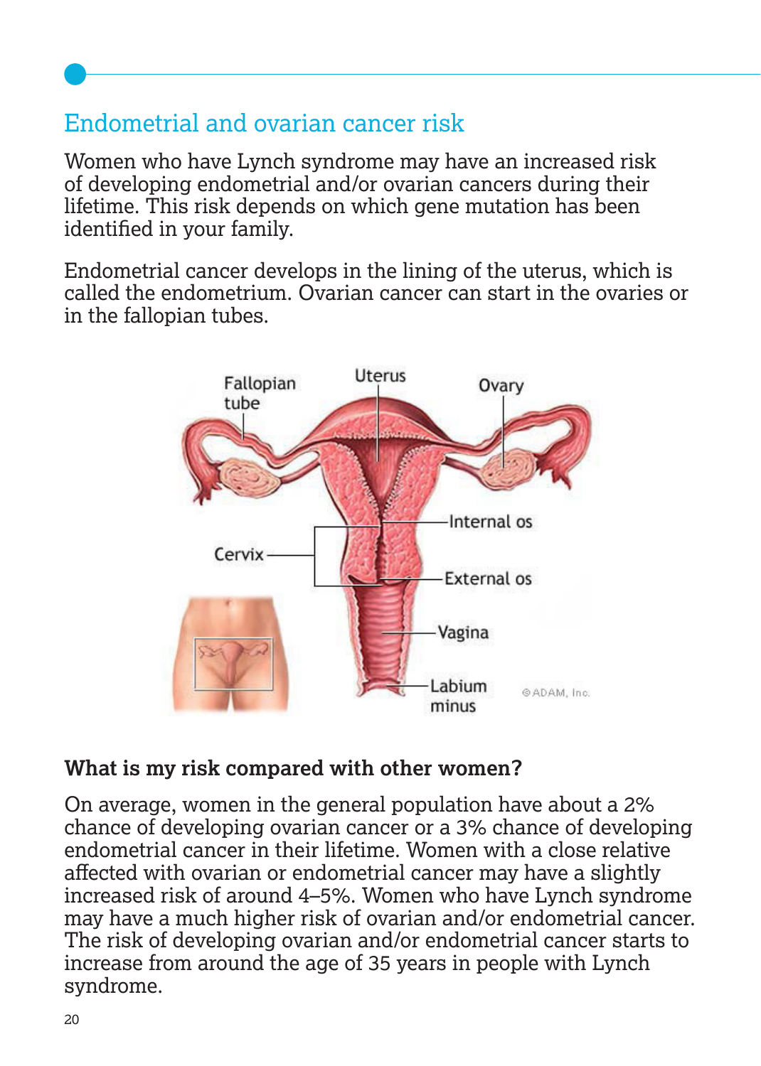## Endometrial and ovarian cancer risk

Women who have Lynch syndrome may have an increased risk of developing endometrial and/or ovarian cancers during their lifetime. This risk depends on which gene mutation has been identified in your family.

Endometrial cancer develops in the lining of the uterus, which is called the endometrium. Ovarian cancer can start in the ovaries or in the fallopian tubes.

### What is my risk compared with other women?

On average, women in the general population have about a 2% chance of developing ovarian cancer or a 3% chance of developing endometrial cancer in their lifetime. Women with a close relative affected with ovarian or endometrial cancer may have a slightly increased risk of around 4–5%. Women who have Lynch syndrome may have a much higher risk of ovarian and/or endometrial cancer. The risk of developing ovarian and/or endometrial cancer starts to increase from around the age of 35 years in people with Lynch syndrome.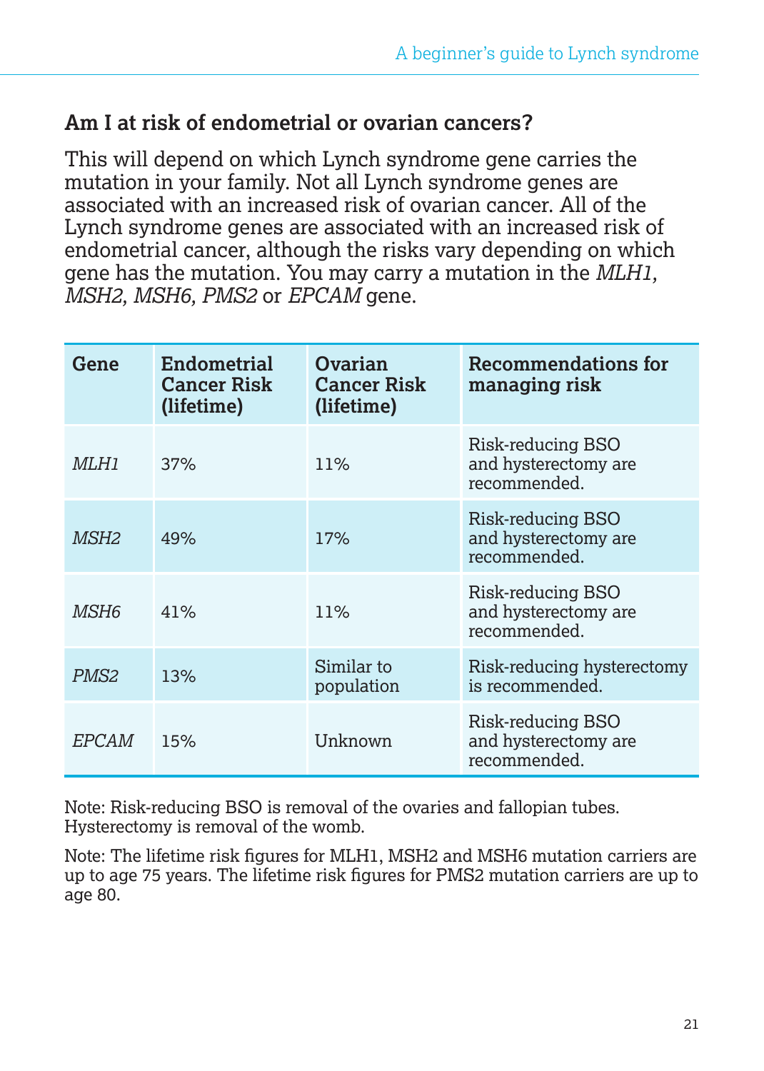## Am I at risk of endometrial or ovarian cancers?

This will depend on which Lynch syndrome gene carries the mutation in your family. Not all Lynch syndrome genes are associated with an increased risk of ovarian cancer. All of the Lynch syndrome genes are associated with an increased risk of endometrial cancer, although the risks vary depending on which gene has the mutation. You may carry a mutation in the *MLH1, MSH2, MSH6, PMS2* or *EPCAM* gene.

| Gene | Endometrial Cancer Risk (lifetime) | Ovarian Cancer Risk (lifetime) | Recommendations for managing risk |
|---|---|---|---|
| *MLH1* | 37% | 11% | Risk-reducing BSO and hysterectomy are recommended. |
| *MSH2* | 49% | 17% | Risk-reducing BSO and hysterectomy are recommended. |
| *MSH6* | 41% | 11% | Risk-reducing BSO and hysterectomy are recommended. |
| *PMS2* | 13% | Similar to population | Risk-reducing hysterectomy is recommended. |
| *EPCAM* | 15% | Unknown | Risk-reducing BSO and hysterectomy are recommended. |

Note: Risk-reducing BSO is removal of the ovaries and fallopian tubes. Hysterectomy is removal of the womb.

Note: The lifetime risk figures for MLH1, MSH2 and MSH6 mutation carriers are up to age 75 years. The lifetime risk figures for PMS2 mutation carriers are up to age 80.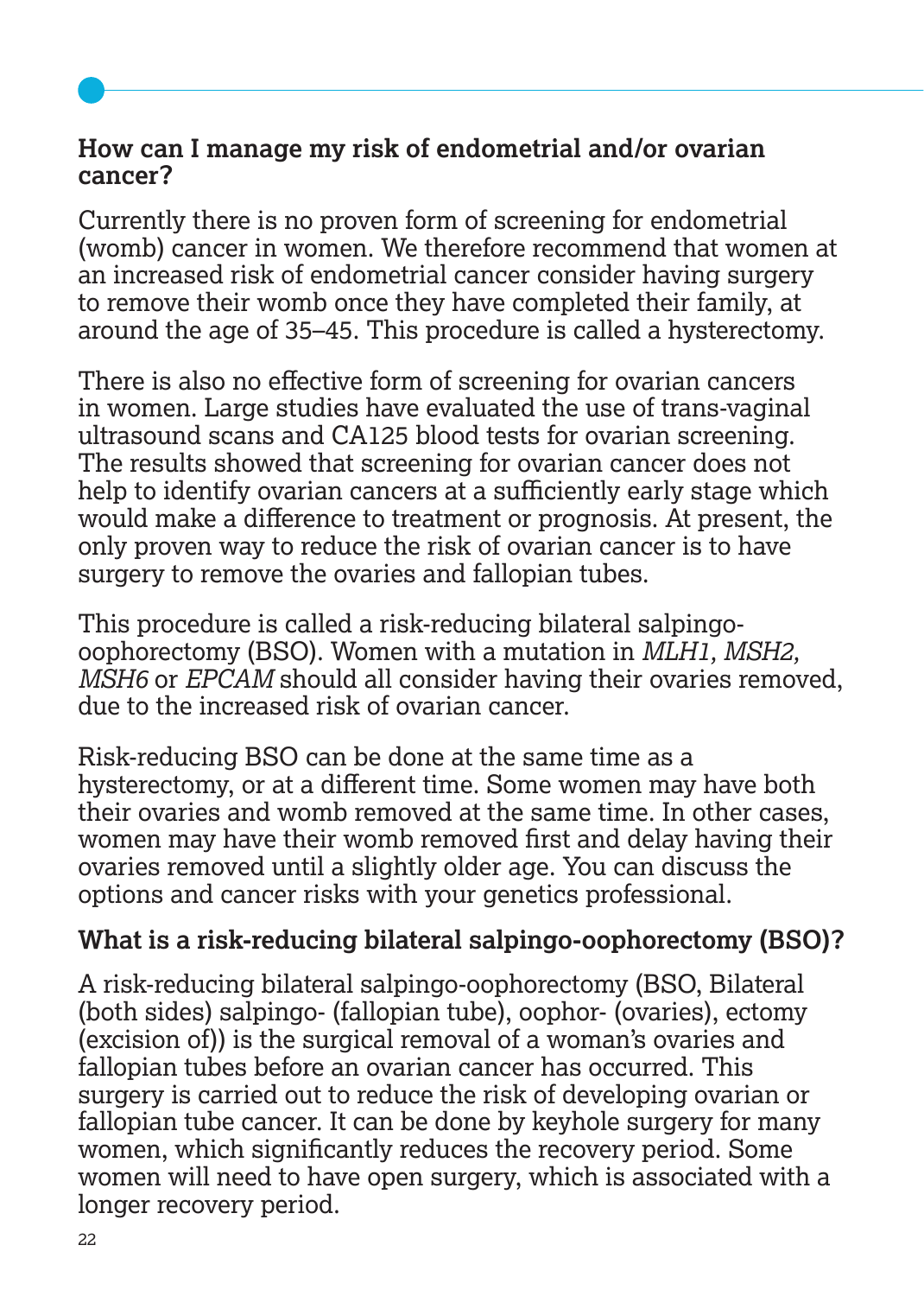### How can I manage my risk of endometrial and/or ovarian cancer?

Currently there is no proven form of screening for endometrial (womb) cancer in women. We therefore recommend that women at an increased risk of endometrial cancer consider having surgery to remove their womb once they have completed their family, at around the age of 35–45. This procedure is called a hysterectomy.

There is also no effective form of screening for ovarian cancers in women. Large studies have evaluated the use of trans-vaginal ultrasound scans and CA125 blood tests for ovarian screening. The results showed that screening for ovarian cancer does not help to identify ovarian cancers at a sufficiently early stage which would make a difference to treatment or prognosis. At present, the only proven way to reduce the risk of ovarian cancer is to have surgery to remove the ovaries and fallopian tubes.

This procedure is called a risk-reducing bilateral salpingo-oophorectomy (BSO). Women with a mutation in *MLH1, MSH2, MSH6* or *EPCAM* should all consider having their ovaries removed, due to the increased risk of ovarian cancer.

Risk-reducing BSO can be done at the same time as a hysterectomy, or at a different time. Some women may have both their ovaries and womb removed at the same time. In other cases, women may have their womb removed first and delay having their ovaries removed until a slightly older age. You can discuss the options and cancer risks with your genetics professional.

### What is a risk-reducing bilateral salpingo-oophorectomy (BSO)?

A risk-reducing bilateral salpingo-oophorectomy (BSO, Bilateral (both sides) salpingo- (fallopian tube), oophor- (ovaries), ectomy (excision of)) is the surgical removal of a woman's ovaries and fallopian tubes before an ovarian cancer has occurred. This surgery is carried out to reduce the risk of developing ovarian or fallopian tube cancer. It can be done by keyhole surgery for many women, which significantly reduces the recovery period. Some women will need to have open surgery, which is associated with a longer recovery period.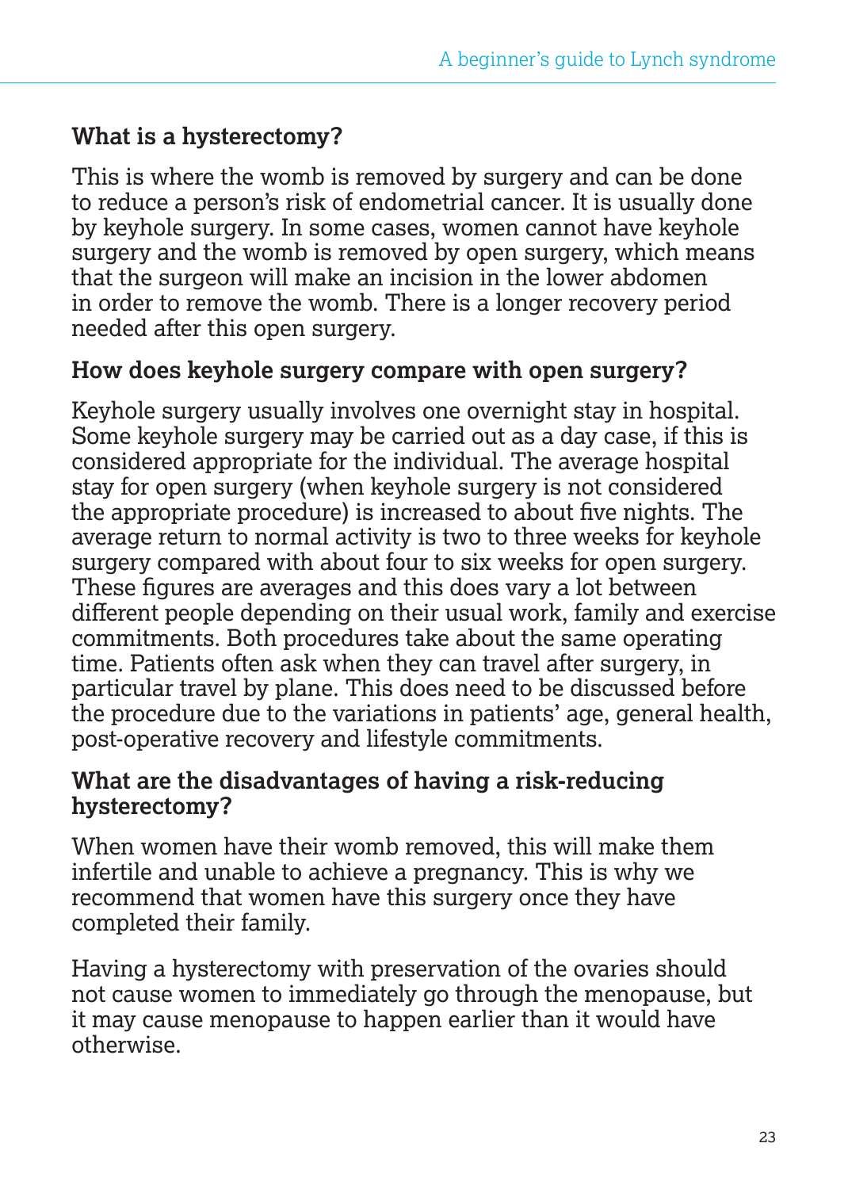## What is a hysterectomy?

This is where the womb is removed by surgery and can be done to reduce a person's risk of endometrial cancer. It is usually done by keyhole surgery. In some cases, women cannot have keyhole surgery and the womb is removed by open surgery, which means that the surgeon will make an incision in the lower abdomen in order to remove the womb. There is a longer recovery period needed after this open surgery.

## How does keyhole surgery compare with open surgery?

Keyhole surgery usually involves one overnight stay in hospital. Some keyhole surgery may be carried out as a day case, if this is considered appropriate for the individual. The average hospital stay for open surgery (when keyhole surgery is not considered the appropriate procedure) is increased to about five nights. The average return to normal activity is two to three weeks for keyhole surgery compared with about four to six weeks for open surgery. These figures are averages and this does vary a lot between different people depending on their usual work, family and exercise commitments. Both procedures take about the same operating time. Patients often ask when they can travel after surgery, in particular travel by plane. This does need to be discussed before the procedure due to the variations in patients' age, general health, post-operative recovery and lifestyle commitments.

## What are the disadvantages of having a risk-reducing hysterectomy?

When women have their womb removed, this will make them infertile and unable to achieve a pregnancy. This is why we recommend that women have this surgery once they have completed their family.

Having a hysterectomy with preservation of the ovaries should not cause women to immediately go through the menopause, but it may cause menopause to happen earlier than it would have otherwise.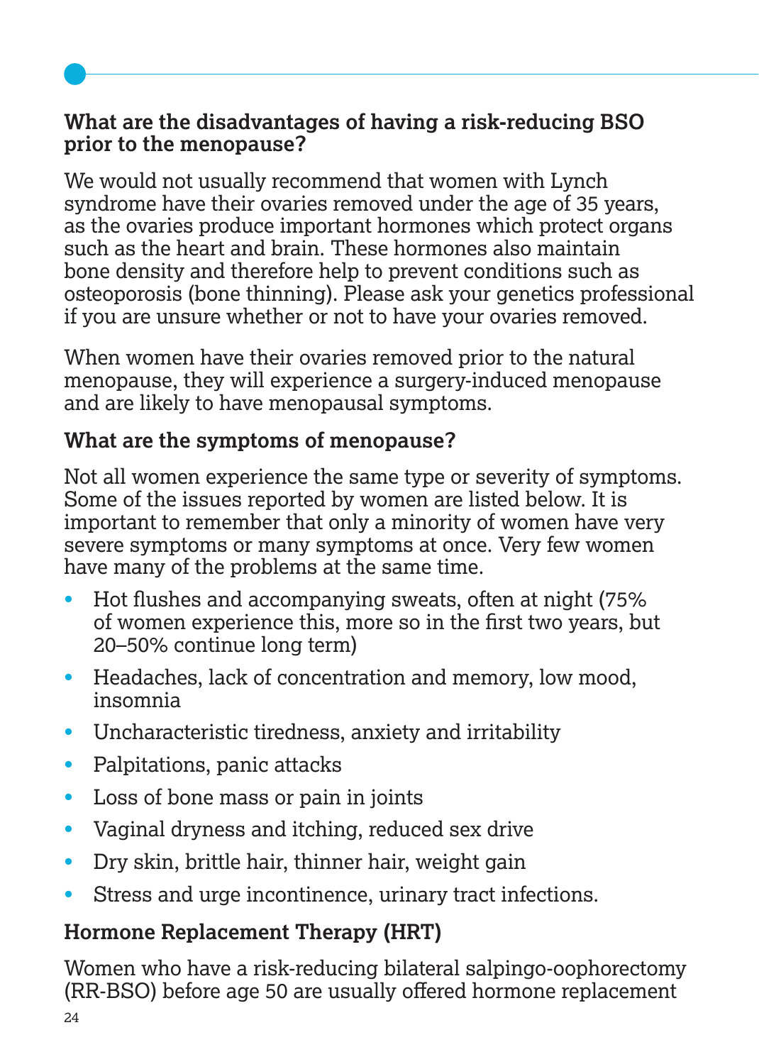### What are the disadvantages of having a risk-reducing BSO prior to the menopause?

We would not usually recommend that women with Lynch syndrome have their ovaries removed under the age of 35 years, as the ovaries produce important hormones which protect organs such as the heart and brain. These hormones also maintain bone density and therefore help to prevent conditions such as osteoporosis (bone thinning). Please ask your genetics professional if you are unsure whether or not to have your ovaries removed.

When women have their ovaries removed prior to the natural menopause, they will experience a surgery-induced menopause and are likely to have menopausal symptoms.

### What are the symptoms of menopause?

Not all women experience the same type or severity of symptoms. Some of the issues reported by women are listed below. It is important to remember that only a minority of women have very severe symptoms or many symptoms at once. Very few women have many of the problems at the same time.

- Hot flushes and accompanying sweats, often at night (75% of women experience this, more so in the first two years, but 20–50% continue long term)
- Headaches, lack of concentration and memory, low mood, insomnia
- Uncharacteristic tiredness, anxiety and irritability
- Palpitations, panic attacks
- Loss of bone mass or pain in joints
- Vaginal dryness and itching, reduced sex drive
- Dry skin, brittle hair, thinner hair, weight gain
- Stress and urge incontinence, urinary tract infections.

### Hormone Replacement Therapy (HRT)

Women who have a risk-reducing bilateral salpingo-oophorectomy (RR-BSO) before age 50 are usually offered hormone replacement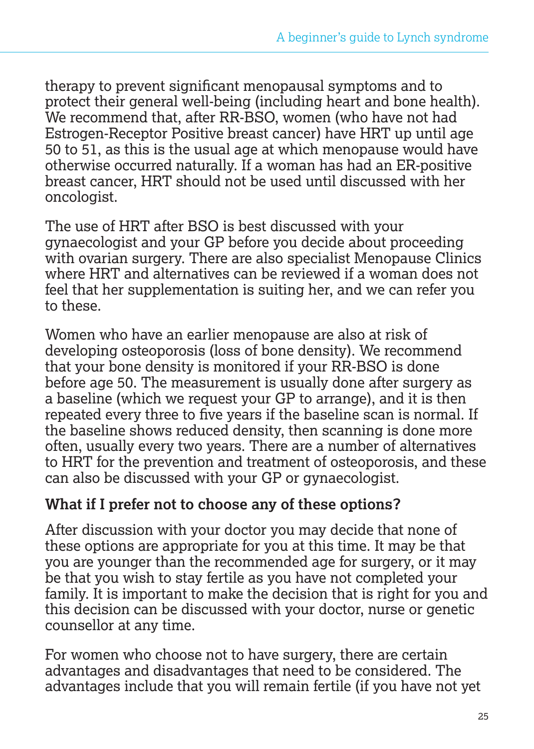therapy to prevent significant menopausal symptoms and to protect their general well-being (including heart and bone health). We recommend that, after RR-BSO, women (who have not had Estrogen-Receptor Positive breast cancer) have HRT up until age 50 to 51, as this is the usual age at which menopause would have otherwise occurred naturally. If a woman has had an ER-positive breast cancer, HRT should not be used until discussed with her oncologist.

The use of HRT after BSO is best discussed with your gynaecologist and your GP before you decide about proceeding with ovarian surgery. There are also specialist Menopause Clinics where HRT and alternatives can be reviewed if a woman does not feel that her supplementation is suiting her, and we can refer you to these.

Women who have an earlier menopause are also at risk of developing osteoporosis (loss of bone density). We recommend that your bone density is monitored if your RR-BSO is done before age 50. The measurement is usually done after surgery as a baseline (which we request your GP to arrange), and it is then repeated every three to five years if the baseline scan is normal. If the baseline shows reduced density, then scanning is done more often, usually every two years. There are a number of alternatives to HRT for the prevention and treatment of osteoporosis, and these can also be discussed with your GP or gynaecologist.

### What if I prefer not to choose any of these options?

After discussion with your doctor you may decide that none of these options are appropriate for you at this time. It may be that you are younger than the recommended age for surgery, or it may be that you wish to stay fertile as you have not completed your family. It is important to make the decision that is right for you and this decision can be discussed with your doctor, nurse or genetic counsellor at any time.

For women who choose not to have surgery, there are certain advantages and disadvantages that need to be considered. The advantages include that you will remain fertile (if you have not yet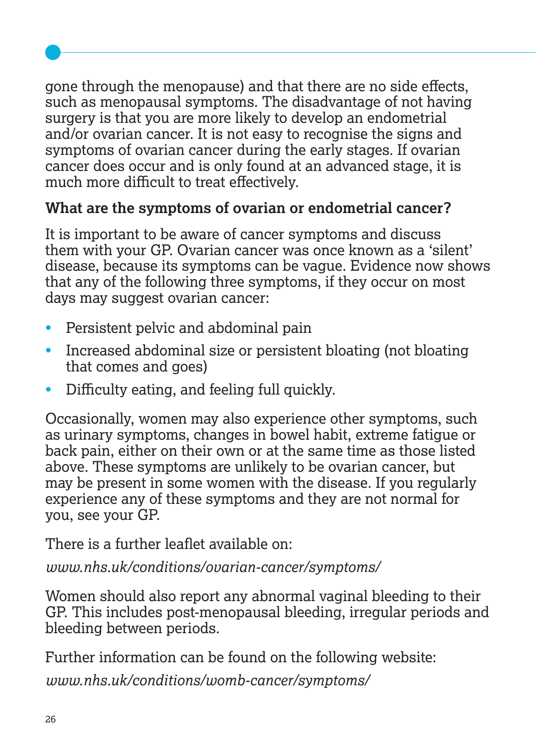gone through the menopause) and that there are no side effects, such as menopausal symptoms. The disadvantage of not having surgery is that you are more likely to develop an endometrial and/or ovarian cancer. It is not easy to recognise the signs and symptoms of ovarian cancer during the early stages. If ovarian cancer does occur and is only found at an advanced stage, it is much more difficult to treat effectively.

**What are the symptoms of ovarian or endometrial cancer?**

It is important to be aware of cancer symptoms and discuss them with your GP. Ovarian cancer was once known as a 'silent' disease, because its symptoms can be vague. Evidence now shows that any of the following three symptoms, if they occur on most days may suggest ovarian cancer:

- Persistent pelvic and abdominal pain
- Increased abdominal size or persistent bloating (not bloating that comes and goes)
- Difficulty eating, and feeling full quickly.

Occasionally, women may also experience other symptoms, such as urinary symptoms, changes in bowel habit, extreme fatigue or back pain, either on their own or at the same time as those listed above. These symptoms are unlikely to be ovarian cancer, but may be present in some women with the disease. If you regularly experience any of these symptoms and they are not normal for you, see your GP.

There is a further leaflet available on:

*www.nhs.uk/conditions/ovarian-cancer/symptoms/*

Women should also report any abnormal vaginal bleeding to their GP. This includes post-menopausal bleeding, irregular periods and bleeding between periods.

Further information can be found on the following website:

*www.nhs.uk/conditions/womb-cancer/symptoms/*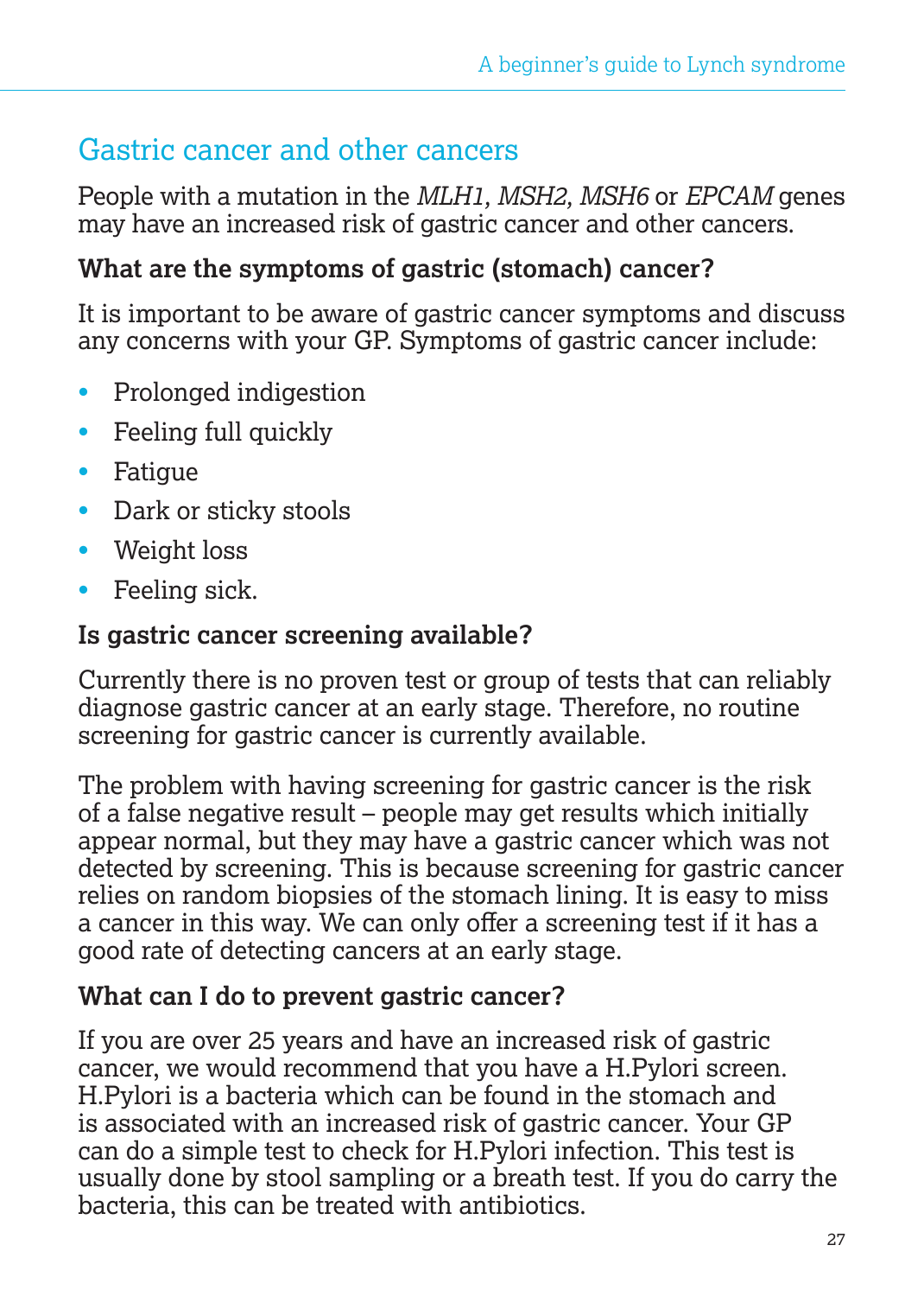## Gastric cancer and other cancers

People with a mutation in the *MLH1, MSH2, MSH6* or *EPCAM* genes may have an increased risk of gastric cancer and other cancers.

### What are the symptoms of gastric (stomach) cancer?

It is important to be aware of gastric cancer symptoms and discuss any concerns with your GP. Symptoms of gastric cancer include:

- Prolonged indigestion
- Feeling full quickly
- Fatigue
- Dark or sticky stools
- Weight loss
- Feeling sick.

### Is gastric cancer screening available?

Currently there is no proven test or group of tests that can reliably diagnose gastric cancer at an early stage. Therefore, no routine screening for gastric cancer is currently available.

The problem with having screening for gastric cancer is the risk of a false negative result – people may get results which initially appear normal, but they may have a gastric cancer which was not detected by screening. This is because screening for gastric cancer relies on random biopsies of the stomach lining. It is easy to miss a cancer in this way. We can only offer a screening test if it has a good rate of detecting cancers at an early stage.

### What can I do to prevent gastric cancer?

If you are over 25 years and have an increased risk of gastric cancer, we would recommend that you have a H.Pylori screen. H.Pylori is a bacteria which can be found in the stomach and is associated with an increased risk of gastric cancer. Your GP can do a simple test to check for H.Pylori infection. This test is usually done by stool sampling or a breath test. If you do carry the bacteria, this can be treated with antibiotics.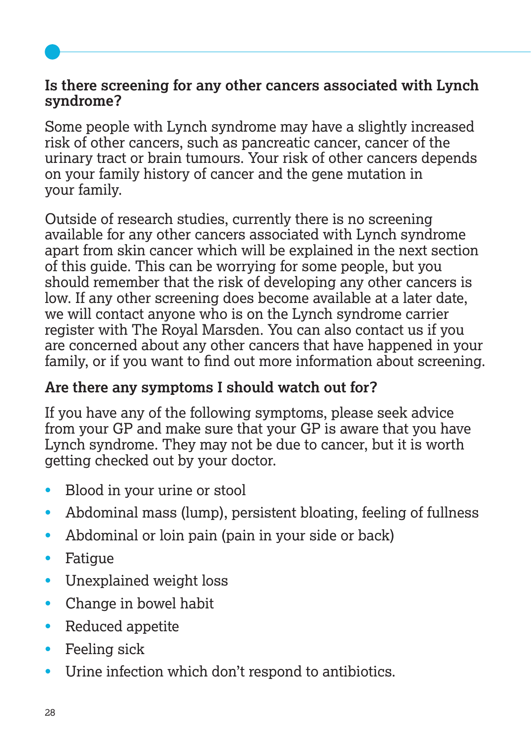### Is there screening for any other cancers associated with Lynch syndrome?

Some people with Lynch syndrome may have a slightly increased risk of other cancers, such as pancreatic cancer, cancer of the urinary tract or brain tumours. Your risk of other cancers depends on your family history of cancer and the gene mutation in your family.

Outside of research studies, currently there is no screening available for any other cancers associated with Lynch syndrome apart from skin cancer which will be explained in the next section of this guide. This can be worrying for some people, but you should remember that the risk of developing any other cancers is low. If any other screening does become available at a later date, we will contact anyone who is on the Lynch syndrome carrier register with The Royal Marsden. You can also contact us if you are concerned about any other cancers that have happened in your family, or if you want to find out more information about screening.

### Are there any symptoms I should watch out for?

If you have any of the following symptoms, please seek advice from your GP and make sure that your GP is aware that you have Lynch syndrome. They may not be due to cancer, but it is worth getting checked out by your doctor.

- Blood in your urine or stool
- Abdominal mass (lump), persistent bloating, feeling of fullness
- Abdominal or loin pain (pain in your side or back)
- Fatigue
- Unexplained weight loss
- Change in bowel habit
- Reduced appetite
- Feeling sick
- Urine infection which don't respond to antibiotics.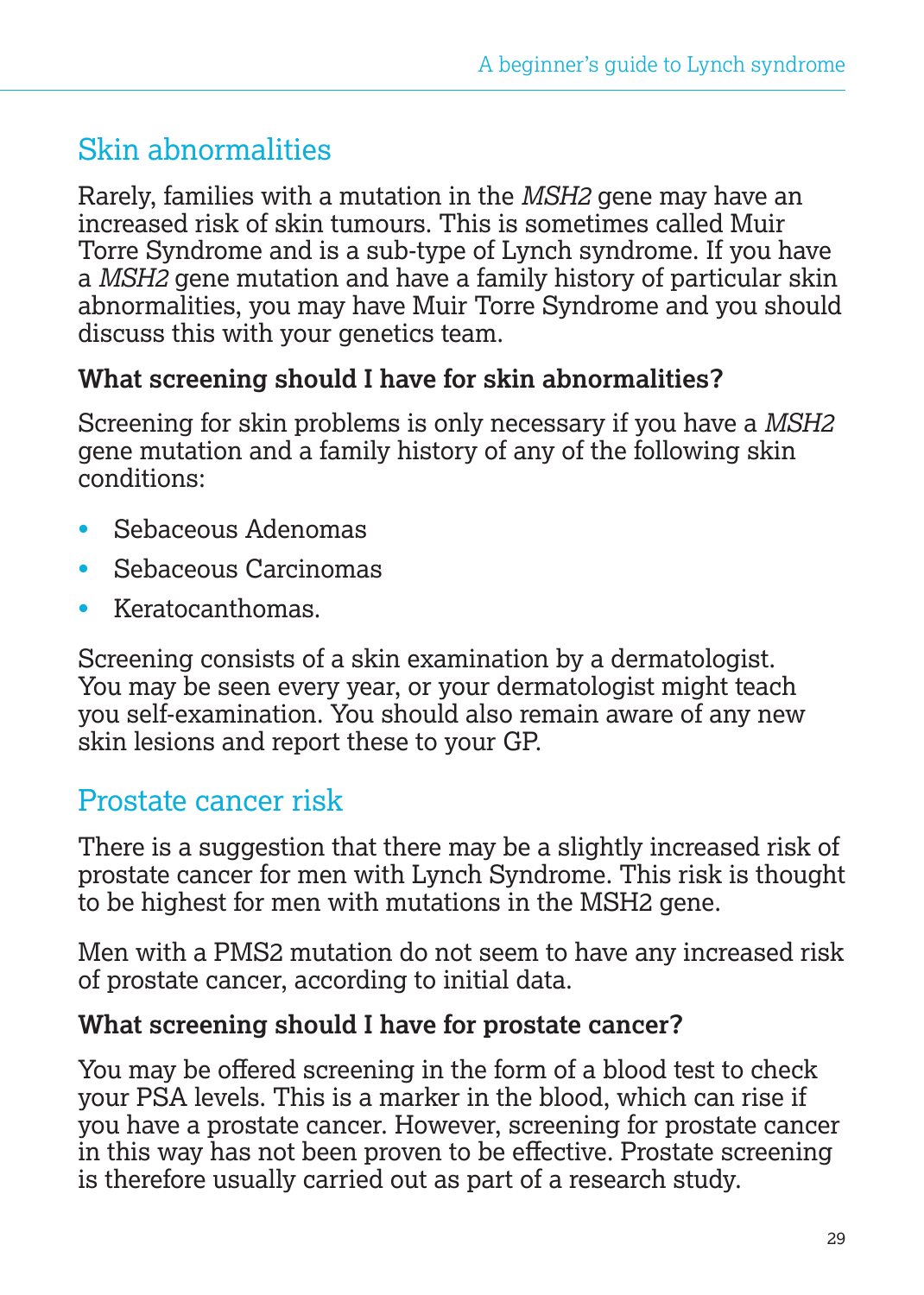## Skin abnormalities

Rarely, families with a mutation in the *MSH2* gene may have an increased risk of skin tumours. This is sometimes called Muir Torre Syndrome and is a sub-type of Lynch syndrome. If you have a *MSH2* gene mutation and have a family history of particular skin abnormalities, you may have Muir Torre Syndrome and you should discuss this with your genetics team.

### What screening should I have for skin abnormalities?

Screening for skin problems is only necessary if you have a *MSH2* gene mutation and a family history of any of the following skin conditions:

- Sebaceous Adenomas
- Sebaceous Carcinomas
- Keratocanthomas.

Screening consists of a skin examination by a dermatologist. You may be seen every year, or your dermatologist might teach you self-examination. You should also remain aware of any new skin lesions and report these to your GP.

## Prostate cancer risk

There is a suggestion that there may be a slightly increased risk of prostate cancer for men with Lynch Syndrome. This risk is thought to be highest for men with mutations in the MSH2 gene.

Men with a PMS2 mutation do not seem to have any increased risk of prostate cancer, according to initial data.

### What screening should I have for prostate cancer?

You may be offered screening in the form of a blood test to check your PSA levels. This is a marker in the blood, which can rise if you have a prostate cancer. However, screening for prostate cancer in this way has not been proven to be effective. Prostate screening is therefore usually carried out as part of a research study.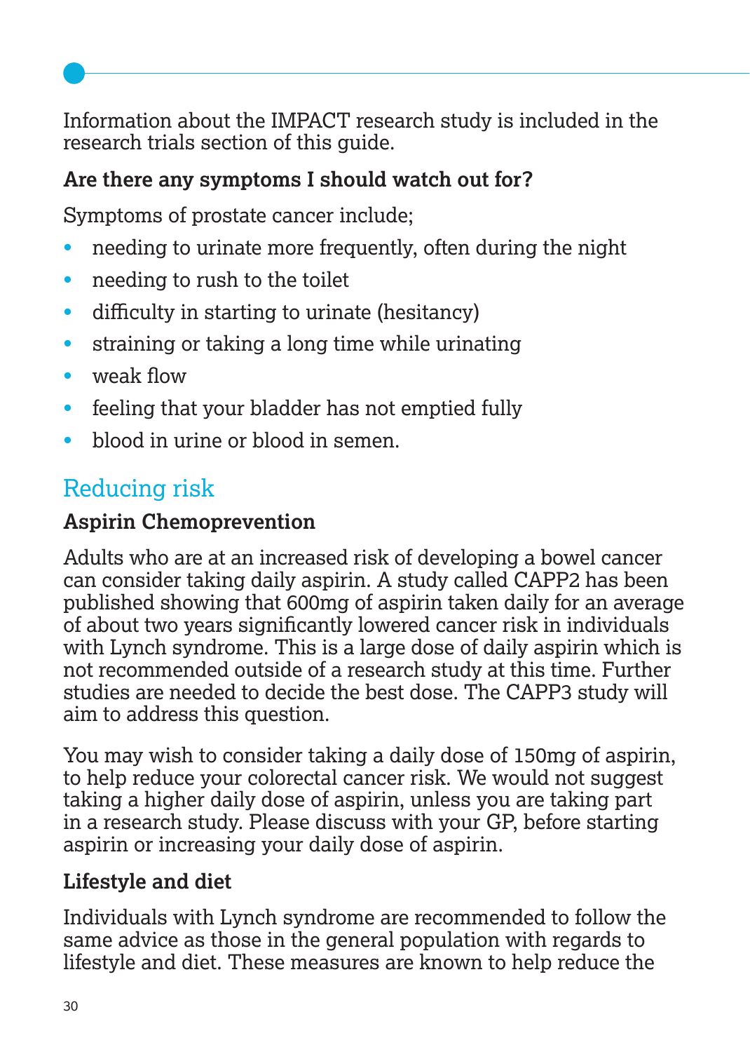Information about the IMPACT research study is included in the research trials section of this guide.

### Are there any symptoms I should watch out for?

Symptoms of prostate cancer include;

- needing to urinate more frequently, often during the night
- needing to rush to the toilet
- difficulty in starting to urinate (hesitancy)
- straining or taking a long time while urinating
- weak flow
- feeling that your bladder has not emptied fully
- blood in urine or blood in semen.

## Reducing risk

### Aspirin Chemoprevention

Adults who are at an increased risk of developing a bowel cancer can consider taking daily aspirin. A study called CAPP2 has been published showing that 600mg of aspirin taken daily for an average of about two years significantly lowered cancer risk in individuals with Lynch syndrome. This is a large dose of daily aspirin which is not recommended outside of a research study at this time. Further studies are needed to decide the best dose. The CAPP3 study will aim to address this question.

You may wish to consider taking a daily dose of 150mg of aspirin, to help reduce your colorectal cancer risk. We would not suggest taking a higher daily dose of aspirin, unless you are taking part in a research study. Please discuss with your GP, before starting aspirin or increasing your daily dose of aspirin.

### Lifestyle and diet

Individuals with Lynch syndrome are recommended to follow the same advice as those in the general population with regards to lifestyle and diet. These measures are known to help reduce the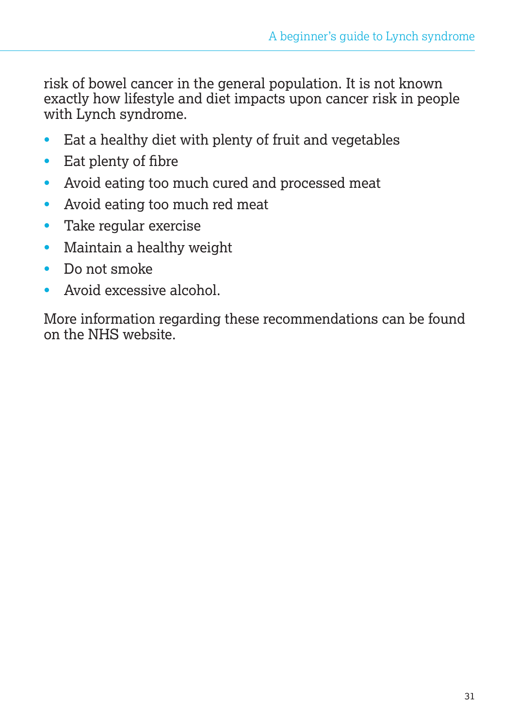risk of bowel cancer in the general population. It is not known exactly how lifestyle and diet impacts upon cancer risk in people with Lynch syndrome.

- Eat a healthy diet with plenty of fruit and vegetables
- Eat plenty of fibre
- Avoid eating too much cured and processed meat
- Avoid eating too much red meat
- Take regular exercise
- Maintain a healthy weight
- Do not smoke
- Avoid excessive alcohol.

More information regarding these recommendations can be found on the NHS website.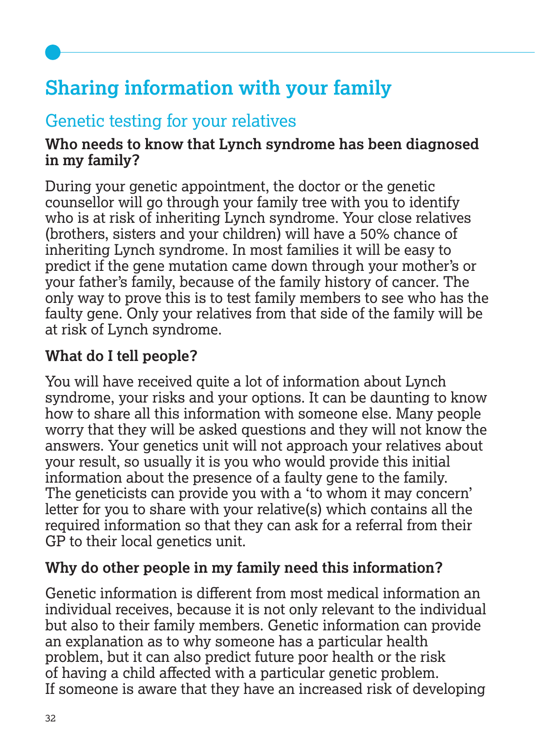# Sharing information with your family

## Genetic testing for your relatives

### Who needs to know that Lynch syndrome has been diagnosed in my family?

During your genetic appointment, the doctor or the genetic counsellor will go through your family tree with you to identify who is at risk of inheriting Lynch syndrome. Your close relatives (brothers, sisters and your children) will have a 50% chance of inheriting Lynch syndrome. In most families it will be easy to predict if the gene mutation came down through your mother's or your father's family, because of the family history of cancer. The only way to prove this is to test family members to see who has the faulty gene. Only your relatives from that side of the family will be at risk of Lynch syndrome.

### What do I tell people?

You will have received quite a lot of information about Lynch syndrome, your risks and your options. It can be daunting to know how to share all this information with someone else. Many people worry that they will be asked questions and they will not know the answers. Your genetics unit will not approach your relatives about your result, so usually it is you who would provide this initial information about the presence of a faulty gene to the family. The geneticists can provide you with a 'to whom it may concern' letter for you to share with your relative(s) which contains all the required information so that they can ask for a referral from their GP to their local genetics unit.

### Why do other people in my family need this information?

Genetic information is different from most medical information an individual receives, because it is not only relevant to the individual but also to their family members. Genetic information can provide an explanation as to why someone has a particular health problem, but it can also predict future poor health or the risk of having a child affected with a particular genetic problem. If someone is aware that they have an increased risk of developing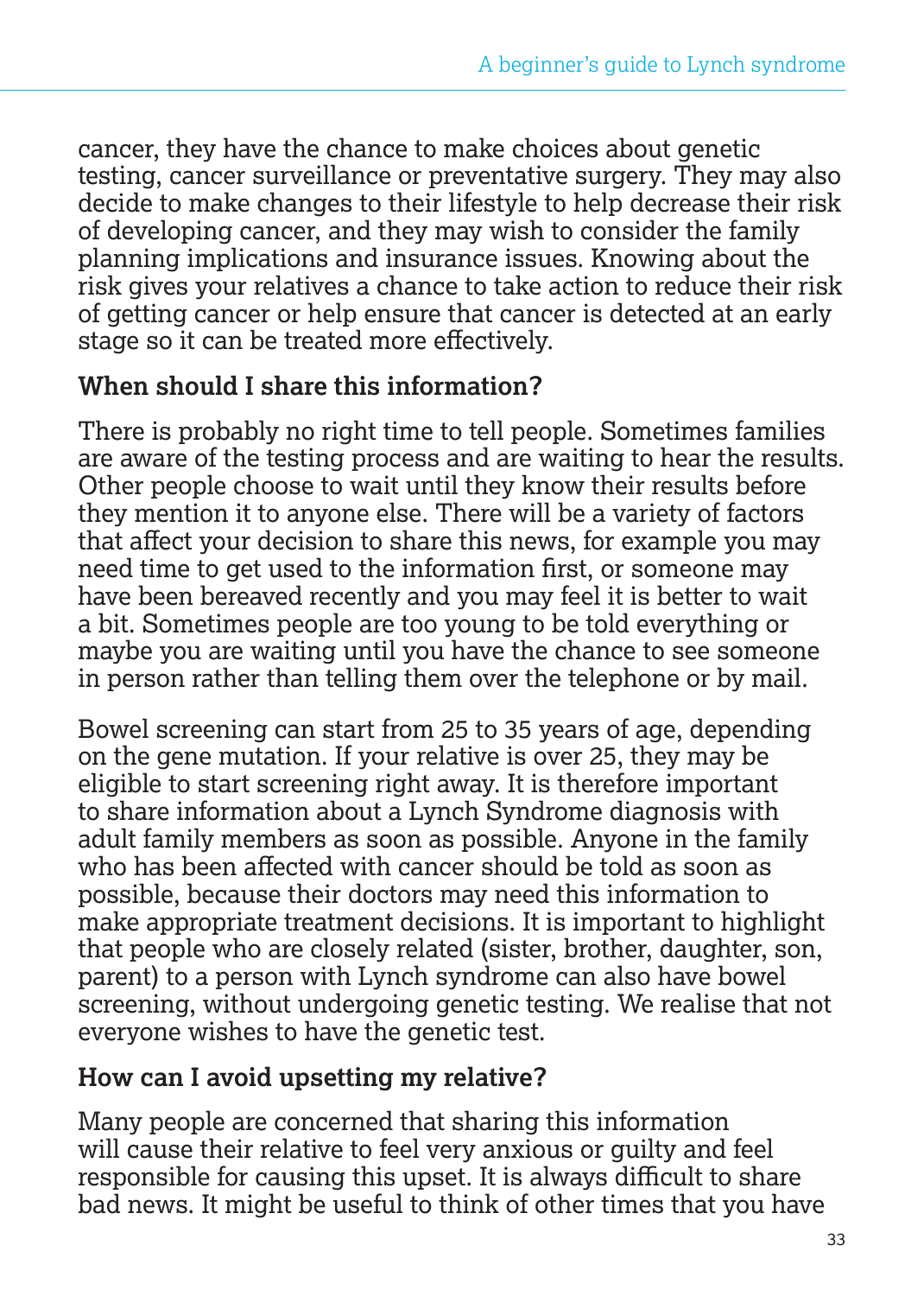cancer, they have the chance to make choices about genetic testing, cancer surveillance or preventative surgery. They may also decide to make changes to their lifestyle to help decrease their risk of developing cancer, and they may wish to consider the family planning implications and insurance issues. Knowing about the risk gives your relatives a chance to take action to reduce their risk of getting cancer or help ensure that cancer is detected at an early stage so it can be treated more effectively.

### When should I share this information?

There is probably no right time to tell people. Sometimes families are aware of the testing process and are waiting to hear the results. Other people choose to wait until they know their results before they mention it to anyone else. There will be a variety of factors that affect your decision to share this news, for example you may need time to get used to the information first, or someone may have been bereaved recently and you may feel it is better to wait a bit. Sometimes people are too young to be told everything or maybe you are waiting until you have the chance to see someone in person rather than telling them over the telephone or by mail.

Bowel screening can start from 25 to 35 years of age, depending on the gene mutation. If your relative is over 25, they may be eligible to start screening right away. It is therefore important to share information about a Lynch Syndrome diagnosis with adult family members as soon as possible. Anyone in the family who has been affected with cancer should be told as soon as possible, because their doctors may need this information to make appropriate treatment decisions. It is important to highlight that people who are closely related (sister, brother, daughter, son, parent) to a person with Lynch syndrome can also have bowel screening, without undergoing genetic testing. We realise that not everyone wishes to have the genetic test.

### How can I avoid upsetting my relative?

Many people are concerned that sharing this information will cause their relative to feel very anxious or guilty and feel responsible for causing this upset. It is always difficult to share bad news. It might be useful to think of other times that you have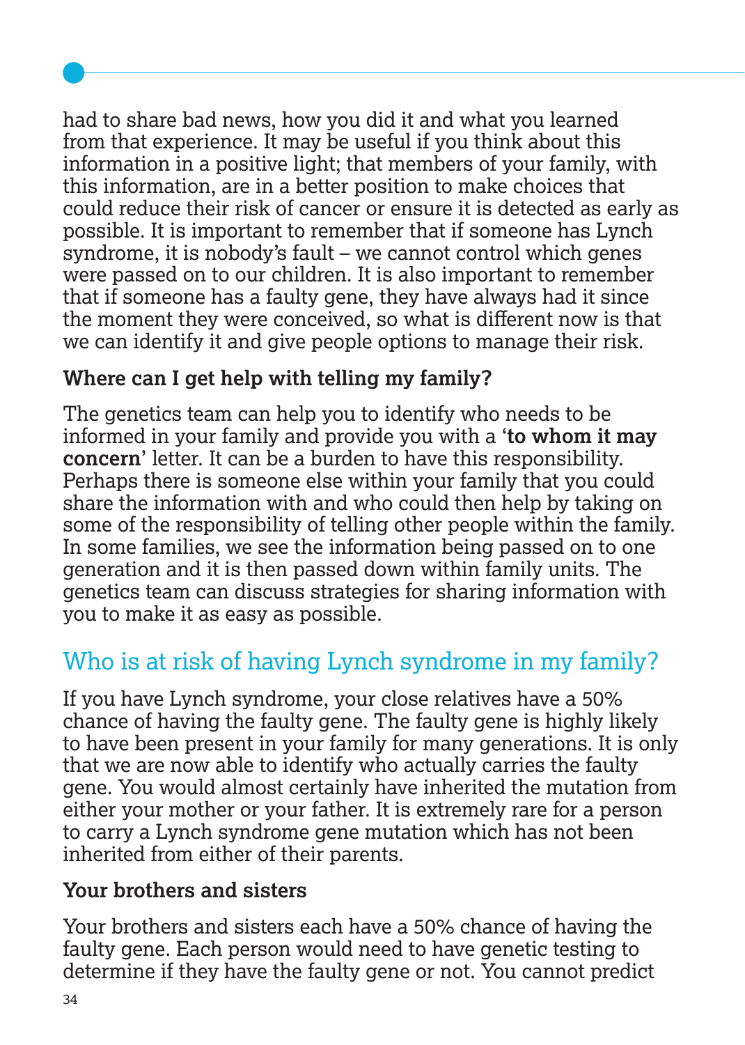had to share bad news, how you did it and what you learned from that experience. It may be useful if you think about this information in a positive light; that members of your family, with this information, are in a better position to make choices that could reduce their risk of cancer or ensure it is detected as early as possible. It is important to remember that if someone has Lynch syndrome, it is nobody's fault – we cannot control which genes were passed on to our children. It is also important to remember that if someone has a faulty gene, they have always had it since the moment they were conceived, so what is different now is that we can identify it and give people options to manage their risk.

### Where can I get help with telling my family?

The genetics team can help you to identify who needs to be informed in your family and provide you with a '**to whom it may concern**' letter. It can be a burden to have this responsibility. Perhaps there is someone else within your family that you could share the information with and who could then help by taking on some of the responsibility of telling other people within the family. In some families, we see the information being passed on to one generation and it is then passed down within family units. The genetics team can discuss strategies for sharing information with you to make it as easy as possible.

## Who is at risk of having Lynch syndrome in my family?

If you have Lynch syndrome, your close relatives have a 50% chance of having the faulty gene. The faulty gene is highly likely to have been present in your family for many generations. It is only that we are now able to identify who actually carries the faulty gene. You would almost certainly have inherited the mutation from either your mother or your father. It is extremely rare for a person to carry a Lynch syndrome gene mutation which has not been inherited from either of their parents.

### Your brothers and sisters

Your brothers and sisters each have a 50% chance of having the faulty gene. Each person would need to have genetic testing to determine if they have the faulty gene or not. You cannot predict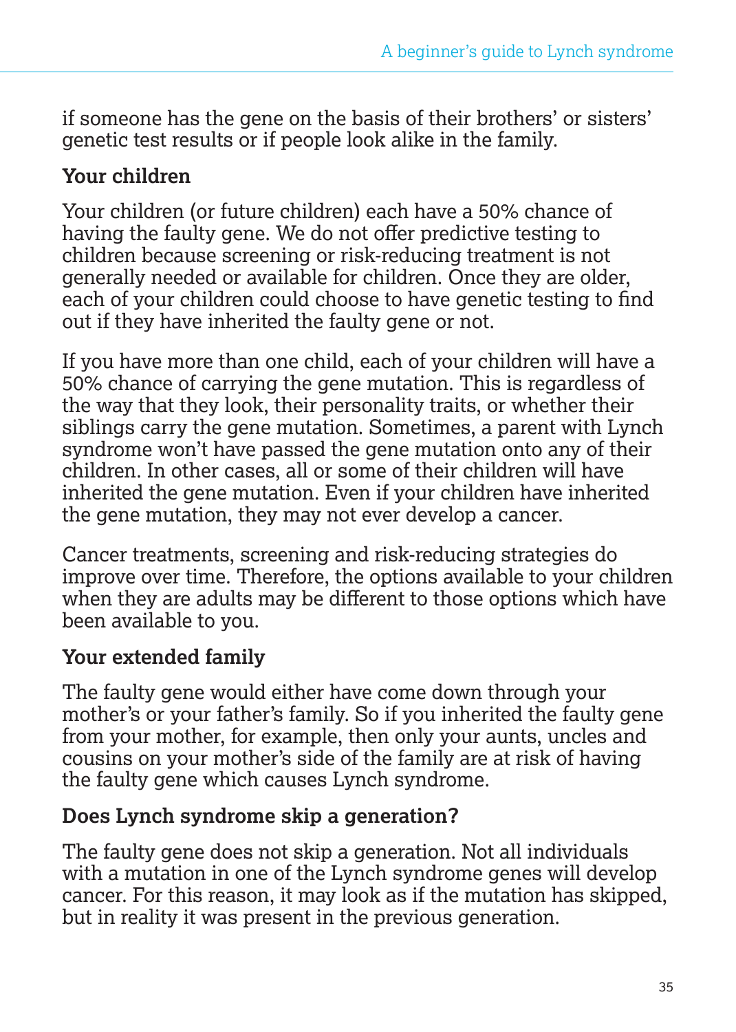if someone has the gene on the basis of their brothers' or sisters' genetic test results or if people look alike in the family.

### Your children

Your children (or future children) each have a 50% chance of having the faulty gene. We do not offer predictive testing to children because screening or risk-reducing treatment is not generally needed or available for children. Once they are older, each of your children could choose to have genetic testing to find out if they have inherited the faulty gene or not.

If you have more than one child, each of your children will have a 50% chance of carrying the gene mutation. This is regardless of the way that they look, their personality traits, or whether their siblings carry the gene mutation. Sometimes, a parent with Lynch syndrome won't have passed the gene mutation onto any of their children. In other cases, all or some of their children will have inherited the gene mutation. Even if your children have inherited the gene mutation, they may not ever develop a cancer.

Cancer treatments, screening and risk-reducing strategies do improve over time. Therefore, the options available to your children when they are adults may be different to those options which have been available to you.

### Your extended family

The faulty gene would either have come down through your mother's or your father's family. So if you inherited the faulty gene from your mother, for example, then only your aunts, uncles and cousins on your mother's side of the family are at risk of having the faulty gene which causes Lynch syndrome.

### Does Lynch syndrome skip a generation?

The faulty gene does not skip a generation. Not all individuals with a mutation in one of the Lynch syndrome genes will develop cancer. For this reason, it may look as if the mutation has skipped, but in reality it was present in the previous generation.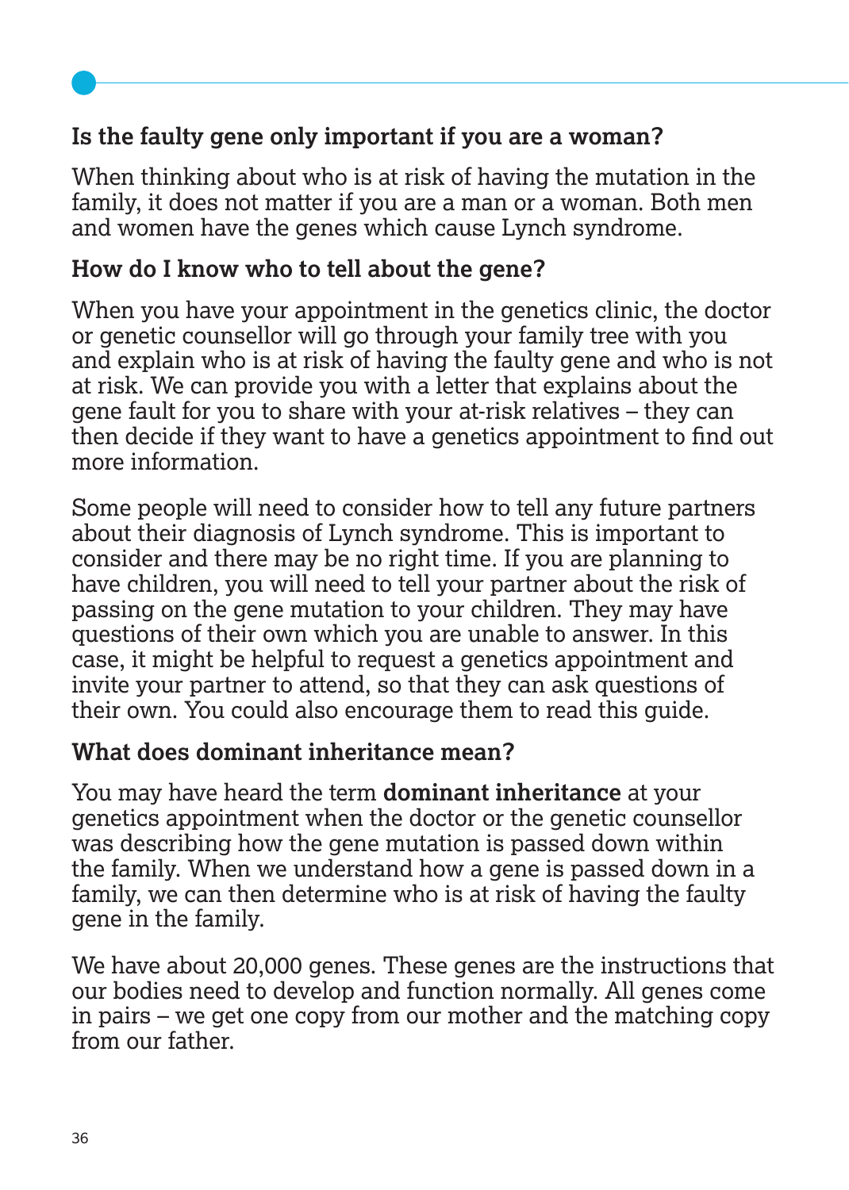## Is the faulty gene only important if you are a woman?

When thinking about who is at risk of having the mutation in the family, it does not matter if you are a man or a woman. Both men and women have the genes which cause Lynch syndrome.

## How do I know who to tell about the gene?

When you have your appointment in the genetics clinic, the doctor or genetic counsellor will go through your family tree with you and explain who is at risk of having the faulty gene and who is not at risk. We can provide you with a letter that explains about the gene fault for you to share with your at-risk relatives – they can then decide if they want to have a genetics appointment to find out more information.

Some people will need to consider how to tell any future partners about their diagnosis of Lynch syndrome. This is important to consider and there may be no right time. If you are planning to have children, you will need to tell your partner about the risk of passing on the gene mutation to your children. They may have questions of their own which you are unable to answer. In this case, it might be helpful to request a genetics appointment and invite your partner to attend, so that they can ask questions of their own. You could also encourage them to read this guide.

## What does dominant inheritance mean?

You may have heard the term **dominant inheritance** at your genetics appointment when the doctor or the genetic counsellor was describing how the gene mutation is passed down within the family. When we understand how a gene is passed down in a family, we can then determine who is at risk of having the faulty gene in the family.

We have about 20,000 genes. These genes are the instructions that our bodies need to develop and function normally. All genes come in pairs – we get one copy from our mother and the matching copy from our father.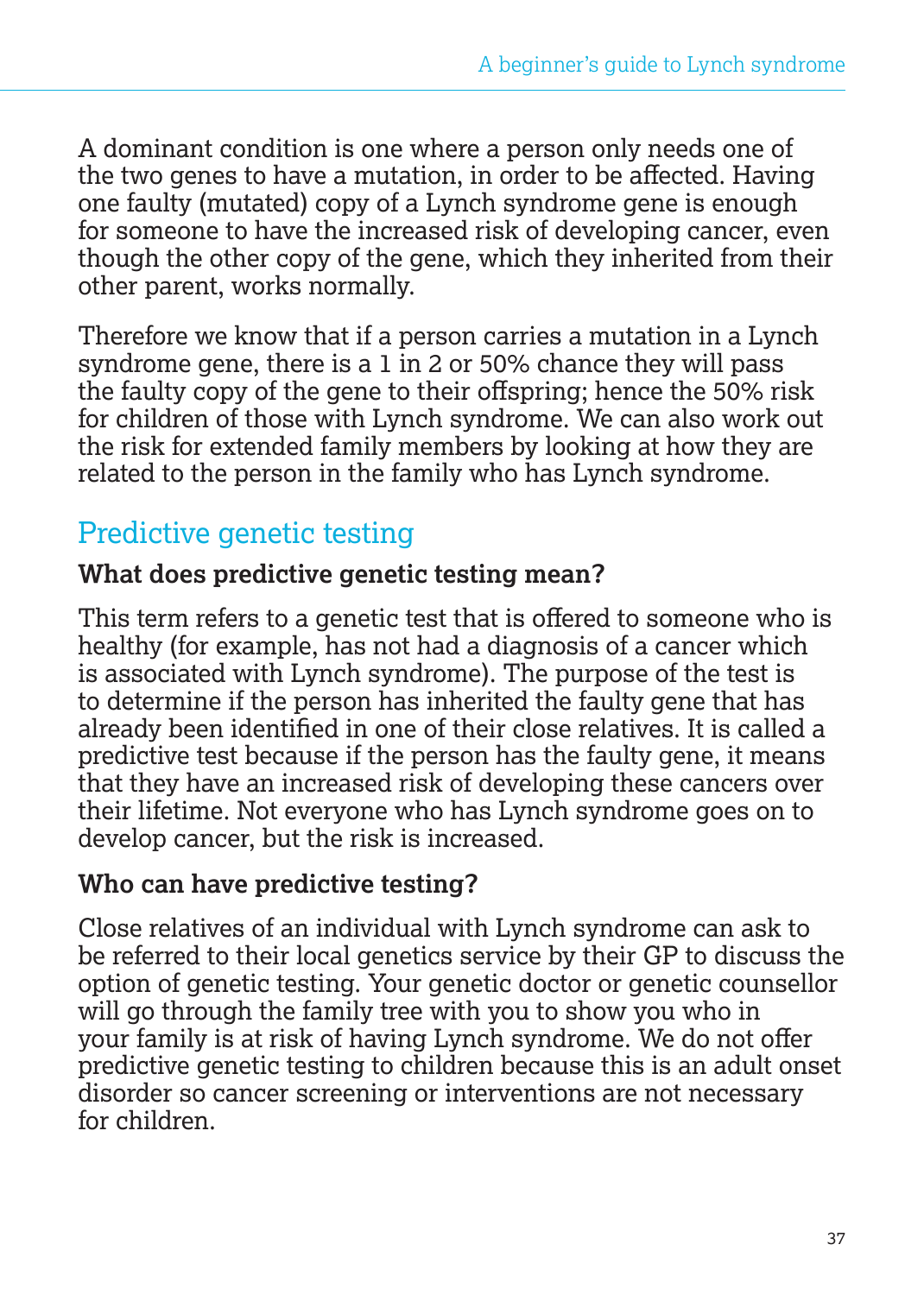A dominant condition is one where a person only needs one of the two genes to have a mutation, in order to be affected. Having one faulty (mutated) copy of a Lynch syndrome gene is enough for someone to have the increased risk of developing cancer, even though the other copy of the gene, which they inherited from their other parent, works normally.

Therefore we know that if a person carries a mutation in a Lynch syndrome gene, there is a 1 in 2 or 50% chance they will pass the faulty copy of the gene to their offspring; hence the 50% risk for children of those with Lynch syndrome. We can also work out the risk for extended family members by looking at how they are related to the person in the family who has Lynch syndrome.

## Predictive genetic testing

### What does predictive genetic testing mean?

This term refers to a genetic test that is offered to someone who is healthy (for example, has not had a diagnosis of a cancer which is associated with Lynch syndrome). The purpose of the test is to determine if the person has inherited the faulty gene that has already been identified in one of their close relatives. It is called a predictive test because if the person has the faulty gene, it means that they have an increased risk of developing these cancers over their lifetime. Not everyone who has Lynch syndrome goes on to develop cancer, but the risk is increased.

### Who can have predictive testing?

Close relatives of an individual with Lynch syndrome can ask to be referred to their local genetics service by their GP to discuss the option of genetic testing. Your genetic doctor or genetic counsellor will go through the family tree with you to show you who in your family is at risk of having Lynch syndrome. We do not offer predictive genetic testing to children because this is an adult onset disorder so cancer screening or interventions are not necessary for children.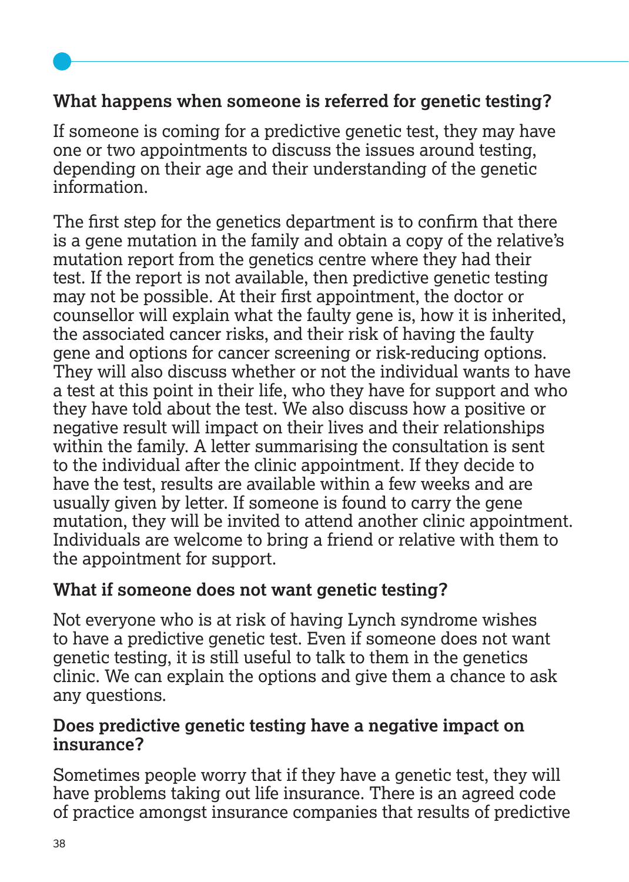## What happens when someone is referred for genetic testing?

If someone is coming for a predictive genetic test, they may have one or two appointments to discuss the issues around testing, depending on their age and their understanding of the genetic information.

The first step for the genetics department is to confirm that there is a gene mutation in the family and obtain a copy of the relative's mutation report from the genetics centre where they had their test. If the report is not available, then predictive genetic testing may not be possible. At their first appointment, the doctor or counsellor will explain what the faulty gene is, how it is inherited, the associated cancer risks, and their risk of having the faulty gene and options for cancer screening or risk-reducing options. They will also discuss whether or not the individual wants to have a test at this point in their life, who they have for support and who they have told about the test. We also discuss how a positive or negative result will impact on their lives and their relationships within the family. A letter summarising the consultation is sent to the individual after the clinic appointment. If they decide to have the test, results are available within a few weeks and are usually given by letter. If someone is found to carry the gene mutation, they will be invited to attend another clinic appointment. Individuals are welcome to bring a friend or relative with them to the appointment for support.

## What if someone does not want genetic testing?

Not everyone who is at risk of having Lynch syndrome wishes to have a predictive genetic test. Even if someone does not want genetic testing, it is still useful to talk to them in the genetics clinic. We can explain the options and give them a chance to ask any questions.

## Does predictive genetic testing have a negative impact on insurance?

Sometimes people worry that if they have a genetic test, they will have problems taking out life insurance. There is an agreed code of practice amongst insurance companies that results of predictive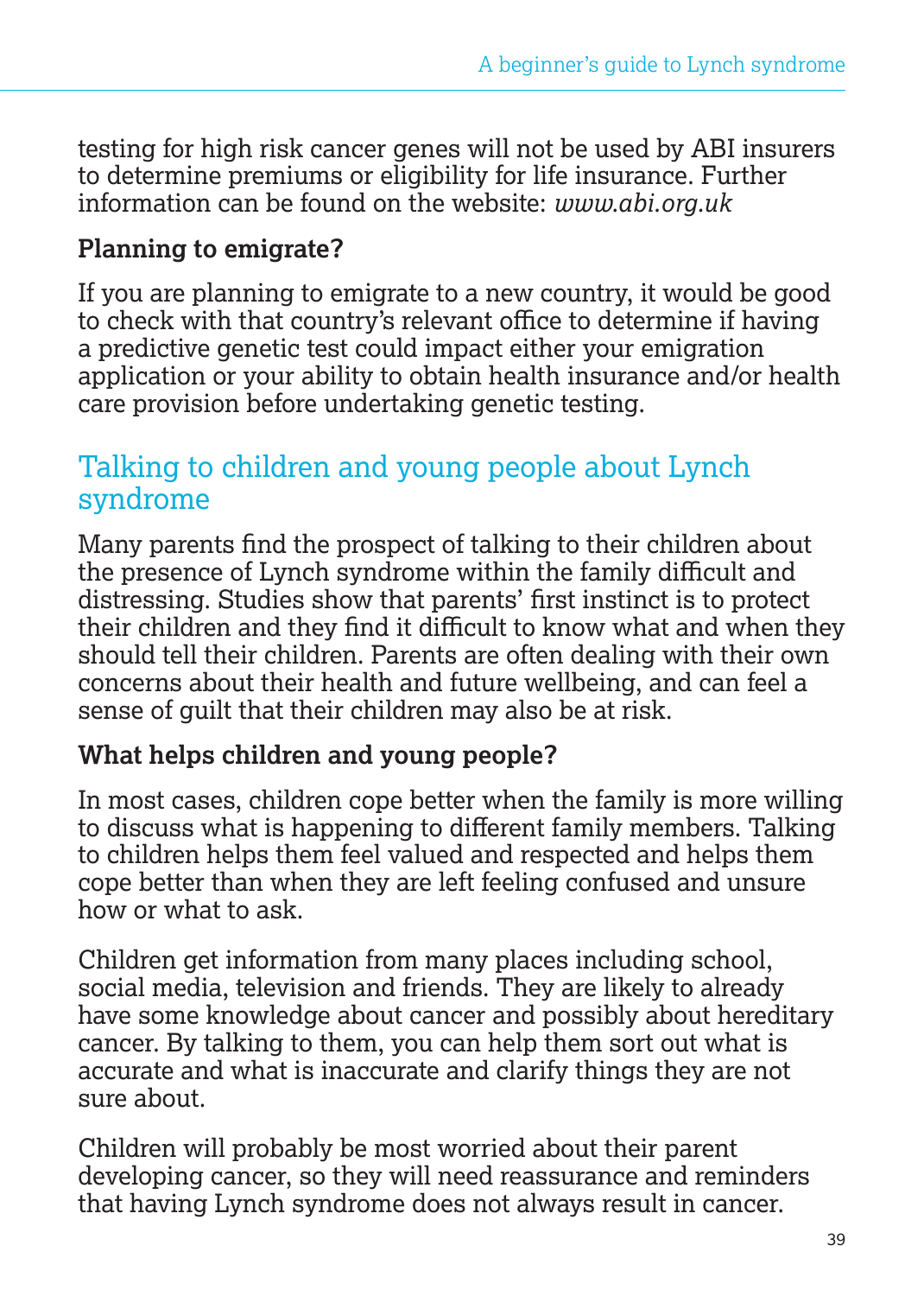testing for high risk cancer genes will not be used by ABI insurers to determine premiums or eligibility for life insurance. Further information can be found on the website: *www.abi.org.uk*

**Planning to emigrate?**

If you are planning to emigrate to a new country, it would be good to check with that country's relevant office to determine if having a predictive genetic test could impact either your emigration application or your ability to obtain health insurance and/or health care provision before undertaking genetic testing.

## Talking to children and young people about Lynch syndrome

Many parents find the prospect of talking to their children about the presence of Lynch syndrome within the family difficult and distressing. Studies show that parents' first instinct is to protect their children and they find it difficult to know what and when they should tell their children. Parents are often dealing with their own concerns about their health and future wellbeing, and can feel a sense of guilt that their children may also be at risk.

**What helps children and young people?**

In most cases, children cope better when the family is more willing to discuss what is happening to different family members. Talking to children helps them feel valued and respected and helps them cope better than when they are left feeling confused and unsure how or what to ask.

Children get information from many places including school, social media, television and friends. They are likely to already have some knowledge about cancer and possibly about hereditary cancer. By talking to them, you can help them sort out what is accurate and what is inaccurate and clarify things they are not sure about.

Children will probably be most worried about their parent developing cancer, so they will need reassurance and reminders that having Lynch syndrome does not always result in cancer.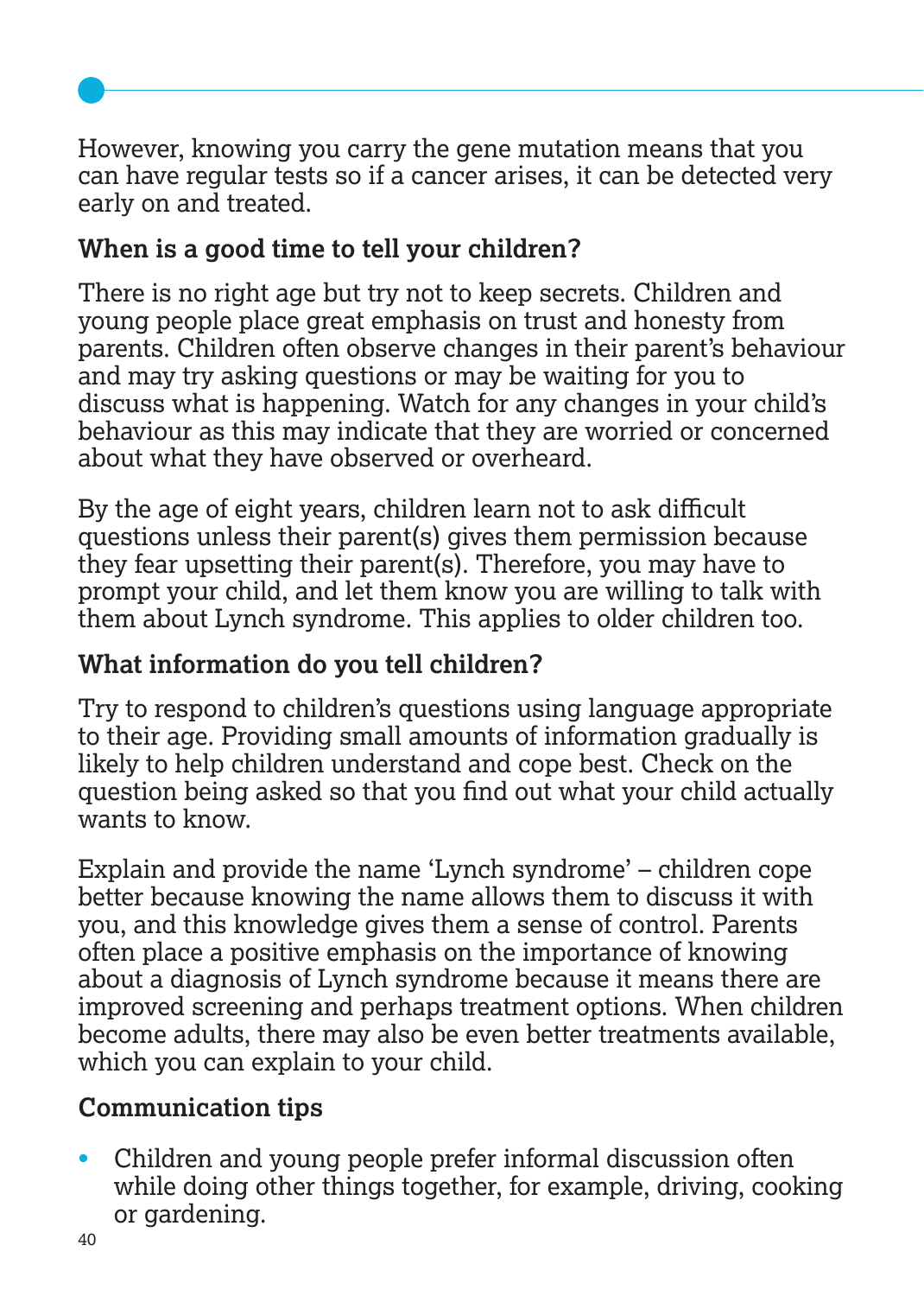However, knowing you carry the gene mutation means that you can have regular tests so if a cancer arises, it can be detected very early on and treated.

### When is a good time to tell your children?

There is no right age but try not to keep secrets. Children and young people place great emphasis on trust and honesty from parents. Children often observe changes in their parent's behaviour and may try asking questions or may be waiting for you to discuss what is happening. Watch for any changes in your child's behaviour as this may indicate that they are worried or concerned about what they have observed or overheard.

By the age of eight years, children learn not to ask difficult questions unless their parent(s) gives them permission because they fear upsetting their parent(s). Therefore, you may have to prompt your child, and let them know you are willing to talk with them about Lynch syndrome. This applies to older children too.

### What information do you tell children?

Try to respond to children's questions using language appropriate to their age. Providing small amounts of information gradually is likely to help children understand and cope best. Check on the question being asked so that you find out what your child actually wants to know.

Explain and provide the name 'Lynch syndrome' – children cope better because knowing the name allows them to discuss it with you, and this knowledge gives them a sense of control. Parents often place a positive emphasis on the importance of knowing about a diagnosis of Lynch syndrome because it means there are improved screening and perhaps treatment options. When children become adults, there may also be even better treatments available, which you can explain to your child.

### Communication tips

- Children and young people prefer informal discussion often while doing other things together, for example, driving, cooking or gardening.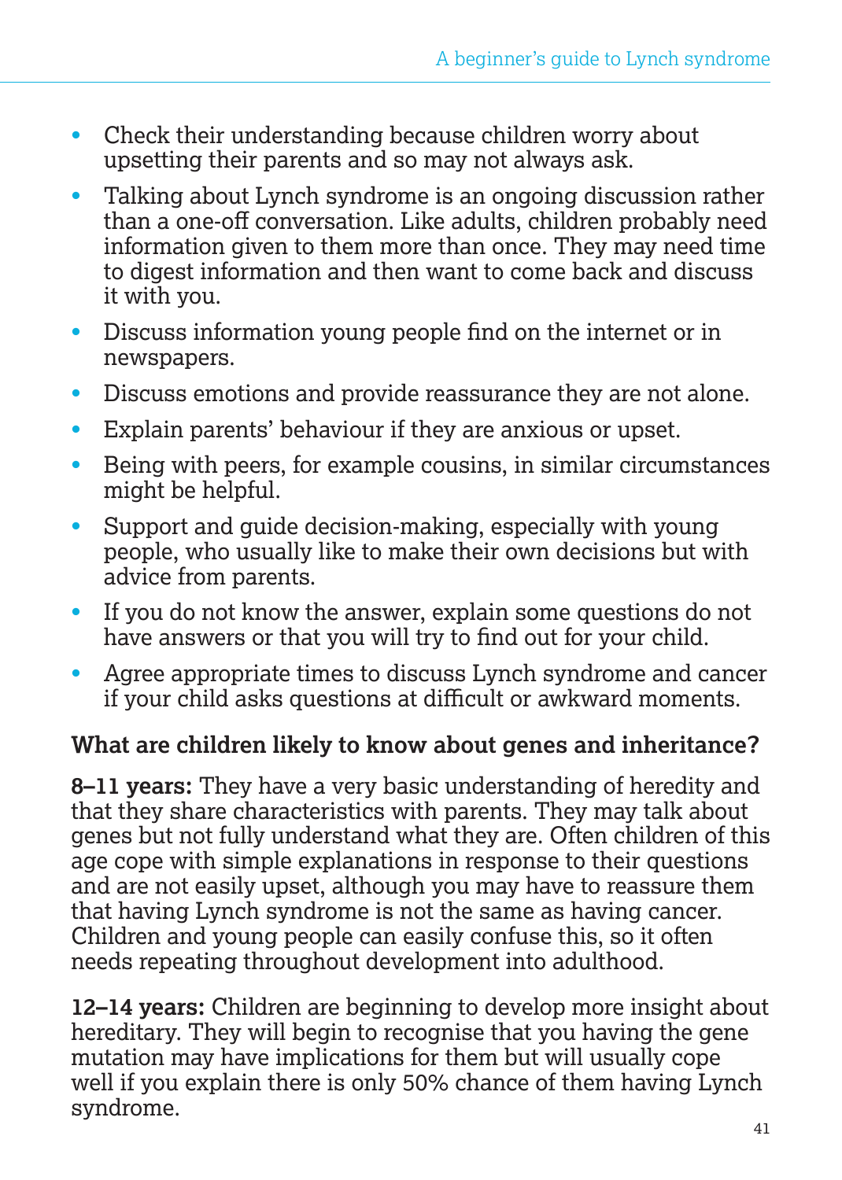- Check their understanding because children worry about upsetting their parents and so may not always ask.
- Talking about Lynch syndrome is an ongoing discussion rather than a one-off conversation. Like adults, children probably need information given to them more than once. They may need time to digest information and then want to come back and discuss it with you.
- Discuss information young people find on the internet or in newspapers.
- Discuss emotions and provide reassurance they are not alone.
- Explain parents' behaviour if they are anxious or upset.
- Being with peers, for example cousins, in similar circumstances might be helpful.
- Support and guide decision-making, especially with young people, who usually like to make their own decisions but with advice from parents.
- If you do not know the answer, explain some questions do not have answers or that you will try to find out for your child.
- Agree appropriate times to discuss Lynch syndrome and cancer if your child asks questions at difficult or awkward moments.

### What are children likely to know about genes and inheritance?

**8–11 years:** They have a very basic understanding of heredity and that they share characteristics with parents. They may talk about genes but not fully understand what they are. Often children of this age cope with simple explanations in response to their questions and are not easily upset, although you may have to reassure them that having Lynch syndrome is not the same as having cancer. Children and young people can easily confuse this, so it often needs repeating throughout development into adulthood.

**12–14 years:** Children are beginning to develop more insight about hereditary. They will begin to recognise that you having the gene mutation may have implications for them but will usually cope well if you explain there is only 50% chance of them having Lynch syndrome.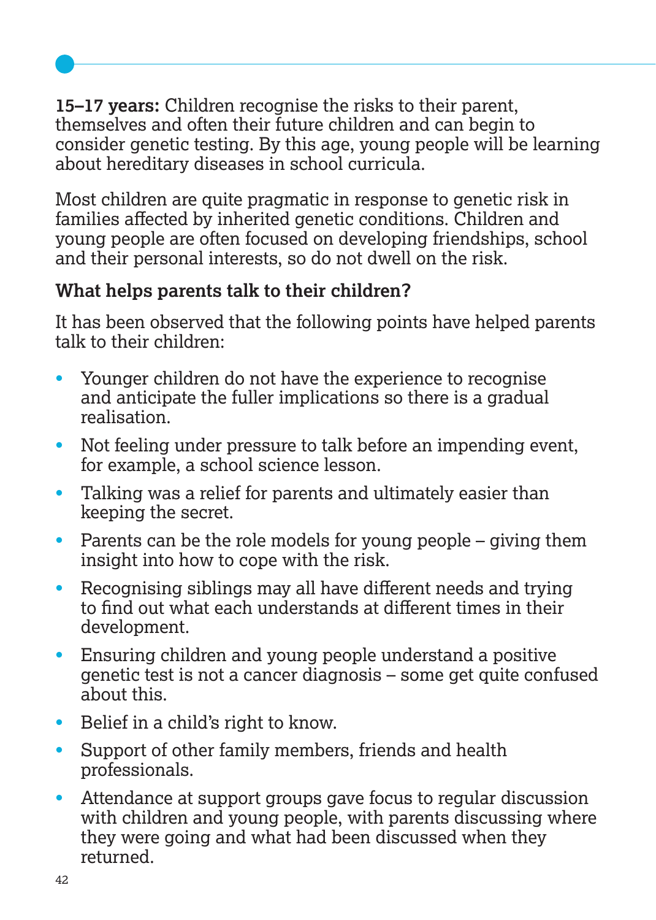**15–17 years:** Children recognise the risks to their parent, themselves and often their future children and can begin to consider genetic testing. By this age, young people will be learning about hereditary diseases in school curricula.

Most children are quite pragmatic in response to genetic risk in families affected by inherited genetic conditions. Children and young people are often focused on developing friendships, school and their personal interests, so do not dwell on the risk.

### What helps parents talk to their children?

It has been observed that the following points have helped parents talk to their children:

- Younger children do not have the experience to recognise and anticipate the fuller implications so there is a gradual realisation.
- Not feeling under pressure to talk before an impending event, for example, a school science lesson.
- Talking was a relief for parents and ultimately easier than keeping the secret.
- Parents can be the role models for young people – giving them insight into how to cope with the risk.
- Recognising siblings may all have different needs and trying to find out what each understands at different times in their development.
- Ensuring children and young people understand a positive genetic test is not a cancer diagnosis – some get quite confused about this.
- Belief in a child's right to know.
- Support of other family members, friends and health professionals.
- Attendance at support groups gave focus to regular discussion with children and young people, with parents discussing where they were going and what had been discussed when they returned.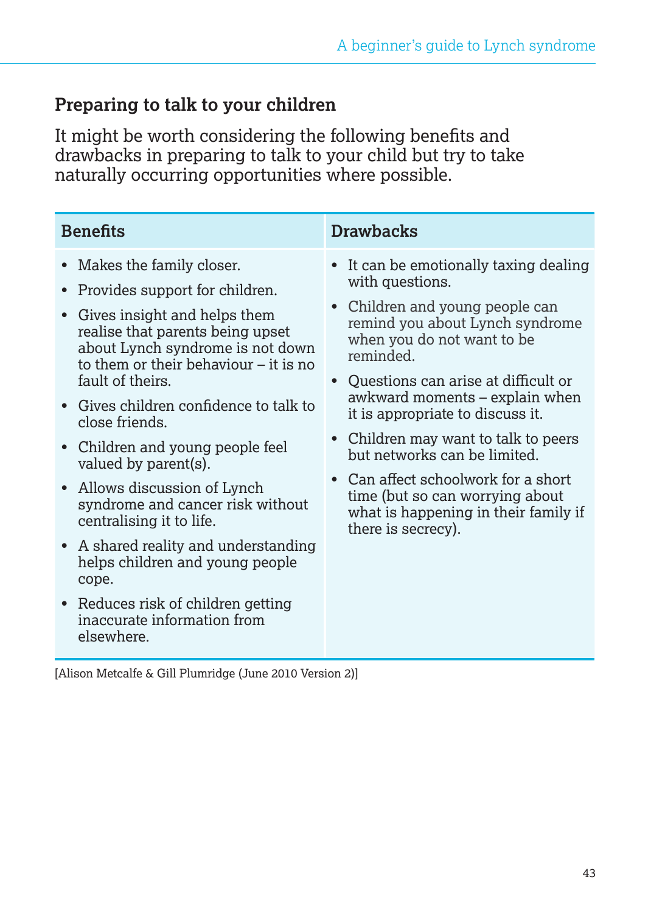## Preparing to talk to your children

It might be worth considering the following benefits and drawbacks in preparing to talk to your child but try to take naturally occurring opportunities where possible.

| Benefits | Drawbacks |
|---|---|
| • Makes the family closer.<br>• Provides support for children.<br>• Gives insight and helps them realise that parents being upset about Lynch syndrome is not down to them or their behaviour – it is no fault of theirs.<br>• Gives children confidence to talk to close friends.<br>• Children and young people feel valued by parent(s).<br>• Allows discussion of Lynch syndrome and cancer risk without centralising it to life.<br>• A shared reality and understanding helps children and young people cope.<br>• Reduces risk of children getting inaccurate information from elsewhere. | • It can be emotionally taxing dealing with questions.<br>• Children and young people can remind you about Lynch syndrome when you do not want to be reminded.<br>• Questions can arise at difficult or awkward moments – explain when it is appropriate to discuss it.<br>• Children may want to talk to peers but networks can be limited.<br>• Can affect schoolwork for a short time (but so can worrying about what is happening in their family if there is secrecy). |

[Alison Metcalfe & Gill Plumridge (June 2010 Version 2)]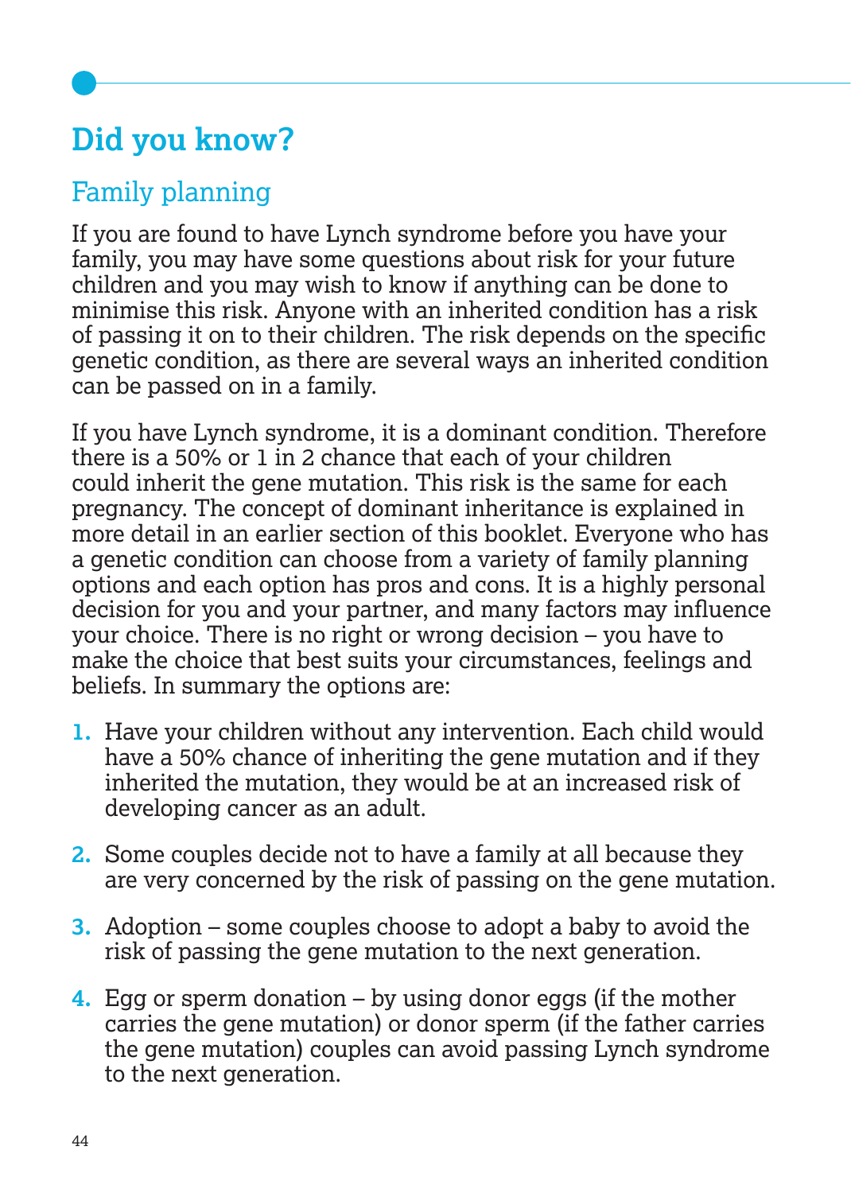## Did you know?

### Family planning

If you are found to have Lynch syndrome before you have your family, you may have some questions about risk for your future children and you may wish to know if anything can be done to minimise this risk. Anyone with an inherited condition has a risk of passing it on to their children. The risk depends on the specific genetic condition, as there are several ways an inherited condition can be passed on in a family.

If you have Lynch syndrome, it is a dominant condition. Therefore there is a 50% or 1 in 2 chance that each of your children could inherit the gene mutation. This risk is the same for each pregnancy. The concept of dominant inheritance is explained in more detail in an earlier section of this booklet. Everyone who has a genetic condition can choose from a variety of family planning options and each option has pros and cons. It is a highly personal decision for you and your partner, and many factors may influence your choice. There is no right or wrong decision – you have to make the choice that best suits your circumstances, feelings and beliefs. In summary the options are:

1. Have your children without any intervention. Each child would have a 50% chance of inheriting the gene mutation and if they inherited the mutation, they would be at an increased risk of developing cancer as an adult.
2. Some couples decide not to have a family at all because they are very concerned by the risk of passing on the gene mutation.
3. Adoption – some couples choose to adopt a baby to avoid the risk of passing the gene mutation to the next generation.
4. Egg or sperm donation – by using donor eggs (if the mother carries the gene mutation) or donor sperm (if the father carries the gene mutation) couples can avoid passing Lynch syndrome to the next generation.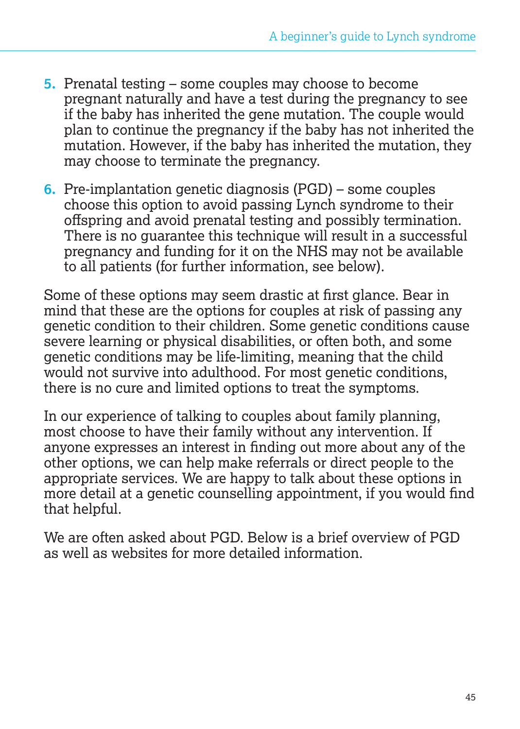5. Prenatal testing – some couples may choose to become pregnant naturally and have a test during the pregnancy to see if the baby has inherited the gene mutation. The couple would plan to continue the pregnancy if the baby has not inherited the mutation. However, if the baby has inherited the mutation, they may choose to terminate the pregnancy.

6. Pre-implantation genetic diagnosis (PGD) – some couples choose this option to avoid passing Lynch syndrome to their offspring and avoid prenatal testing and possibly termination. There is no guarantee this technique will result in a successful pregnancy and funding for it on the NHS may not be available to all patients (for further information, see below).

Some of these options may seem drastic at first glance. Bear in mind that these are the options for couples at risk of passing any genetic condition to their children. Some genetic conditions cause severe learning or physical disabilities, or often both, and some genetic conditions may be life-limiting, meaning that the child would not survive into adulthood. For most genetic conditions, there is no cure and limited options to treat the symptoms.

In our experience of talking to couples about family planning, most choose to have their family without any intervention. If anyone expresses an interest in finding out more about any of the other options, we can help make referrals or direct people to the appropriate services. We are happy to talk about these options in more detail at a genetic counselling appointment, if you would find that helpful.

We are often asked about PGD. Below is a brief overview of PGD as well as websites for more detailed information.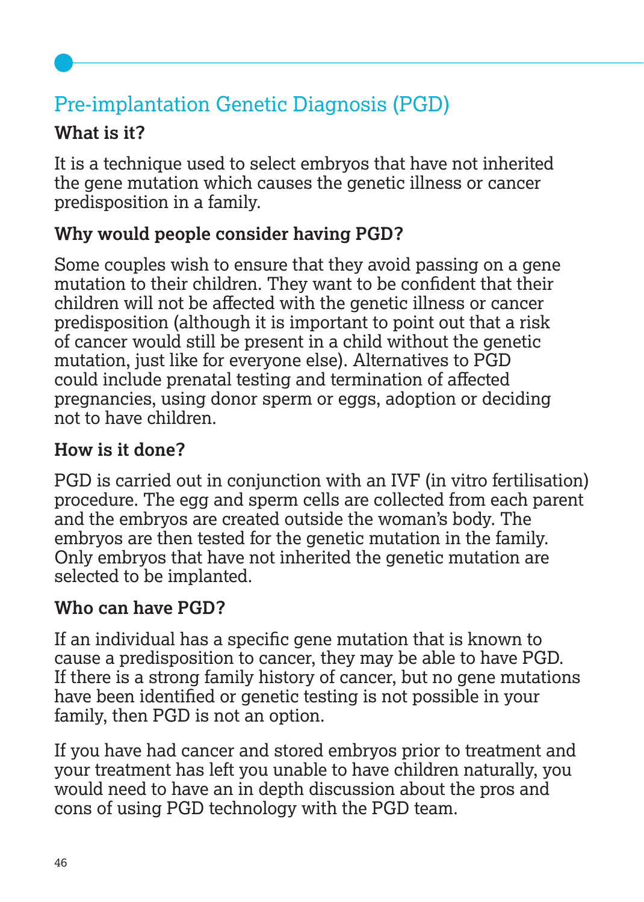## Pre-implantation Genetic Diagnosis (PGD)

### What is it?

It is a technique used to select embryos that have not inherited the gene mutation which causes the genetic illness or cancer predisposition in a family.

### Why would people consider having PGD?

Some couples wish to ensure that they avoid passing on a gene mutation to their children. They want to be confident that their children will not be affected with the genetic illness or cancer predisposition (although it is important to point out that a risk of cancer would still be present in a child without the genetic mutation, just like for everyone else). Alternatives to PGD could include prenatal testing and termination of affected pregnancies, using donor sperm or eggs, adoption or deciding not to have children.

### How is it done?

PGD is carried out in conjunction with an IVF (in vitro fertilisation) procedure. The egg and sperm cells are collected from each parent and the embryos are created outside the woman's body. The embryos are then tested for the genetic mutation in the family. Only embryos that have not inherited the genetic mutation are selected to be implanted.

### Who can have PGD?

If an individual has a specific gene mutation that is known to cause a predisposition to cancer, they may be able to have PGD. If there is a strong family history of cancer, but no gene mutations have been identified or genetic testing is not possible in your family, then PGD is not an option.

If you have had cancer and stored embryos prior to treatment and your treatment has left you unable to have children naturally, you would need to have an in depth discussion about the pros and cons of using PGD technology with the PGD team.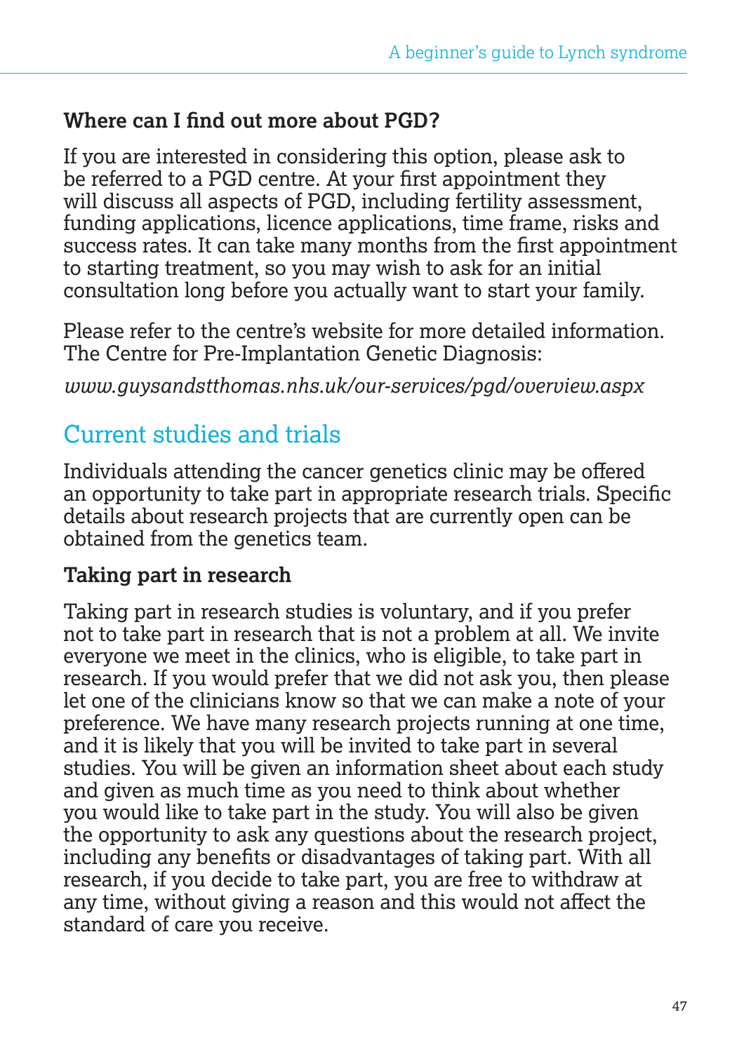### Where can I find out more about PGD?

If you are interested in considering this option, please ask to be referred to a PGD centre. At your first appointment they will discuss all aspects of PGD, including fertility assessment, funding applications, licence applications, time frame, risks and success rates. It can take many months from the first appointment to starting treatment, so you may wish to ask for an initial consultation long before you actually want to start your family.

Please refer to the centre's website for more detailed information. The Centre for Pre-Implantation Genetic Diagnosis:

*www.guysandstthomas.nhs.uk/our-services/pgd/overview.aspx*

## Current studies and trials

Individuals attending the cancer genetics clinic may be offered an opportunity to take part in appropriate research trials. Specific details about research projects that are currently open can be obtained from the genetics team.

### Taking part in research

Taking part in research studies is voluntary, and if you prefer not to take part in research that is not a problem at all. We invite everyone we meet in the clinics, who is eligible, to take part in research. If you would prefer that we did not ask you, then please let one of the clinicians know so that we can make a note of your preference. We have many research projects running at one time, and it is likely that you will be invited to take part in several studies. You will be given an information sheet about each study and given as much time as you need to think about whether you would like to take part in the study. You will also be given the opportunity to ask any questions about the research project, including any benefits or disadvantages of taking part. With all research, if you decide to take part, you are free to withdraw at any time, without giving a reason and this would not affect the standard of care you receive.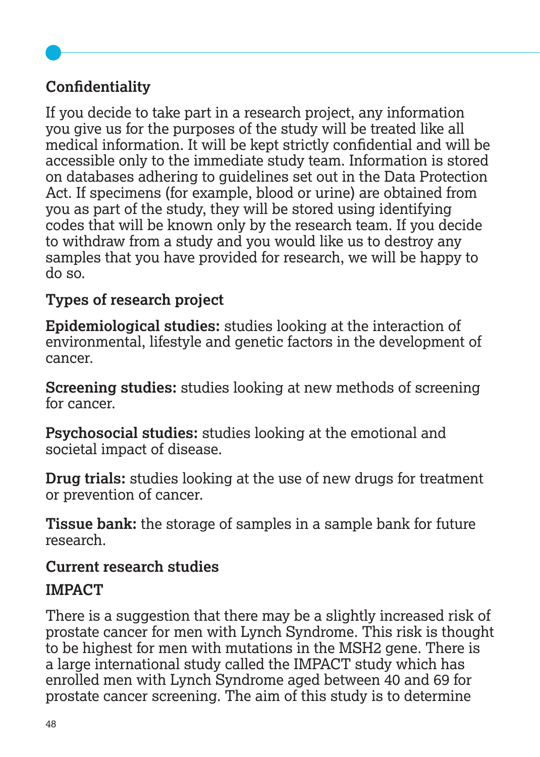## Confidentiality

If you decide to take part in a research project, any information you give us for the purposes of the study will be treated like all medical information. It will be kept strictly confidential and will be accessible only to the immediate study team. Information is stored on databases adhering to guidelines set out in the Data Protection Act. If specimens (for example, blood or urine) are obtained from you as part of the study, they will be stored using identifying codes that will be known only by the research team. If you decide to withdraw from a study and you would like us to destroy any samples that you have provided for research, we will be happy to do so.

## Types of research project

**Epidemiological studies:** studies looking at the interaction of environmental, lifestyle and genetic factors in the development of cancer.

**Screening studies:** studies looking at new methods of screening for cancer.

**Psychosocial studies:** studies looking at the emotional and societal impact of disease.

**Drug trials:** studies looking at the use of new drugs for treatment or prevention of cancer.

**Tissue bank:** the storage of samples in a sample bank for future research.

## Current research studies

### IMPACT

There is a suggestion that there may be a slightly increased risk of prostate cancer for men with Lynch Syndrome. This risk is thought to be highest for men with mutations in the MSH2 gene. There is a large international study called the IMPACT study which has enrolled men with Lynch Syndrome aged between 40 and 69 for prostate cancer screening. The aim of this study is to determine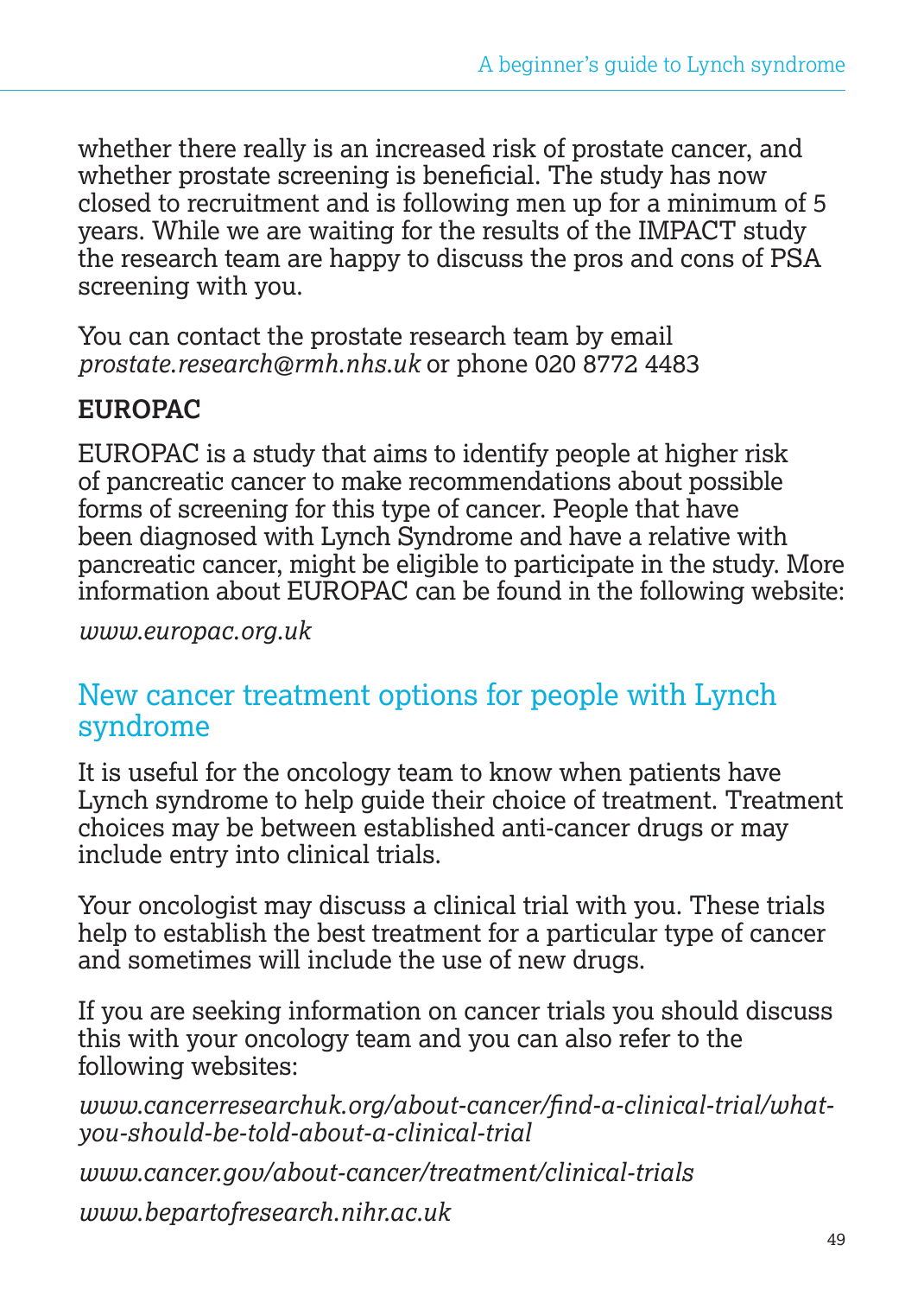whether there really is an increased risk of prostate cancer, and whether prostate screening is beneficial. The study has now closed to recruitment and is following men up for a minimum of 5 years. While we are waiting for the results of the IMPACT study the research team are happy to discuss the pros and cons of PSA screening with you.

You can contact the prostate research team by email *prostate.research@rmh.nhs.uk* or phone 020 8772 4483

**EUROPAC**

EUROPAC is a study that aims to identify people at higher risk of pancreatic cancer to make recommendations about possible forms of screening for this type of cancer. People that have been diagnosed with Lynch Syndrome and have a relative with pancreatic cancer, might be eligible to participate in the study. More information about EUROPAC can be found in the following website:

*www.europac.org.uk*

## New cancer treatment options for people with Lynch syndrome

It is useful for the oncology team to know when patients have Lynch syndrome to help guide their choice of treatment. Treatment choices may be between established anti-cancer drugs or may include entry into clinical trials.

Your oncologist may discuss a clinical trial with you. These trials help to establish the best treatment for a particular type of cancer and sometimes will include the use of new drugs.

If you are seeking information on cancer trials you should discuss this with your oncology team and you can also refer to the following websites:

*www.cancerresearchuk.org/about-cancer/find-a-clinical-trial/what-you-should-be-told-about-a-clinical-trial*

*www.cancer.gov/about-cancer/treatment/clinical-trials*

*www.bepartofresearch.nihr.ac.uk*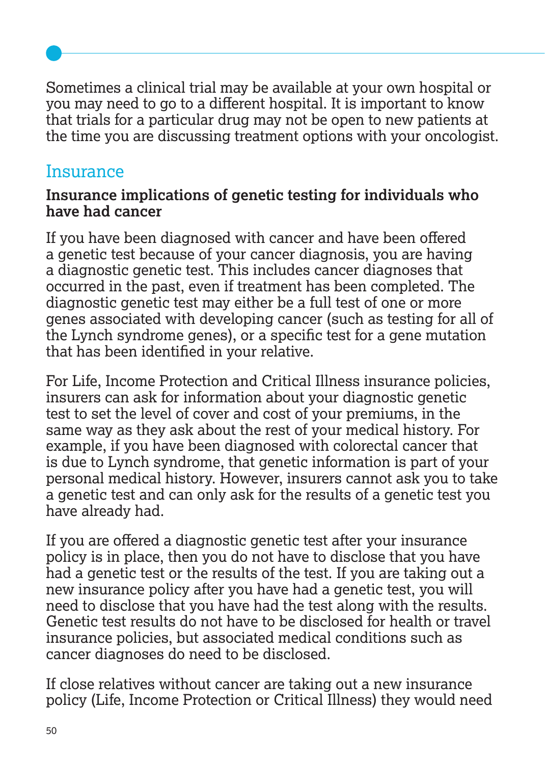Sometimes a clinical trial may be available at your own hospital or you may need to go to a different hospital. It is important to know that trials for a particular drug may not be open to new patients at the time you are discussing treatment options with your oncologist.

## Insurance

### Insurance implications of genetic testing for individuals who have had cancer

If you have been diagnosed with cancer and have been offered a genetic test because of your cancer diagnosis, you are having a diagnostic genetic test. This includes cancer diagnoses that occurred in the past, even if treatment has been completed. The diagnostic genetic test may either be a full test of one or more genes associated with developing cancer (such as testing for all of the Lynch syndrome genes), or a specific test for a gene mutation that has been identified in your relative.

For Life, Income Protection and Critical Illness insurance policies, insurers can ask for information about your diagnostic genetic test to set the level of cover and cost of your premiums, in the same way as they ask about the rest of your medical history. For example, if you have been diagnosed with colorectal cancer that is due to Lynch syndrome, that genetic information is part of your personal medical history. However, insurers cannot ask you to take a genetic test and can only ask for the results of a genetic test you have already had.

If you are offered a diagnostic genetic test after your insurance policy is in place, then you do not have to disclose that you have had a genetic test or the results of the test. If you are taking out a new insurance policy after you have had a genetic test, you will need to disclose that you have had the test along with the results. Genetic test results do not have to be disclosed for health or travel insurance policies, but associated medical conditions such as cancer diagnoses do need to be disclosed.

If close relatives without cancer are taking out a new insurance policy (Life, Income Protection or Critical Illness) they would need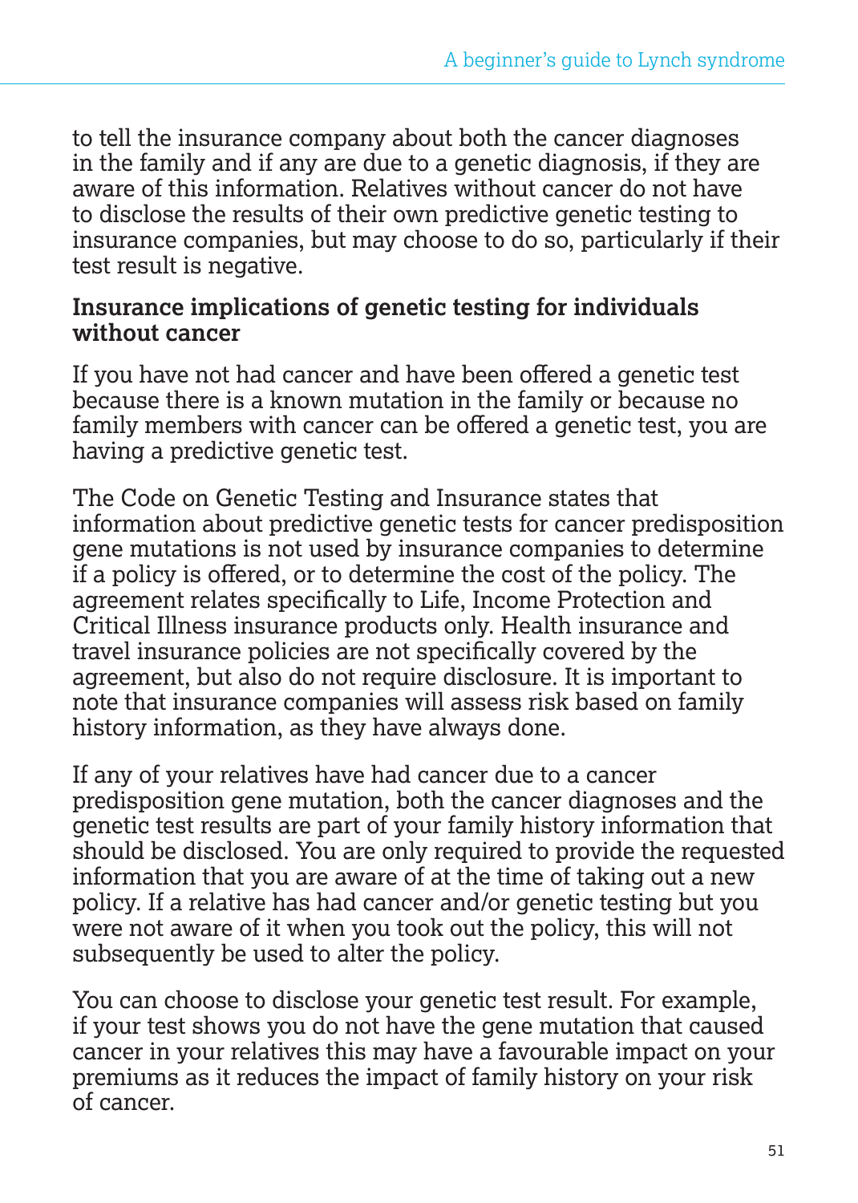to tell the insurance company about both the cancer diagnoses in the family and if any are due to a genetic diagnosis, if they are aware of this information. Relatives without cancer do not have to disclose the results of their own predictive genetic testing to insurance companies, but may choose to do so, particularly if their test result is negative.

## Insurance implications of genetic testing for individuals without cancer

If you have not had cancer and have been offered a genetic test because there is a known mutation in the family or because no family members with cancer can be offered a genetic test, you are having a predictive genetic test.

The Code on Genetic Testing and Insurance states that information about predictive genetic tests for cancer predisposition gene mutations is not used by insurance companies to determine if a policy is offered, or to determine the cost of the policy. The agreement relates specifically to Life, Income Protection and Critical Illness insurance products only. Health insurance and travel insurance policies are not specifically covered by the agreement, but also do not require disclosure. It is important to note that insurance companies will assess risk based on family history information, as they have always done.

If any of your relatives have had cancer due to a cancer predisposition gene mutation, both the cancer diagnoses and the genetic test results are part of your family history information that should be disclosed. You are only required to provide the requested information that you are aware of at the time of taking out a new policy. If a relative has had cancer and/or genetic testing but you were not aware of it when you took out the policy, this will not subsequently be used to alter the policy.

You can choose to disclose your genetic test result. For example, if your test shows you do not have the gene mutation that caused cancer in your relatives this may have a favourable impact on your premiums as it reduces the impact of family history on your risk of cancer.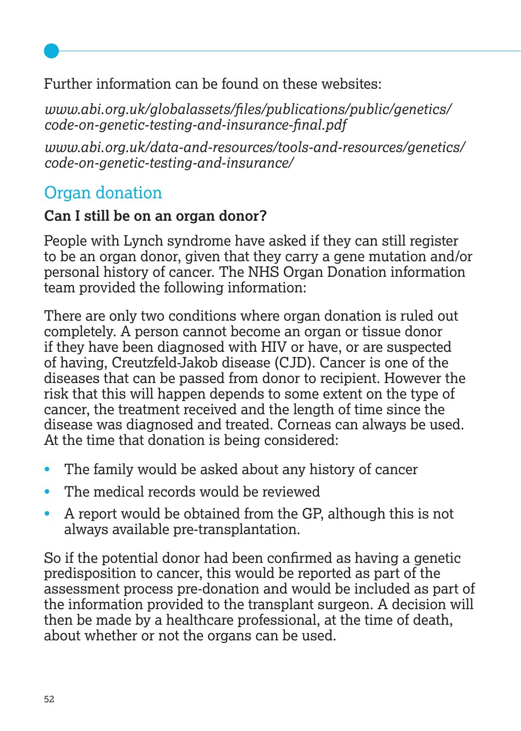Further information can be found on these websites:

*www.abi.org.uk/globalassets/files/publications/public/genetics/code-on-genetic-testing-and-insurance-final.pdf*

*www.abi.org.uk/data-and-resources/tools-and-resources/genetics/code-on-genetic-testing-and-insurance/*

## Organ donation

**Can I still be on an organ donor?**

People with Lynch syndrome have asked if they can still register to be an organ donor, given that they carry a gene mutation and/or personal history of cancer. The NHS Organ Donation information team provided the following information:

There are only two conditions where organ donation is ruled out completely. A person cannot become an organ or tissue donor if they have been diagnosed with HIV or have, or are suspected of having, Creutzfeld-Jakob disease (CJD). Cancer is one of the diseases that can be passed from donor to recipient. However the risk that this will happen depends to some extent on the type of cancer, the treatment received and the length of time since the disease was diagnosed and treated. Corneas can always be used. At the time that donation is being considered:

- The family would be asked about any history of cancer
- The medical records would be reviewed
- A report would be obtained from the GP, although this is not always available pre-transplantation.

So if the potential donor had been confirmed as having a genetic predisposition to cancer, this would be reported as part of the assessment process pre-donation and would be included as part of the information provided to the transplant surgeon. A decision will then be made by a healthcare professional, at the time of death, about whether or not the organs can be used.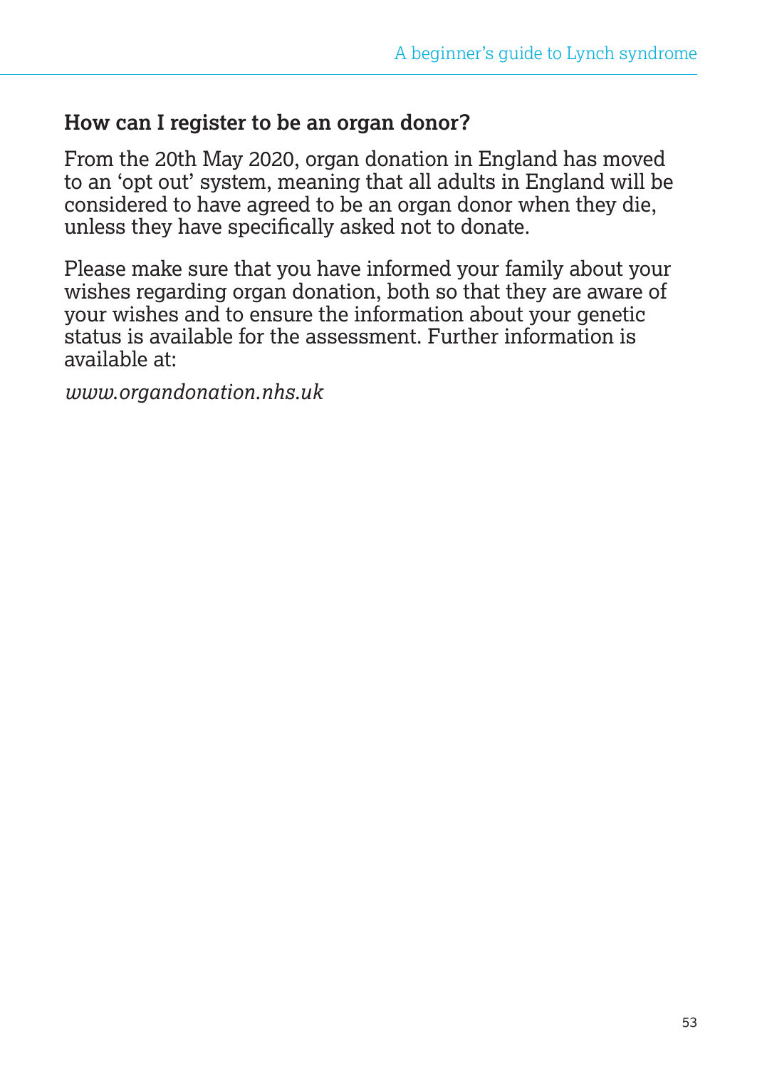### How can I register to be an organ donor?

From the 20th May 2020, organ donation in England has moved to an 'opt out' system, meaning that all adults in England will be considered to have agreed to be an organ donor when they die, unless they have specifically asked not to donate.

Please make sure that you have informed your family about your wishes regarding organ donation, both so that they are aware of your wishes and to ensure the information about your genetic status is available for the assessment. Further information is available at:

*www.organdonation.nhs.uk*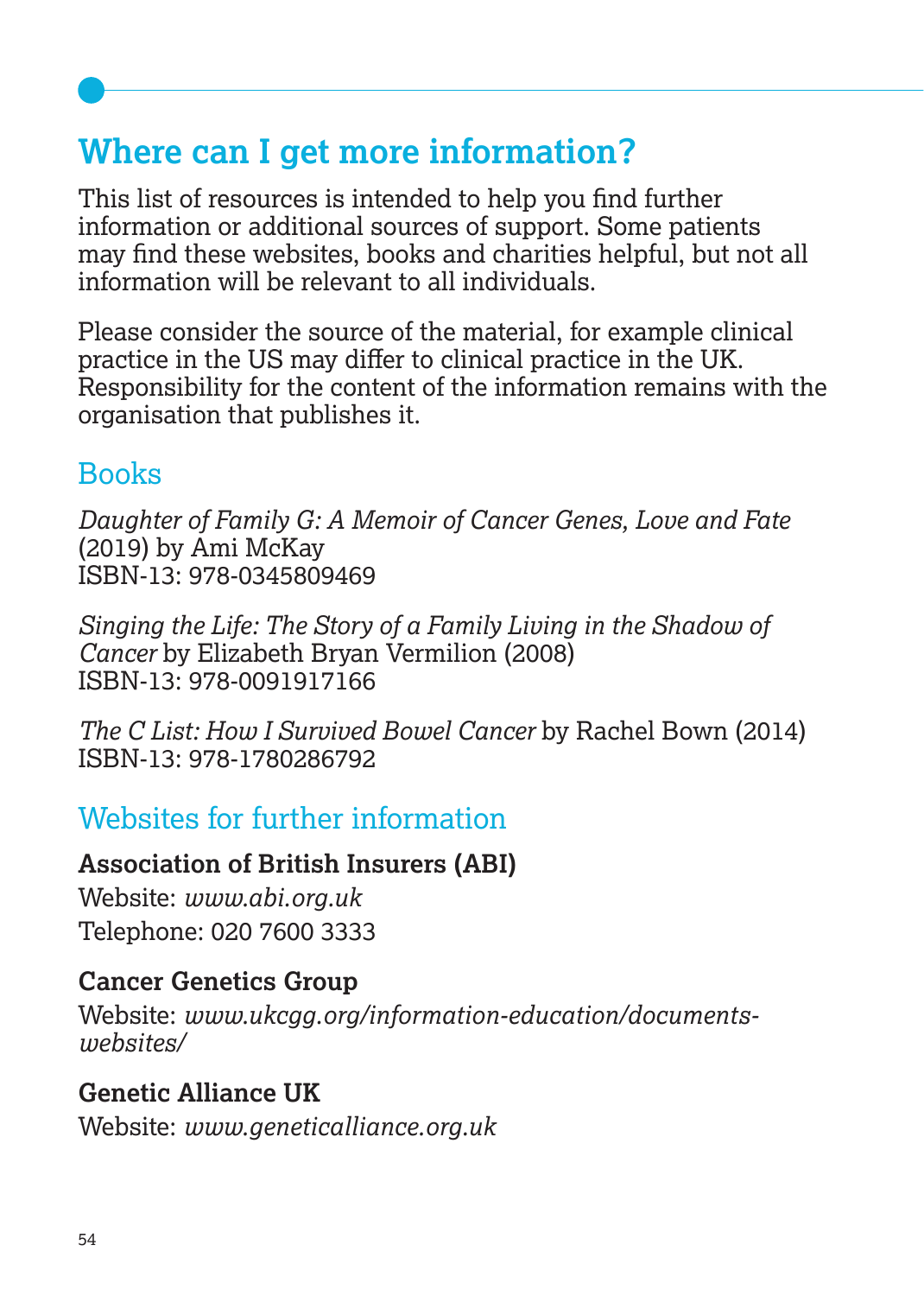## Where can I get more information?

This list of resources is intended to help you find further information or additional sources of support. Some patients may find these websites, books and charities helpful, but not all information will be relevant to all individuals.

Please consider the source of the material, for example clinical practice in the US may differ to clinical practice in the UK. Responsibility for the content of the information remains with the organisation that publishes it.

### Books

*Daughter of Family G: A Memoir of Cancer Genes, Love and Fate* (2019) by Ami McKay
ISBN-13: 978-0345809469

*Singing the Life: The Story of a Family Living in the Shadow of Cancer* by Elizabeth Bryan Vermilion (2008)
ISBN-13: 978-0091917166

*The C List: How I Survived Bowel Cancer* by Rachel Bown (2014)
ISBN-13: 978-1780286792

### Websites for further information

**Association of British Insurers (ABI)**
Website: *www.abi.org.uk*
Telephone: 020 7600 3333

**Cancer Genetics Group**
Website: *www.ukcgg.org/information-education/documents-websites/*

**Genetic Alliance UK**
Website: *www.geneticalliance.org.uk*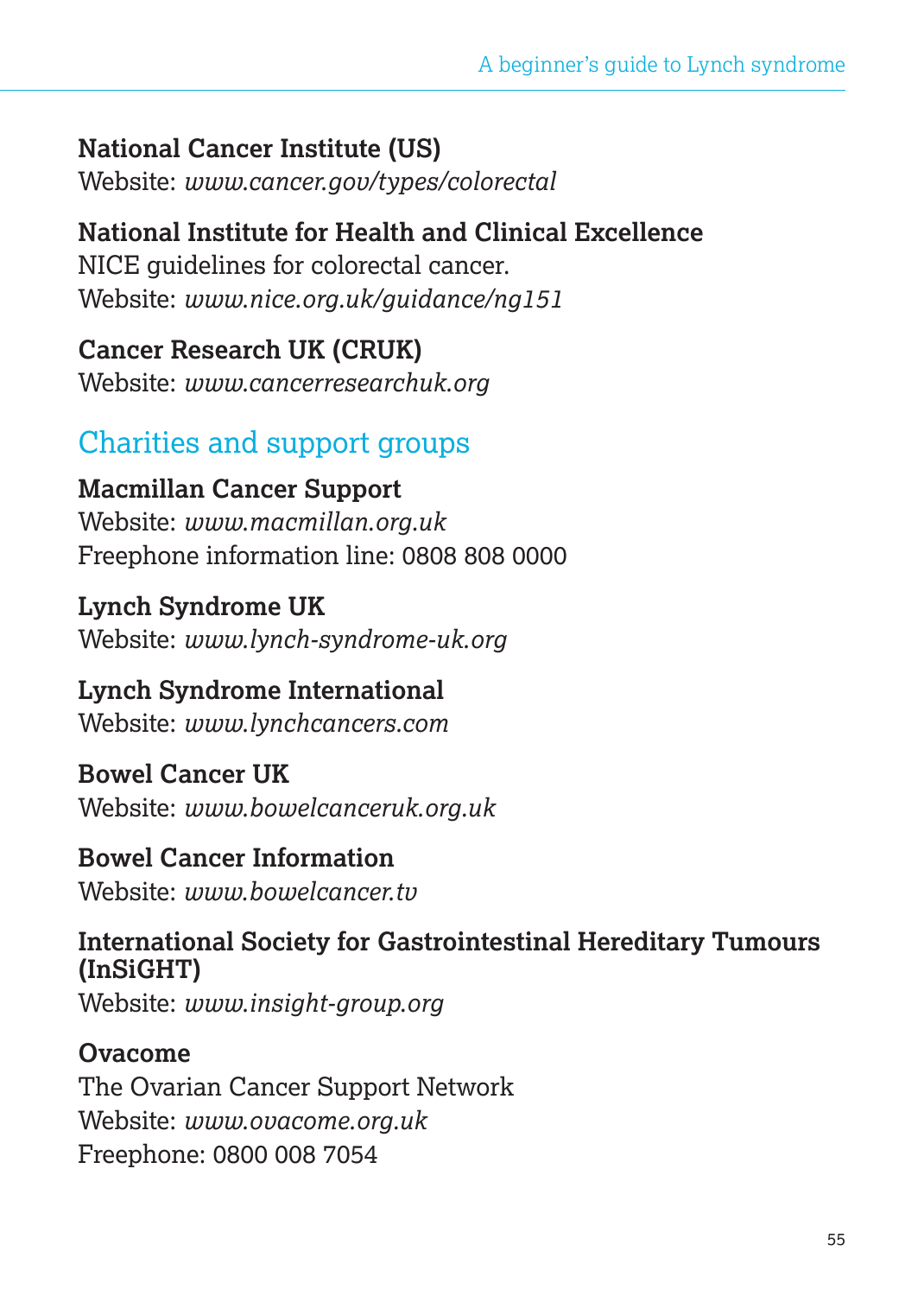**National Cancer Institute (US)**
Website: *www.cancer.gov/types/colorectal*

**National Institute for Health and Clinical Excellence**
NICE guidelines for colorectal cancer.
Website: *www.nice.org.uk/guidance/ng151*

**Cancer Research UK (CRUK)**
Website: *www.cancerresearchuk.org*

## Charities and support groups

**Macmillan Cancer Support**
Website: *www.macmillan.org.uk*
Freephone information line: 0808 808 0000

**Lynch Syndrome UK**
Website: *www.lynch-syndrome-uk.org*

**Lynch Syndrome International**
Website: *www.lynchcancers.com*

**Bowel Cancer UK**
Website: *www.bowelcanceruk.org.uk*

**Bowel Cancer Information**
Website: *www.bowelcancer.tv*

**International Society for Gastrointestinal Hereditary Tumours (InSiGHT)**
Website: *www.insight-group.org*

**Ovacome**
The Ovarian Cancer Support Network
Website: *www.ovacome.org.uk*
Freephone: 0800 008 7054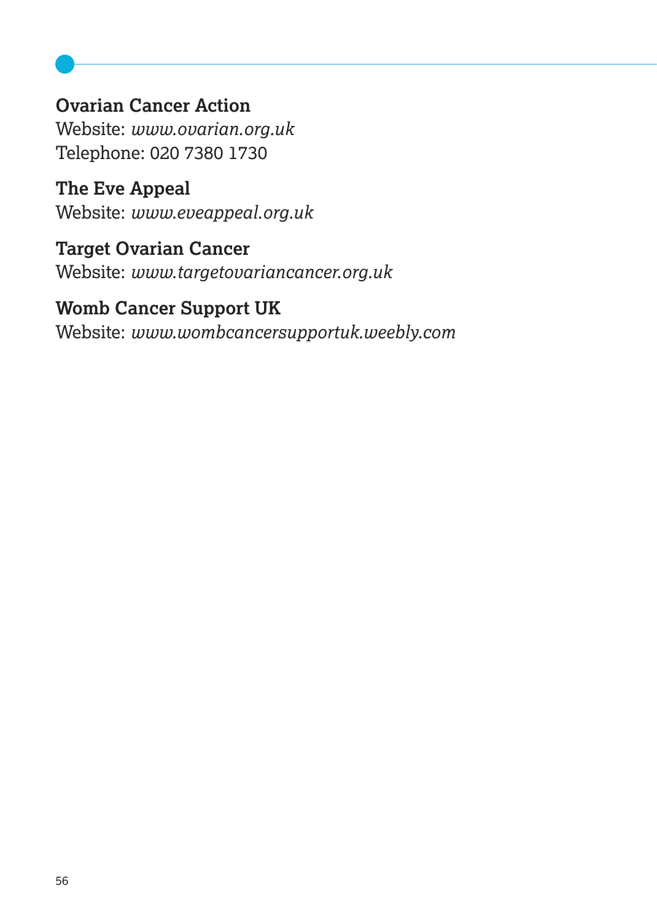**Ovarian Cancer Action**
Website: *www.ovarian.org.uk*
Telephone: 020 7380 1730

**The Eve Appeal**
Website: *www.eveappeal.org.uk*

**Target Ovarian Cancer**
Website: *www.targetovariancancer.org.uk*

**Womb Cancer Support UK**
Website: *www.wombcancersupportuk.weebly.com*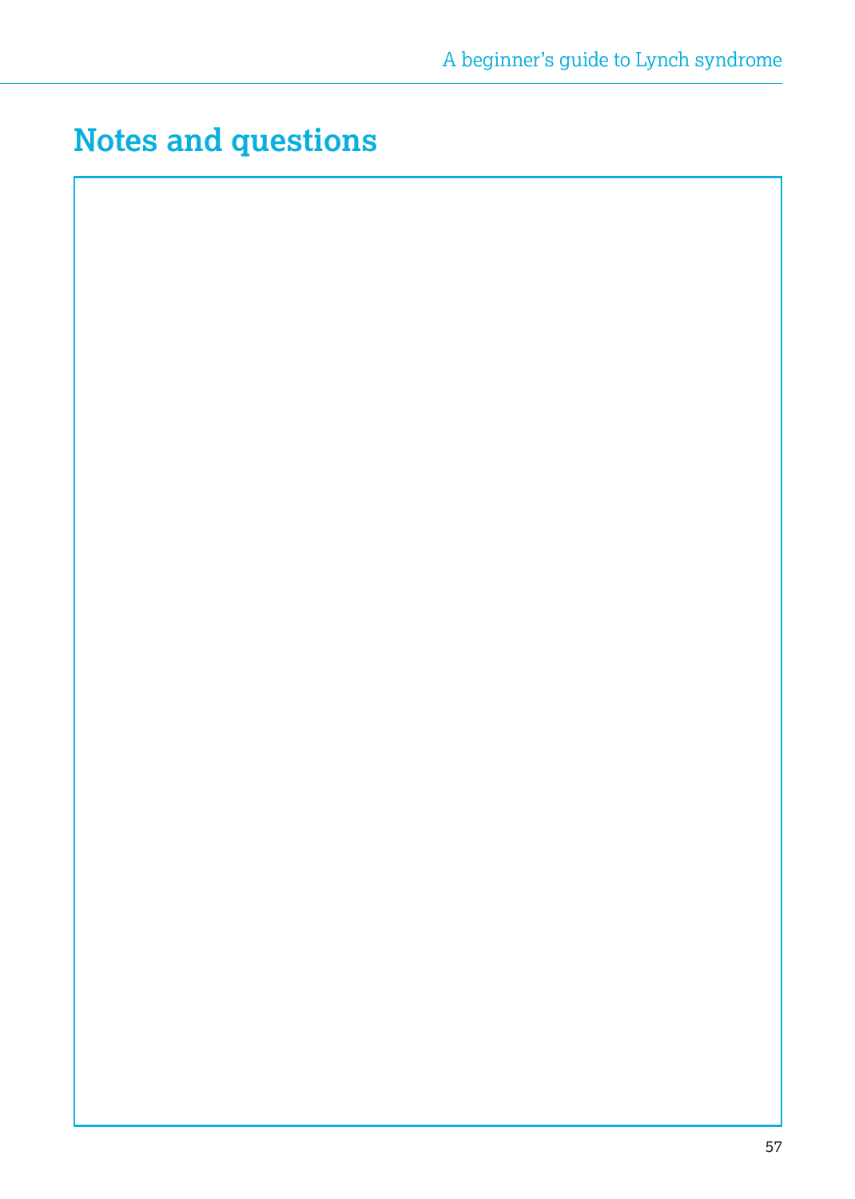## Notes and questions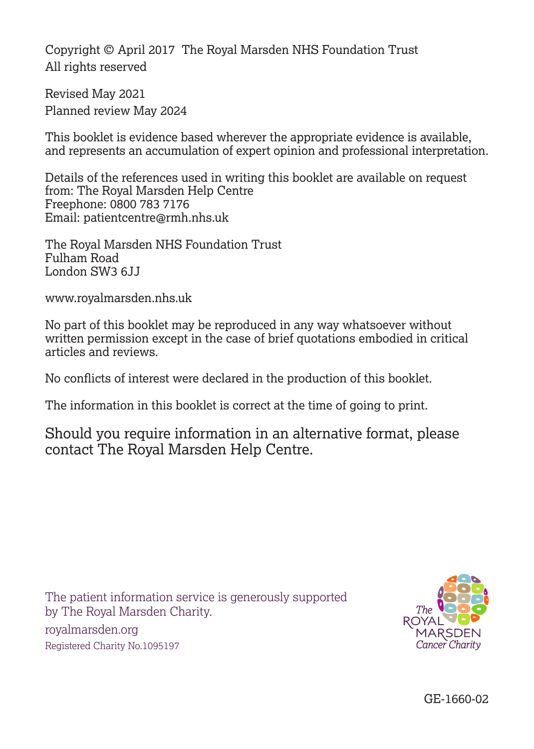Copyright © April 2017 The Royal Marsden NHS Foundation Trust
All rights reserved

Revised May 2021
Planned review May 2024

This booklet is evidence based wherever the appropriate evidence is available, and represents an accumulation of expert opinion and professional interpretation.

Details of the references used in writing this booklet are available on request from: The Royal Marsden Help Centre
Freephone: 0800 783 7176
Email: patientcentre@rmh.nhs.uk

The Royal Marsden NHS Foundation Trust
Fulham Road
London SW3 6JJ

www.royalmarsden.nhs.uk

No part of this booklet may be reproduced in any way whatsoever without written permission except in the case of brief quotations embodied in critical articles and reviews.

No conflicts of interest were declared in the production of this booklet.

The information in this booklet is correct at the time of going to print.

Should you require information in an alternative format, please contact The Royal Marsden Help Centre.

The patient information service is generously supported by The Royal Marsden Charity.

royalmarsden.org

Registered Charity No.1095197

The ROYAL MARSDEN Cancer Charity

GE-1660-02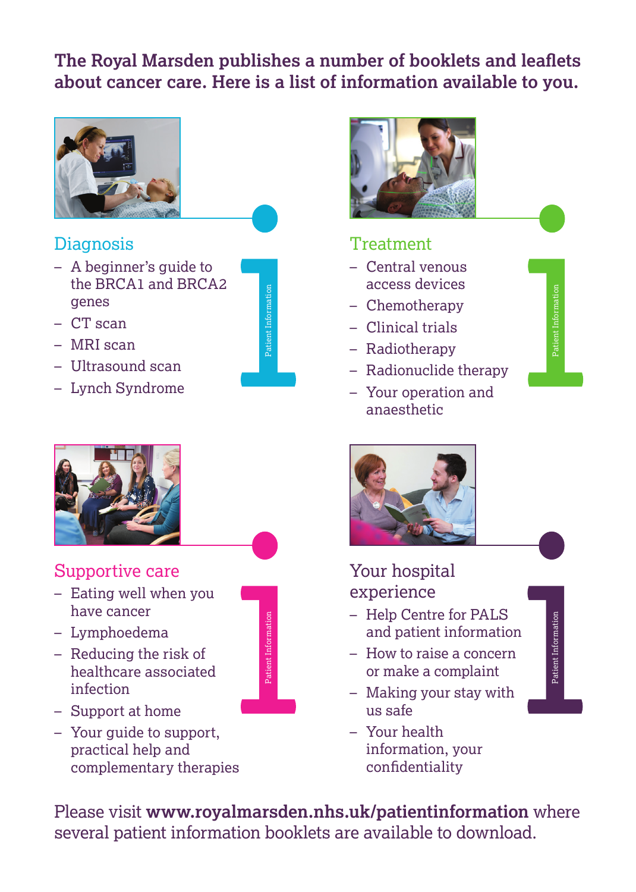**The Royal Marsden publishes a number of booklets and leaflets about cancer care. Here is a list of information available to you.**

## Diagnosis

- A beginner's guide to the BRCA1 and BRCA2 genes
- CT scan
- MRI scan
- Ultrasound scan
- Lynch Syndrome

## Treatment

- Central venous access devices
- Chemotherapy
- Clinical trials
- Radiotherapy
- Radionuclide therapy
- Your operation and anaesthetic

## Supportive care

- Eating well when you have cancer
- Lymphoedema
- Reducing the risk of healthcare associated infection
- Support at home
- Your guide to support, practical help and complementary therapies

## Your hospital experience

- Help Centre for PALS and patient information
- How to raise a concern or make a complaint
- Making your stay with us safe
- Your health information, your confidentiality

Please visit **www.royalmarsden.nhs.uk/patientinformation** where several patient information booklets are available to download.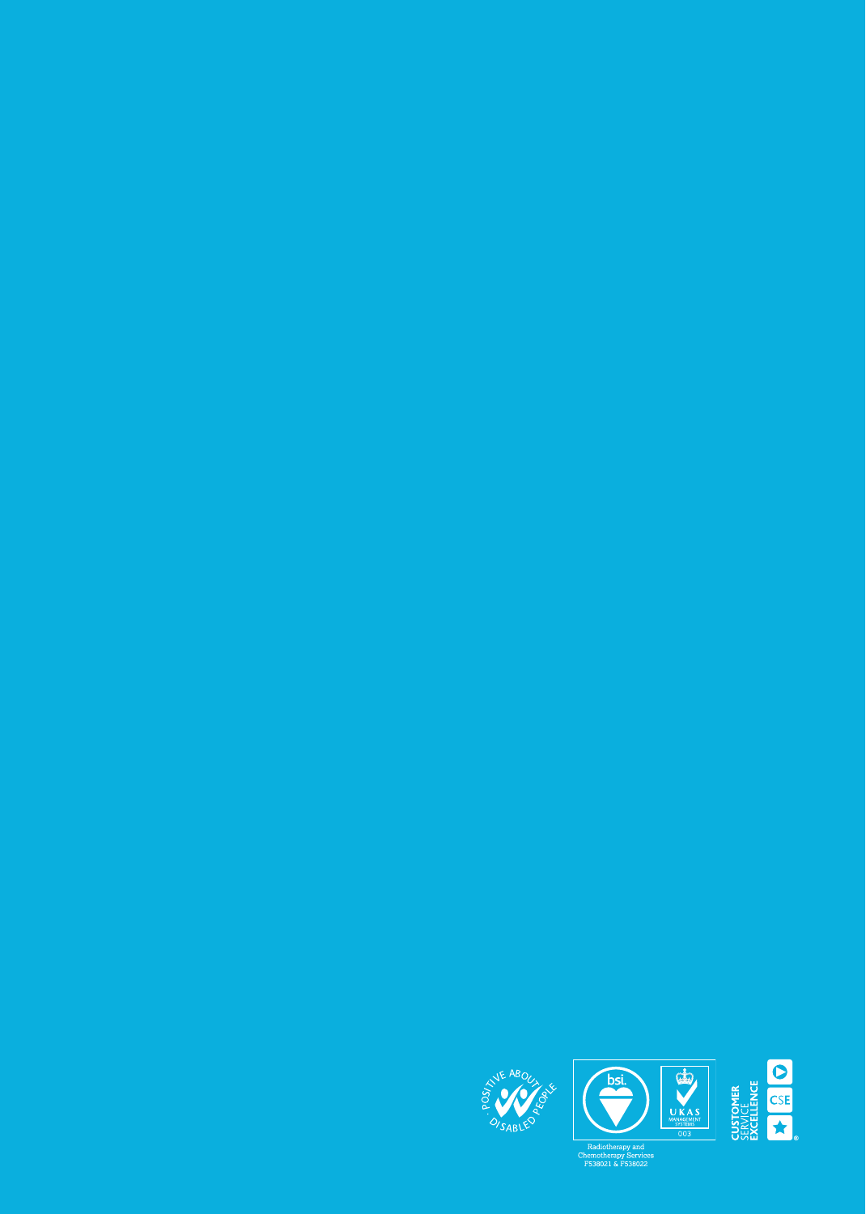POSITIVE ABOUT DISABLED PEOPLE

bsi.

UKAS MANAGEMENT SYSTEMS 003

Radiotherapy and Chemotherapy Services FS38021 & FS38022

CUSTOMER SERVICE EXCELLENCE

CSE